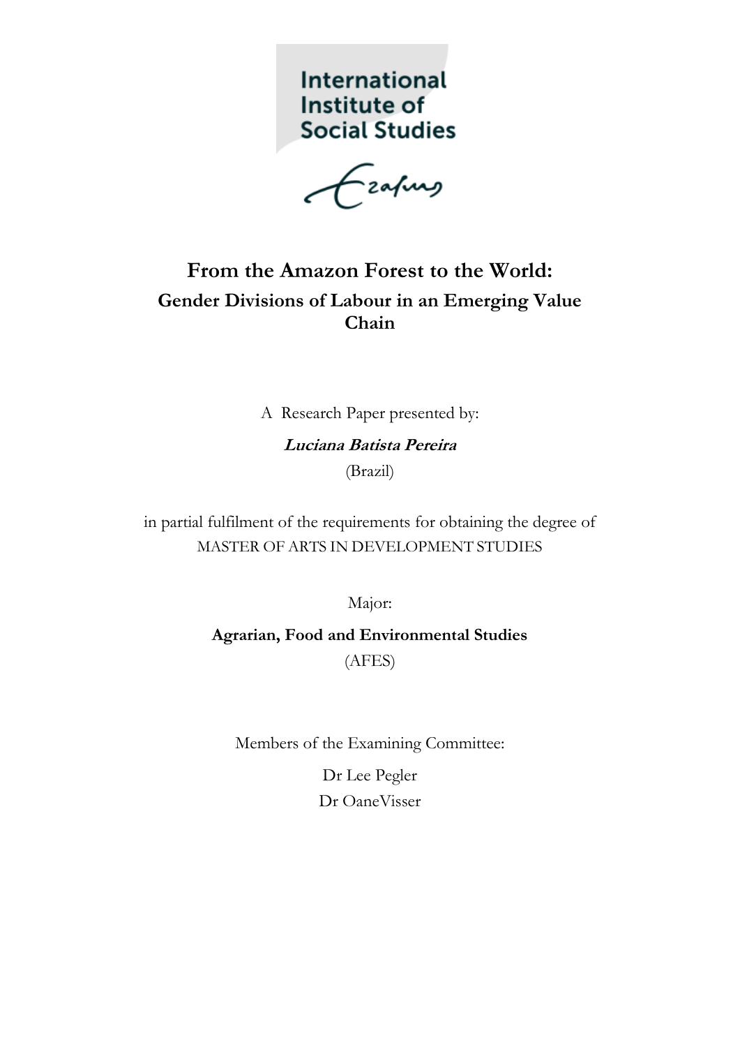International Institute of Social Studies

Erasmus

# From the Amazon Forest to the World:

## Gender Divisions of Labour in an Emerging Value Chain

A Research Paper presented by:

***Luciana Batista Pereira***

(Brazil)

in partial fulfilment of the requirements for obtaining the degree of

MASTER OF ARTS IN DEVELOPMENT STUDIES

Major:

**Agrarian, Food and Environmental Studies**

(AFES)

Members of the Examining Committee:

Dr Lee Pegler

Dr OaneVisser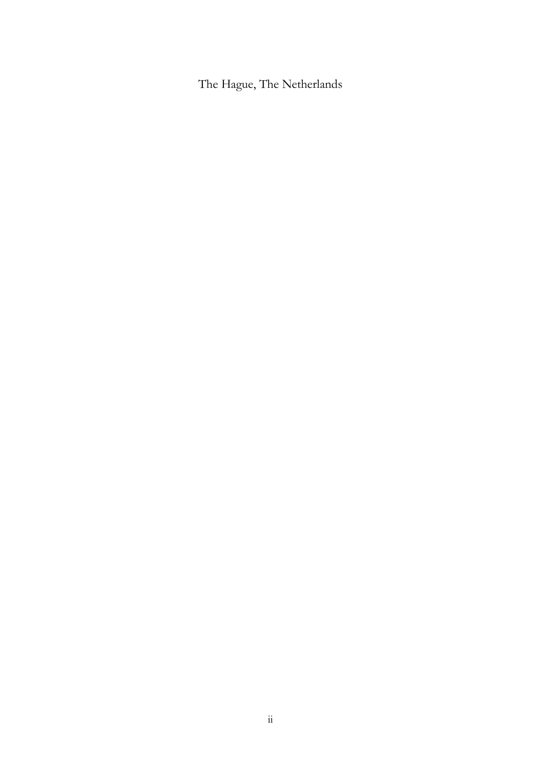The Hague, The Netherlands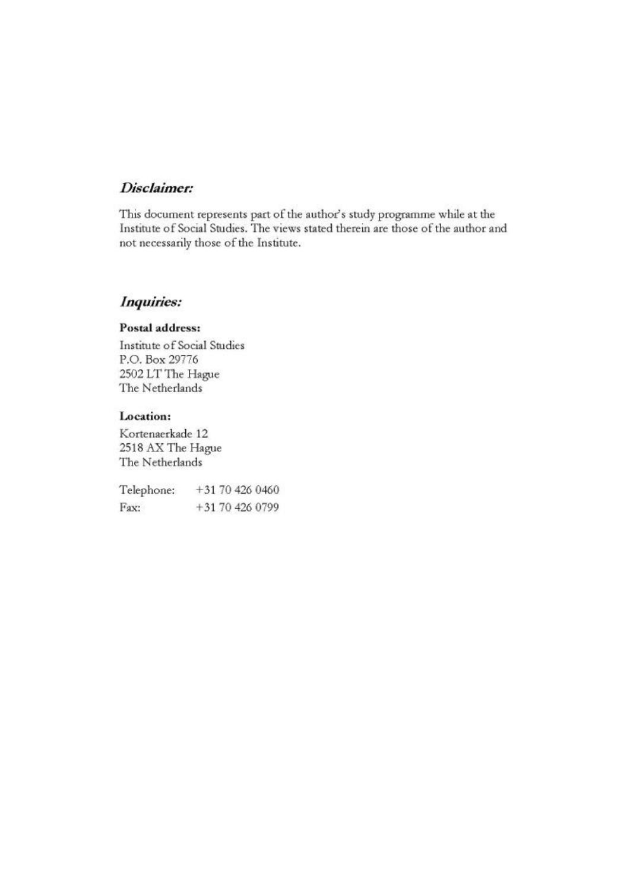## *Disclaimer:*

This document represents part of the author's study programme while at the Institute of Social Studies. The views stated therein are those of the author and not necessarily those of the Institute.

## *Inquiries:*

**Postal address:**

Institute of Social Studies
P.O. Box 29776
2502 LT The Hague
The Netherlands

**Location:**

Kortenaerkade 12
2518 AX The Hague
The Netherlands

| | |
|---|---|
| Telephone: | +31 70 426 0460 |
| Fax: | +31 70 426 0799 |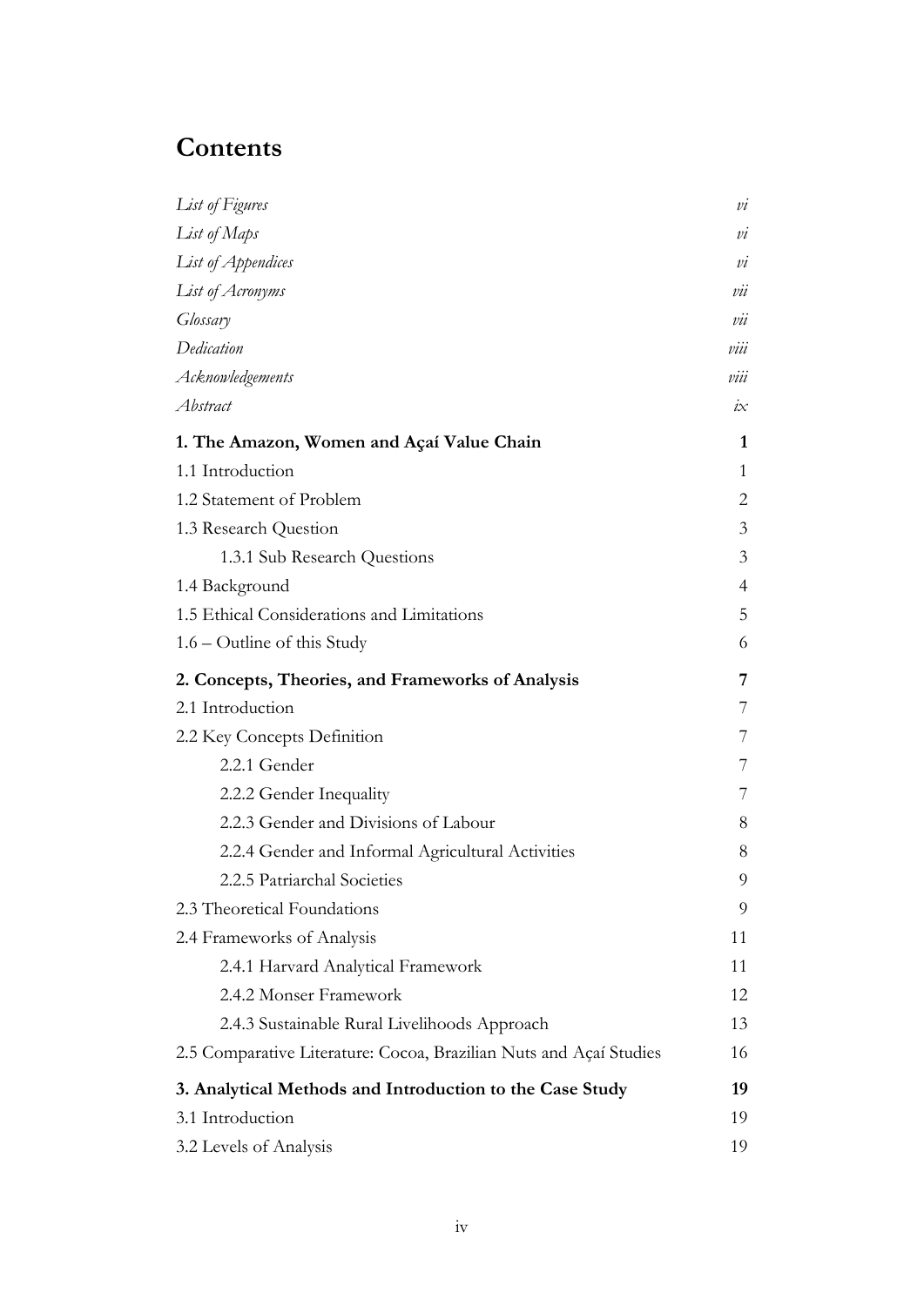# Contents

| | |
|---|---|
| *List of Figures* | *vi* |
| *List of Maps* | *vi* |
| *List of Appendices* | *vi* |
| *List of Acronyms* | *vii* |
| *Glossary* | *vii* |
| *Dedication* | *viii* |
| *Acknowledgements* | *viii* |
| *Abstract* | *ix* |
| **1. The Amazon, Women and Açaí Value Chain** | **1** |
| 1.1 Introduction | 1 |
| 1.2 Statement of Problem | 2 |
| 1.3 Research Question | 3 |
| 1.3.1 Sub Research Questions | 3 |
| 1.4 Background | 4 |
| 1.5 Ethical Considerations and Limitations | 5 |
| 1.6 – Outline of this Study | 6 |
| **2. Concepts, Theories, and Frameworks of Analysis** | **7** |
| 2.1 Introduction | 7 |
| 2.2 Key Concepts Definition | 7 |
| 2.2.1 Gender | 7 |
| 2.2.2 Gender Inequality | 7 |
| 2.2.3 Gender and Divisions of Labour | 8 |
| 2.2.4 Gender and Informal Agricultural Activities | 8 |
| 2.2.5 Patriarchal Societies | 9 |
| 2.3 Theoretical Foundations | 9 |
| 2.4 Frameworks of Analysis | 11 |
| 2.4.1 Harvard Analytical Framework | 11 |
| 2.4.2 Monser Framework | 12 |
| 2.4.3 Sustainable Rural Livelihoods Approach | 13 |
| 2.5 Comparative Literature: Cocoa, Brazilian Nuts and Açaí Studies | 16 |
| **3. Analytical Methods and Introduction to the Case Study** | **19** |
| 3.1 Introduction | 19 |
| 3.2 Levels of Analysis | 19 |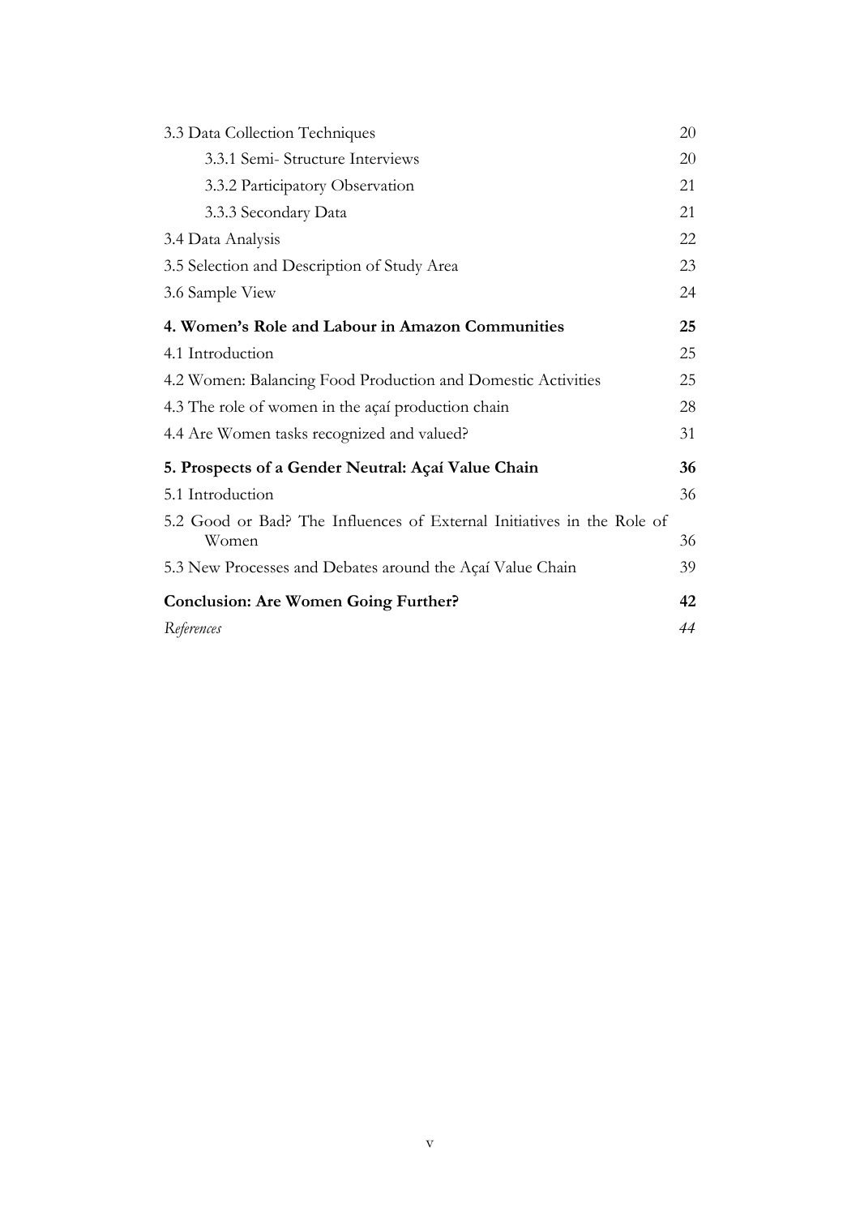| | |
|---|---|
| 3.3 Data Collection Techniques | 20 |
| &nbsp;&nbsp;&nbsp;&nbsp;3.3.1 Semi- Structure Interviews | 20 |
| &nbsp;&nbsp;&nbsp;&nbsp;3.3.2 Participatory Observation | 21 |
| &nbsp;&nbsp;&nbsp;&nbsp;3.3.3 Secondary Data | 21 |
| 3.4 Data Analysis | 22 |
| 3.5 Selection and Description of Study Area | 23 |
| 3.6 Sample View | 24 |
| **4. Women's Role and Labour in Amazon Communities** | **25** |
| 4.1 Introduction | 25 |
| 4.2 Women: Balancing Food Production and Domestic Activities | 25 |
| 4.3 The role of women in the açaí production chain | 28 |
| 4.4 Are Women tasks recognized and valued? | 31 |
| **5. Prospects of a Gender Neutral: Açaí Value Chain** | **36** |
| 5.1 Introduction | 36 |
| 5.2 Good or Bad? The Influences of External Initiatives in the Role of Women | 36 |
| 5.3 New Processes and Debates around the Açaí Value Chain | 39 |
| **Conclusion: Are Women Going Further?** | **42** |
| *References* | *44* |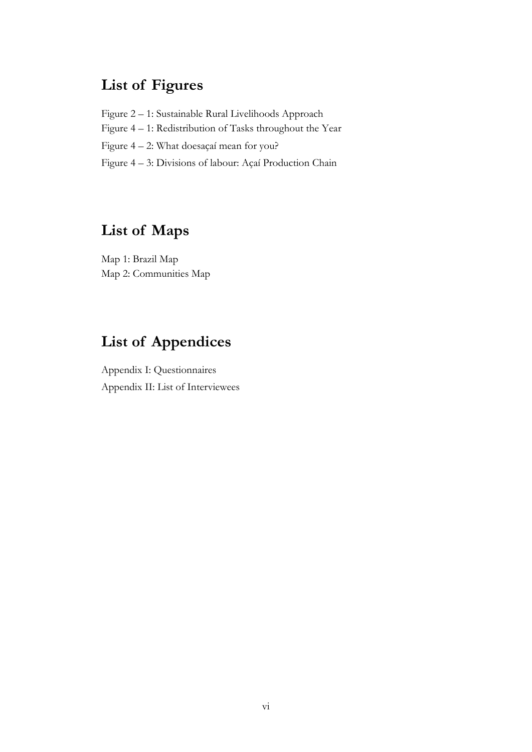## List of Figures

Figure 2 – 1: Sustainable Rural Livelihoods Approach
Figure 4 – 1: Redistribution of Tasks throughout the Year
Figure 4 – 2: What doesaçaí mean for you?
Figure 4 – 3: Divisions of labour: Açaí Production Chain

## List of Maps

Map 1: Brazil Map
Map 2: Communities Map

## List of Appendices

Appendix I: Questionnaires
Appendix II: List of Interviewees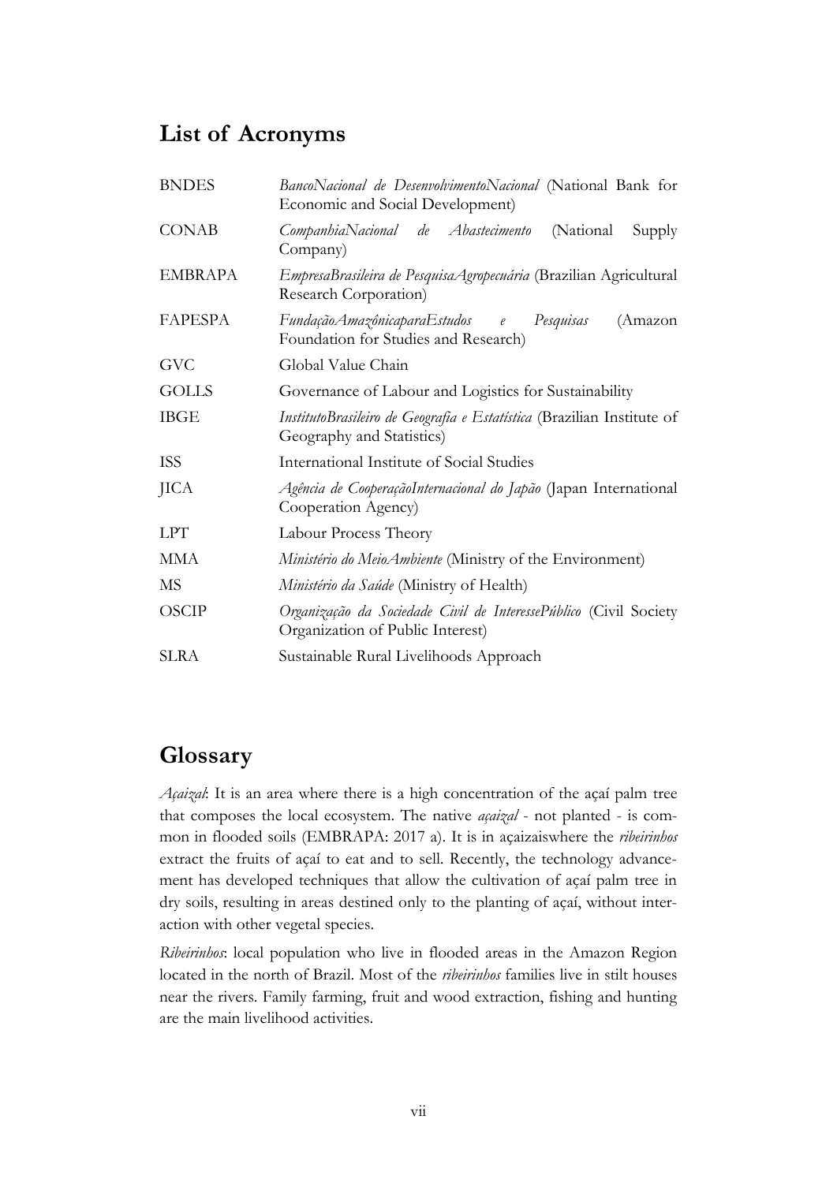## List of Acronyms

| | |
|---|---|
| BNDES | *BancoNacional de DesenvolvimentoNacional* (National Bank for Economic and Social Development) |
| CONAB | *CompanhiaNacional de Abastecimento* (National Supply Company) |
| EMBRAPA | *EmpresaBrasileira de PesquisaAgropecuária* (Brazilian Agricultural Research Corporation) |
| FAPESPA | *FundaçãoAmazônicaparaEstudos e Pesquisas* (Amazon Foundation for Studies and Research) |
| GVC | Global Value Chain |
| GOLLS | Governance of Labour and Logistics for Sustainability |
| IBGE | *InstitutoBrasileiro de Geografia e Estatística* (Brazilian Institute of Geography and Statistics) |
| ISS | International Institute of Social Studies |
| JICA | *Agência de CooperaçãoInternacional do Japão* (Japan International Cooperation Agency) |
| LPT | Labour Process Theory |
| MMA | *Ministério do MeioAmbiente* (Ministry of the Environment) |
| MS | *Ministério da Saúde* (Ministry of Health) |
| OSCIP | *Organização da Sociedade Civil de InteressePúblico* (Civil Society Organization of Public Interest) |
| SLRA | Sustainable Rural Livelihoods Approach |

## Glossary

*Açaizal*: It is an area where there is a high concentration of the açaí palm tree that composes the local ecosystem. The native *açaizal* - not planted - is common in flooded soils (EMBRAPA: 2017 a). It is in açaizaiswhere the *ribeirinhos* extract the fruits of açaí to eat and to sell. Recently, the technology advancement has developed techniques that allow the cultivation of açaí palm tree in dry soils, resulting in areas destined only to the planting of açaí, without interaction with other vegetal species.

*Ribeirinhos*: local population who live in flooded areas in the Amazon Region located in the north of Brazil. Most of the *ribeirinhos* families live in stilt houses near the rivers. Family farming, fruit and wood extraction, fishing and hunting are the main livelihood activities.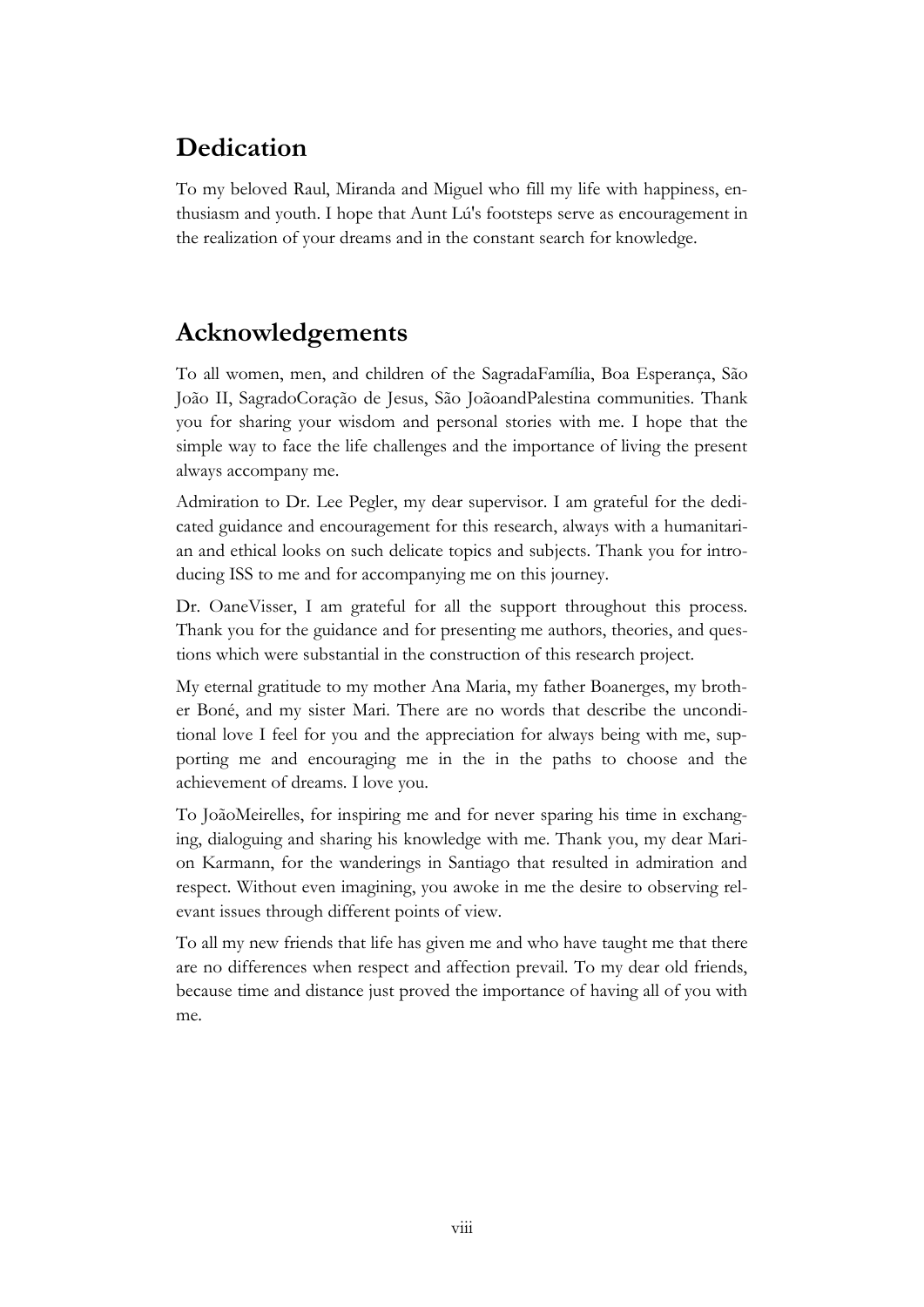## Dedication

To my beloved Raul, Miranda and Miguel who fill my life with happiness, enthusiasm and youth. I hope that Aunt Lú's footsteps serve as encouragement in the realization of your dreams and in the constant search for knowledge.

## Acknowledgements

To all women, men, and children of the SagradaFamília, Boa Esperança, São João II, SagradoCoração de Jesus, São JoãoandPalestina communities. Thank you for sharing your wisdom and personal stories with me. I hope that the simple way to face the life challenges and the importance of living the present always accompany me.

Admiration to Dr. Lee Pegler, my dear supervisor. I am grateful for the dedicated guidance and encouragement for this research, always with a humanitarian and ethical looks on such delicate topics and subjects. Thank you for introducing ISS to me and for accompanying me on this journey.

Dr. OaneVisser, I am grateful for all the support throughout this process. Thank you for the guidance and for presenting me authors, theories, and questions which were substantial in the construction of this research project.

My eternal gratitude to my mother Ana Maria, my father Boanerges, my brother Boné, and my sister Mari. There are no words that describe the unconditional love I feel for you and the appreciation for always being with me, supporting me and encouraging me in the in the paths to choose and the achievement of dreams. I love you.

To JoãoMeirelles, for inspiring me and for never sparing his time in exchanging, dialoguing and sharing his knowledge with me. Thank you, my dear Marion Karmann, for the wanderings in Santiago that resulted in admiration and respect. Without even imagining, you awoke in me the desire to observing relevant issues through different points of view.

To all my new friends that life has given me and who have taught me that there are no differences when respect and affection prevail. To my dear old friends, because time and distance just proved the importance of having all of you with me.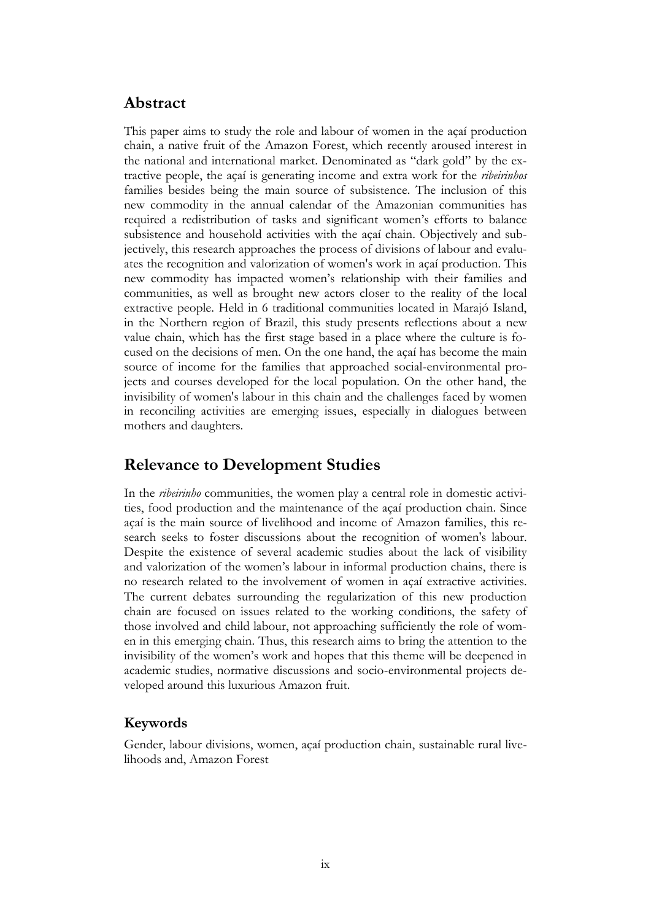## Abstract

This paper aims to study the role and labour of women in the açaí production chain, a native fruit of the Amazon Forest, which recently aroused interest in the national and international market. Denominated as "dark gold" by the extractive people, the açaí is generating income and extra work for the *ribeirinhos* families besides being the main source of subsistence. The inclusion of this new commodity in the annual calendar of the Amazonian communities has required a redistribution of tasks and significant women's efforts to balance subsistence and household activities with the açaí chain. Objectively and subjectively, this research approaches the process of divisions of labour and evaluates the recognition and valorization of women's work in açaí production. This new commodity has impacted women's relationship with their families and communities, as well as brought new actors closer to the reality of the local extractive people. Held in 6 traditional communities located in Marajó Island, in the Northern region of Brazil, this study presents reflections about a new value chain, which has the first stage based in a place where the culture is focused on the decisions of men. On the one hand, the açaí has become the main source of income for the families that approached social-environmental projects and courses developed for the local population. On the other hand, the invisibility of women's labour in this chain and the challenges faced by women in reconciling activities are emerging issues, especially in dialogues between mothers and daughters.

## Relevance to Development Studies

In the *ribeirinho* communities, the women play a central role in domestic activities, food production and the maintenance of the açaí production chain. Since açaí is the main source of livelihood and income of Amazon families, this research seeks to foster discussions about the recognition of women's labour. Despite the existence of several academic studies about the lack of visibility and valorization of the women's labour in informal production chains, there is no research related to the involvement of women in açaí extractive activities. The current debates surrounding the regularization of this new production chain are focused on issues related to the working conditions, the safety of those involved and child labour, not approaching sufficiently the role of women in this emerging chain. Thus, this research aims to bring the attention to the invisibility of the women's work and hopes that this theme will be deepened in academic studies, normative discussions and socio-environmental projects developed around this luxurious Amazon fruit.

### Keywords

Gender, labour divisions, women, açaí production chain, sustainable rural livelihoods and, Amazon Forest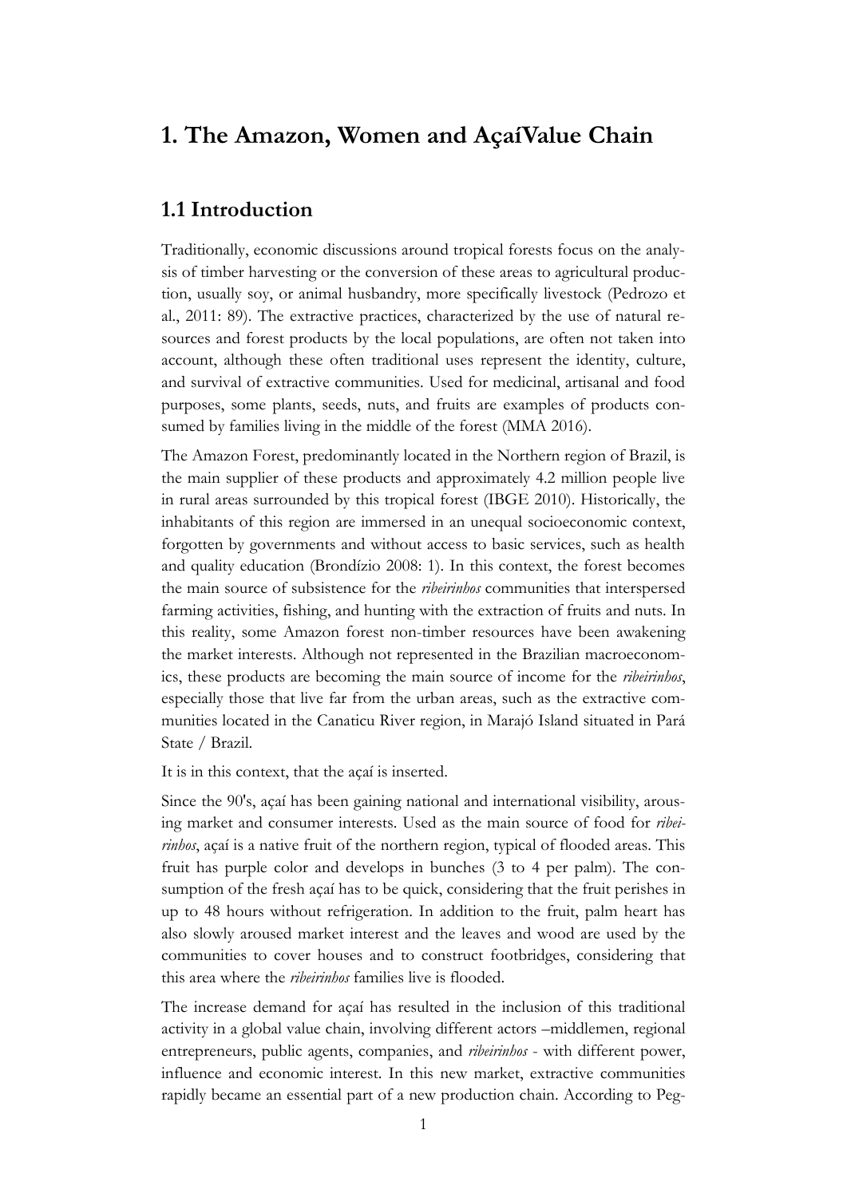# 1. The Amazon, Women and AçaíValue Chain

## 1.1 Introduction

Traditionally, economic discussions around tropical forests focus on the analysis of timber harvesting or the conversion of these areas to agricultural production, usually soy, or animal husbandry, more specifically livestock (Pedrozo et al., 2011: 89). The extractive practices, characterized by the use of natural resources and forest products by the local populations, are often not taken into account, although these often traditional uses represent the identity, culture, and survival of extractive communities. Used for medicinal, artisanal and food purposes, some plants, seeds, nuts, and fruits are examples of products consumed by families living in the middle of the forest (MMA 2016).

The Amazon Forest, predominantly located in the Northern region of Brazil, is the main supplier of these products and approximately 4.2 million people live in rural areas surrounded by this tropical forest (IBGE 2010). Historically, the inhabitants of this region are immersed in an unequal socioeconomic context, forgotten by governments and without access to basic services, such as health and quality education (Brondízio 2008: 1). In this context, the forest becomes the main source of subsistence for the *ribeirinhos* communities that interspersed farming activities, fishing, and hunting with the extraction of fruits and nuts. In this reality, some Amazon forest non-timber resources have been awakening the market interests. Although not represented in the Brazilian macroeconomics, these products are becoming the main source of income for the *ribeirinhos*, especially those that live far from the urban areas, such as the extractive communities located in the Canaticu River region, in Marajó Island situated in Pará State / Brazil.

It is in this context, that the açaí is inserted.

Since the 90's, açaí has been gaining national and international visibility, arousing market and consumer interests. Used as the main source of food for *ribeirinhos*, açaí is a native fruit of the northern region, typical of flooded areas. This fruit has purple color and develops in bunches (3 to 4 per palm). The consumption of the fresh açaí has to be quick, considering that the fruit perishes in up to 48 hours without refrigeration. In addition to the fruit, palm heart has also slowly aroused market interest and the leaves and wood are used by the communities to cover houses and to construct footbridges, considering that this area where the *ribeirinhos* families live is flooded.

The increase demand for açaí has resulted in the inclusion of this traditional activity in a global value chain, involving different actors –middlemen, regional entrepreneurs, public agents, companies, and *ribeirinhos* - with different power, influence and economic interest. In this new market, extractive communities rapidly became an essential part of a new production chain. According to Peg-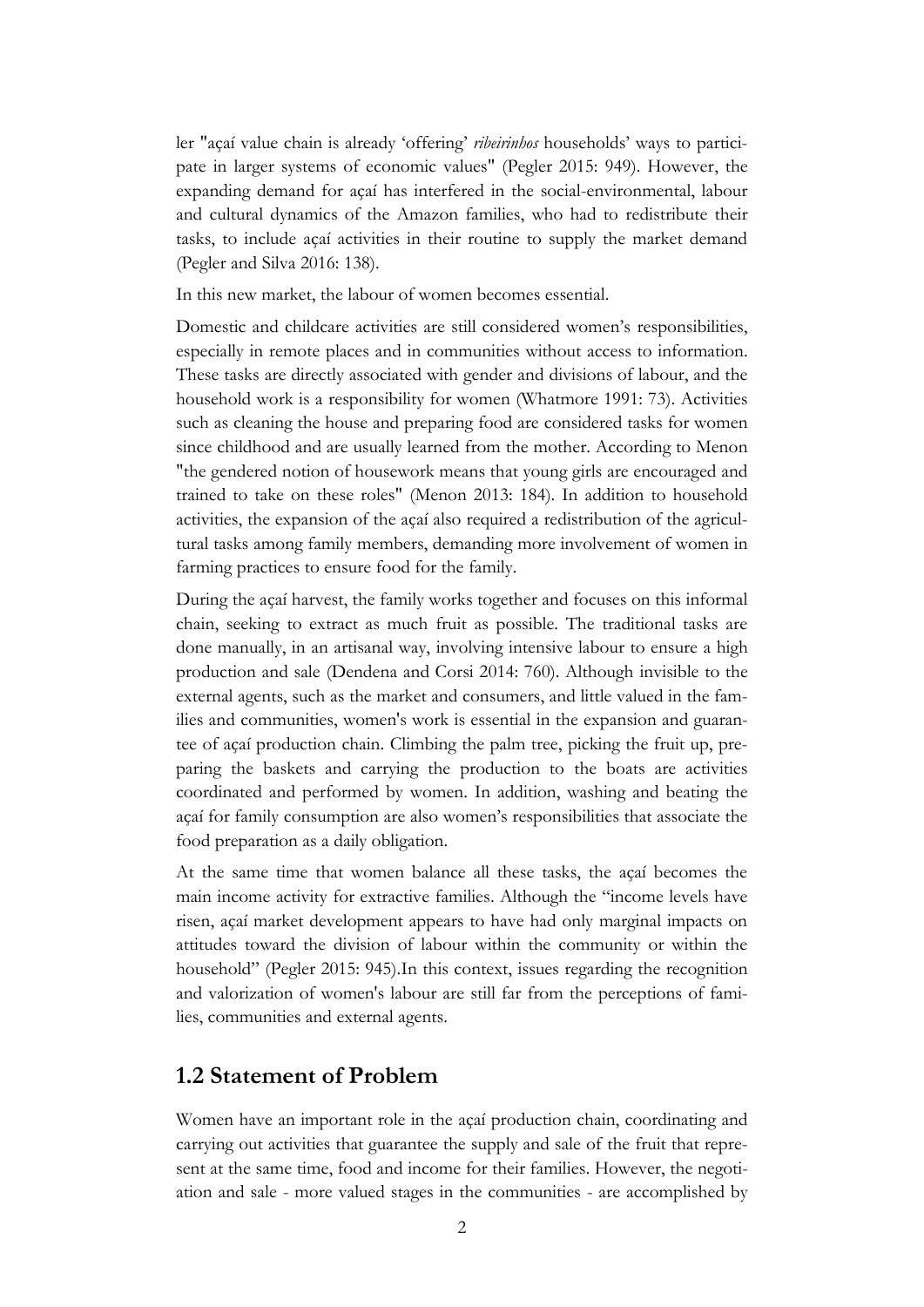ler "açaí value chain is already 'offering' *ribeirinhos* households' ways to participate in larger systems of economic values" (Pegler 2015: 949). However, the expanding demand for açaí has interfered in the social-environmental, labour and cultural dynamics of the Amazon families, who had to redistribute their tasks, to include açaí activities in their routine to supply the market demand (Pegler and Silva 2016: 138).

In this new market, the labour of women becomes essential.

Domestic and childcare activities are still considered women's responsibilities, especially in remote places and in communities without access to information. These tasks are directly associated with gender and divisions of labour, and the household work is a responsibility for women (Whatmore 1991: 73). Activities such as cleaning the house and preparing food are considered tasks for women since childhood and are usually learned from the mother. According to Menon "the gendered notion of housework means that young girls are encouraged and trained to take on these roles" (Menon 2013: 184). In addition to household activities, the expansion of the açaí also required a redistribution of the agricultural tasks among family members, demanding more involvement of women in farming practices to ensure food for the family.

During the açaí harvest, the family works together and focuses on this informal chain, seeking to extract as much fruit as possible. The traditional tasks are done manually, in an artisanal way, involving intensive labour to ensure a high production and sale (Dendena and Corsi 2014: 760). Although invisible to the external agents, such as the market and consumers, and little valued in the families and communities, women's work is essential in the expansion and guarantee of açaí production chain. Climbing the palm tree, picking the fruit up, preparing the baskets and carrying the production to the boats are activities coordinated and performed by women. In addition, washing and beating the açaí for family consumption are also women's responsibilities that associate the food preparation as a daily obligation.

At the same time that women balance all these tasks, the açaí becomes the main income activity for extractive families. Although the "income levels have risen, açaí market development appears to have had only marginal impacts on attitudes toward the division of labour within the community or within the household" (Pegler 2015: 945).In this context, issues regarding the recognition and valorization of women's labour are still far from the perceptions of families, communities and external agents.

## 1.2 Statement of Problem

Women have an important role in the açaí production chain, coordinating and carrying out activities that guarantee the supply and sale of the fruit that represent at the same time, food and income for their families. However, the negotiation and sale - more valued stages in the communities - are accomplished by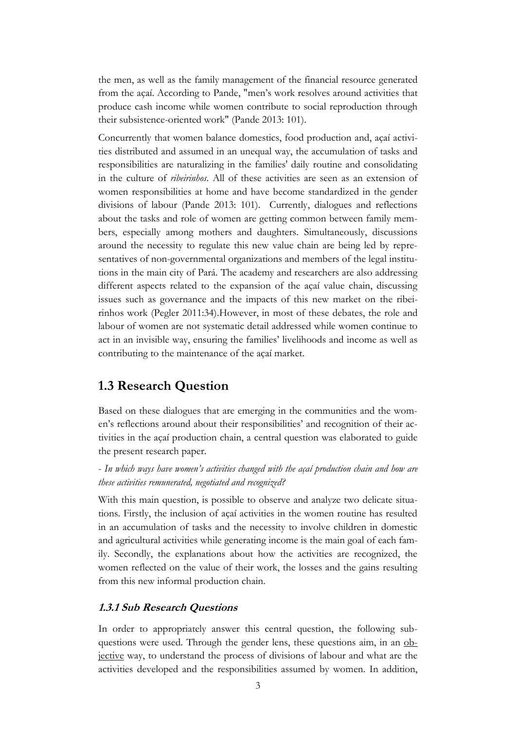the men, as well as the family management of the financial resource generated from the açaí. According to Pande, "men's work resolves around activities that produce cash income while women contribute to social reproduction through their subsistence-oriented work" (Pande 2013: 101).

Concurrently that women balance domestics, food production and, açaí activities distributed and assumed in an unequal way, the accumulation of tasks and responsibilities are naturalizing in the families' daily routine and consolidating in the culture of *ribeirinhos*. All of these activities are seen as an extension of women responsibilities at home and have become standardized in the gender divisions of labour (Pande 2013: 101). Currently, dialogues and reflections about the tasks and role of women are getting common between family members, especially among mothers and daughters. Simultaneously, discussions around the necessity to regulate this new value chain are being led by representatives of non-governmental organizations and members of the legal institutions in the main city of Pará. The academy and researchers are also addressing different aspects related to the expansion of the açaí value chain, discussing issues such as governance and the impacts of this new market on the ribeirinhos work (Pegler 2011:34).However, in most of these debates, the role and labour of women are not systematic detail addressed while women continue to act in an invisible way, ensuring the families' livelihoods and income as well as contributing to the maintenance of the açaí market.

## 1.3 Research Question

Based on these dialogues that are emerging in the communities and the women's reflections around about their responsibilities' and recognition of their activities in the açaí production chain, a central question was elaborated to guide the present research paper.

*- In which ways have women's activities changed with the açaí production chain and how are these activities remunerated, negotiated and recognized?*

With this main question, is possible to observe and analyze two delicate situations. Firstly, the inclusion of açaí activities in the women routine has resulted in an accumulation of tasks and the necessity to involve children in domestic and agricultural activities while generating income is the main goal of each family. Secondly, the explanations about how the activities are recognized, the women reflected on the value of their work, the losses and the gains resulting from this new informal production chain.

### 1.3.1 Sub Research Questions

In order to appropriately answer this central question, the following sub-questions were used. Through the gender lens, these questions aim, in an objective way, to understand the process of divisions of labour and what are the activities developed and the responsibilities assumed by women. In addition,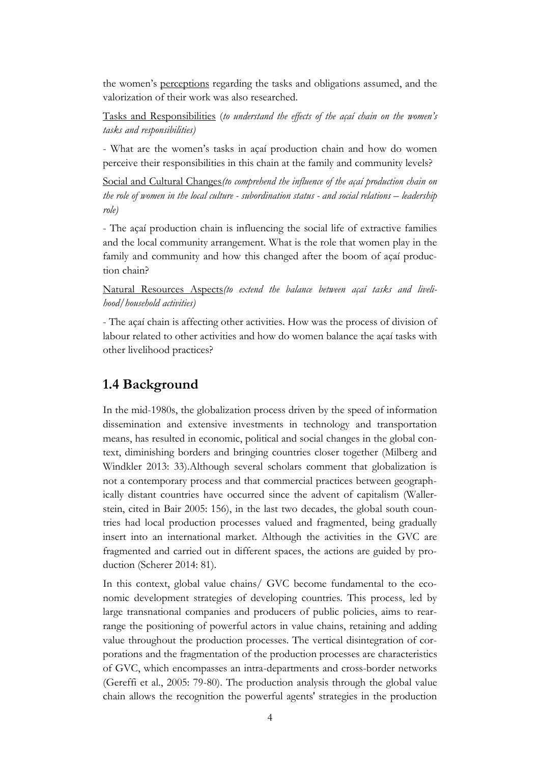the women's perceptions regarding the tasks and obligations assumed, and the valorization of their work was also researched.

Tasks and Responsibilities (*to understand the effects of the açaí chain on the women's tasks and responsibilities)*

- What are the women's tasks in açaí production chain and how do women perceive their responsibilities in this chain at the family and community levels?

Social and Cultural Changes*(to comprehend the influence of the açaí production chain on the role of women in the local culture - subordination status - and social relations – leadership role)*

- The açaí production chain is influencing the social life of extractive families and the local community arrangement. What is the role that women play in the family and community and how this changed after the boom of açaí production chain?

Natural Resources Aspects*(to extend the balance between açaí tasks and livelihood/household activities)*

- The açaí chain is affecting other activities. How was the process of division of labour related to other activities and how do women balance the açaí tasks with other livelihood practices?

## 1.4 Background

In the mid-1980s, the globalization process driven by the speed of information dissemination and extensive investments in technology and transportation means, has resulted in economic, political and social changes in the global context, diminishing borders and bringing countries closer together (Milberg and Windkler 2013: 33).Although several scholars comment that globalization is not a contemporary process and that commercial practices between geographically distant countries have occurred since the advent of capitalism (Wallerstein, cited in Bair 2005: 156), in the last two decades, the global south countries had local production processes valued and fragmented, being gradually insert into an international market. Although the activities in the GVC are fragmented and carried out in different spaces, the actions are guided by production (Scherer 2014: 81).

In this context, global value chains/ GVC become fundamental to the economic development strategies of developing countries. This process, led by large transnational companies and producers of public policies, aims to rearrange the positioning of powerful actors in value chains, retaining and adding value throughout the production processes. The vertical disintegration of corporations and the fragmentation of the production processes are characteristics of GVC, which encompasses an intra-departments and cross-border networks (Gereffi et al., 2005: 79-80). The production analysis through the global value chain allows the recognition the powerful agents' strategies in the production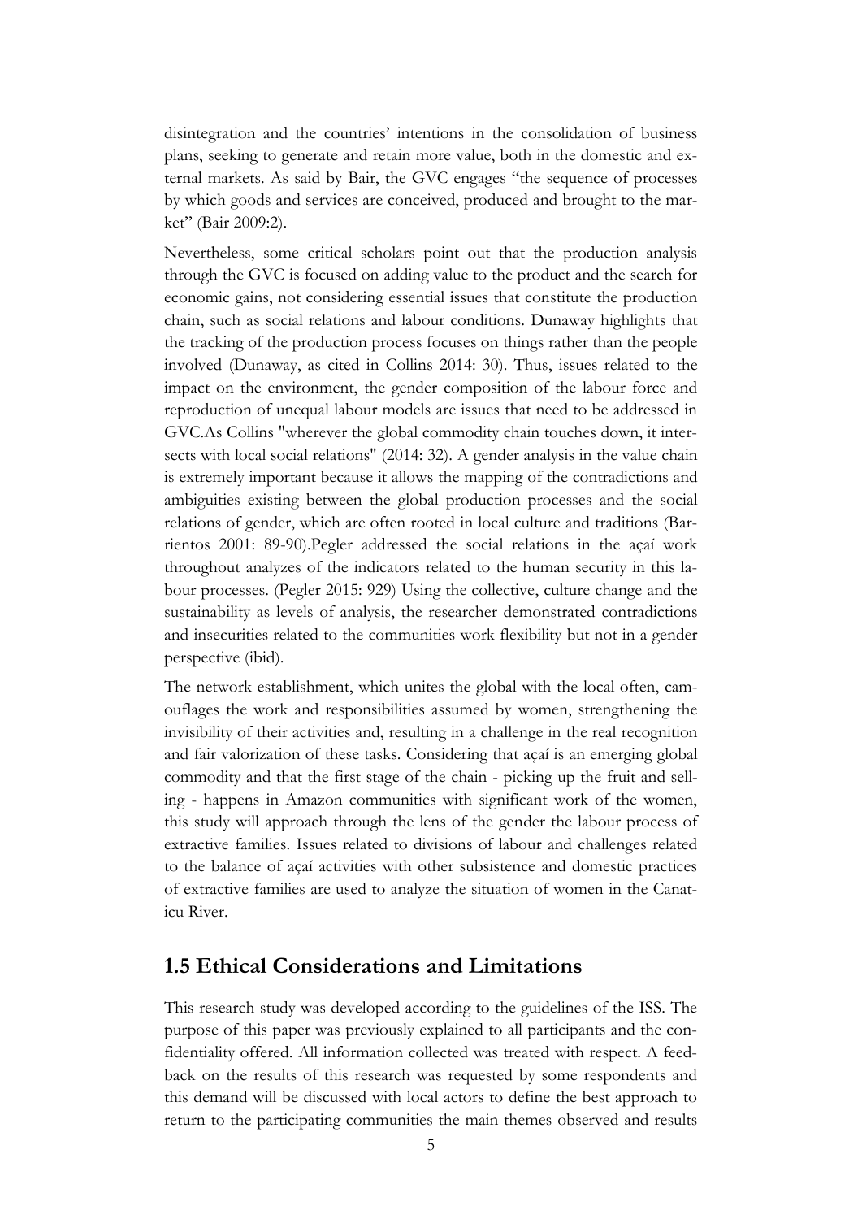disintegration and the countries' intentions in the consolidation of business plans, seeking to generate and retain more value, both in the domestic and external markets. As said by Bair, the GVC engages "the sequence of processes by which goods and services are conceived, produced and brought to the market" (Bair 2009:2).

Nevertheless, some critical scholars point out that the production analysis through the GVC is focused on adding value to the product and the search for economic gains, not considering essential issues that constitute the production chain, such as social relations and labour conditions. Dunaway highlights that the tracking of the production process focuses on things rather than the people involved (Dunaway, as cited in Collins 2014: 30). Thus, issues related to the impact on the environment, the gender composition of the labour force and reproduction of unequal labour models are issues that need to be addressed in GVC.As Collins "wherever the global commodity chain touches down, it intersects with local social relations" (2014: 32). A gender analysis in the value chain is extremely important because it allows the mapping of the contradictions and ambiguities existing between the global production processes and the social relations of gender, which are often rooted in local culture and traditions (Barrientos 2001: 89-90).Pegler addressed the social relations in the açaí work throughout analyzes of the indicators related to the human security in this labour processes. (Pegler 2015: 929) Using the collective, culture change and the sustainability as levels of analysis, the researcher demonstrated contradictions and insecurities related to the communities work flexibility but not in a gender perspective (ibid).

The network establishment, which unites the global with the local often, camouflages the work and responsibilities assumed by women, strengthening the invisibility of their activities and, resulting in a challenge in the real recognition and fair valorization of these tasks. Considering that açaí is an emerging global commodity and that the first stage of the chain - picking up the fruit and selling - happens in Amazon communities with significant work of the women, this study will approach through the lens of the gender the labour process of extractive families. Issues related to divisions of labour and challenges related to the balance of açaí activities with other subsistence and domestic practices of extractive families are used to analyze the situation of women in the Canaticu River.

## 1.5 Ethical Considerations and Limitations

This research study was developed according to the guidelines of the ISS. The purpose of this paper was previously explained to all participants and the confidentiality offered. All information collected was treated with respect. A feedback on the results of this research was requested by some respondents and this demand will be discussed with local actors to define the best approach to return to the participating communities the main themes observed and results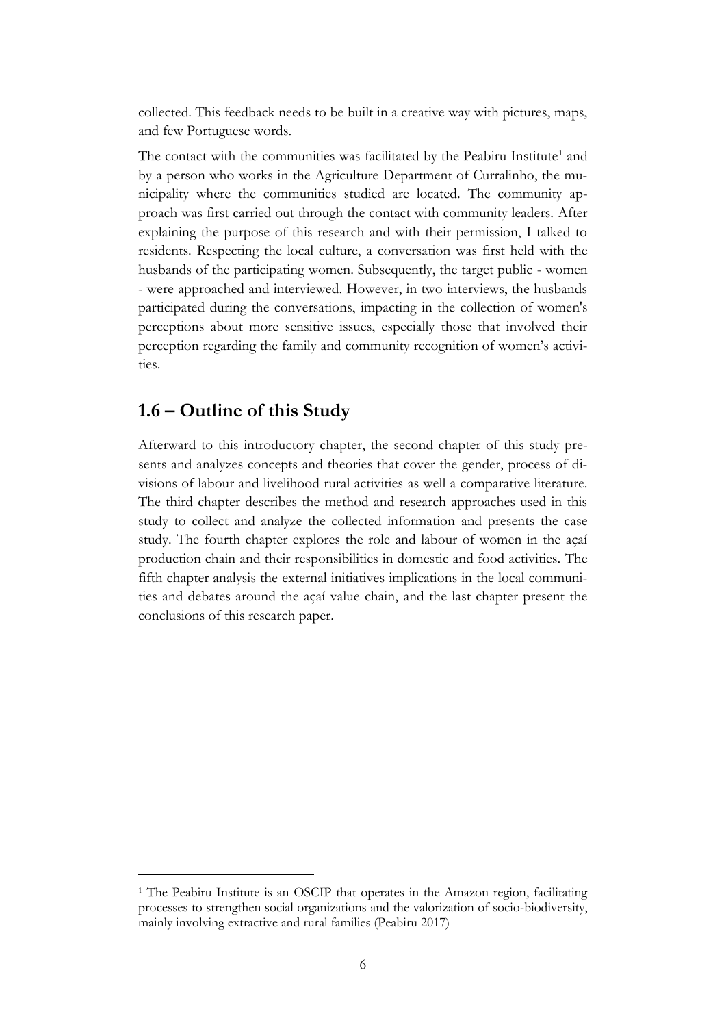collected. This feedback needs to be built in a creative way with pictures, maps, and few Portuguese words.

The contact with the communities was facilitated by the Peabiru Institute[1] and by a person who works in the Agriculture Department of Curralinho, the municipality where the communities studied are located. The community approach was first carried out through the contact with community leaders. After explaining the purpose of this research and with their permission, I talked to residents. Respecting the local culture, a conversation was first held with the husbands of the participating women. Subsequently, the target public - women - were approached and interviewed. However, in two interviews, the husbands participated during the conversations, impacting in the collection of women's perceptions about more sensitive issues, especially those that involved their perception regarding the family and community recognition of women's activities.

## 1.6 – Outline of this Study

Afterward to this introductory chapter, the second chapter of this study presents and analyzes concepts and theories that cover the gender, process of divisions of labour and livelihood rural activities as well a comparative literature. The third chapter describes the method and research approaches used in this study to collect and analyze the collected information and presents the case study. The fourth chapter explores the role and labour of women in the açaí production chain and their responsibilities in domestic and food activities. The fifth chapter analysis the external initiatives implications in the local communities and debates around the açaí value chain, and the last chapter present the conclusions of this research paper.

[1] The Peabiru Institute is an OSCIP that operates in the Amazon region, facilitating processes to strengthen social organizations and the valorization of socio-biodiversity, mainly involving extractive and rural families (Peabiru 2017)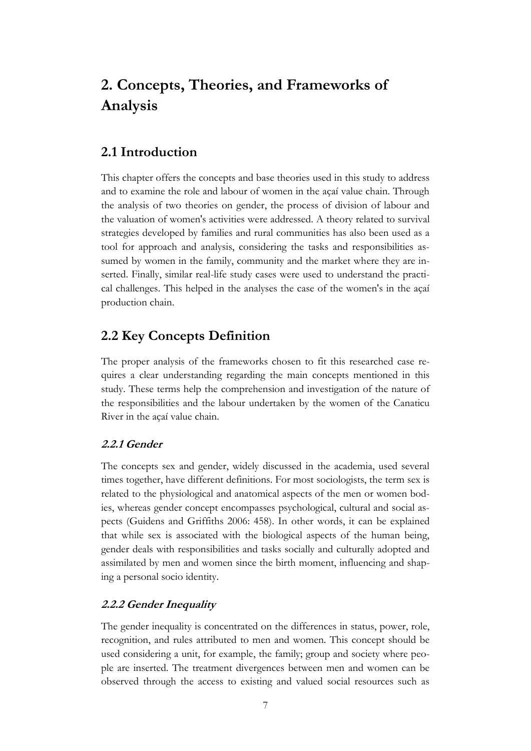# 2. Concepts, Theories, and Frameworks of Analysis

## 2.1 Introduction

This chapter offers the concepts and base theories used in this study to address and to examine the role and labour of women in the açaí value chain. Through the analysis of two theories on gender, the process of division of labour and the valuation of women's activities were addressed. A theory related to survival strategies developed by families and rural communities has also been used as a tool for approach and analysis, considering the tasks and responsibilities assumed by women in the family, community and the market where they are inserted. Finally, similar real-life study cases were used to understand the practical challenges. This helped in the analyses the case of the women's in the açaí production chain.

## 2.2 Key Concepts Definition

The proper analysis of the frameworks chosen to fit this researched case requires a clear understanding regarding the main concepts mentioned in this study. These terms help the comprehension and investigation of the nature of the responsibilities and the labour undertaken by the women of the Canaticu River in the açaí value chain.

### *2.2.1 Gender*

The concepts sex and gender, widely discussed in the academia, used several times together, have different definitions. For most sociologists, the term sex is related to the physiological and anatomical aspects of the men or women bodies, whereas gender concept encompasses psychological, cultural and social aspects (Guidens and Griffiths 2006: 458). In other words, it can be explained that while sex is associated with the biological aspects of the human being, gender deals with responsibilities and tasks socially and culturally adopted and assimilated by men and women since the birth moment, influencing and shaping a personal socio identity.

### *2.2.2 Gender Inequality*

The gender inequality is concentrated on the differences in status, power, role, recognition, and rules attributed to men and women. This concept should be used considering a unit, for example, the family; group and society where people are inserted. The treatment divergences between men and women can be observed through the access to existing and valued social resources such as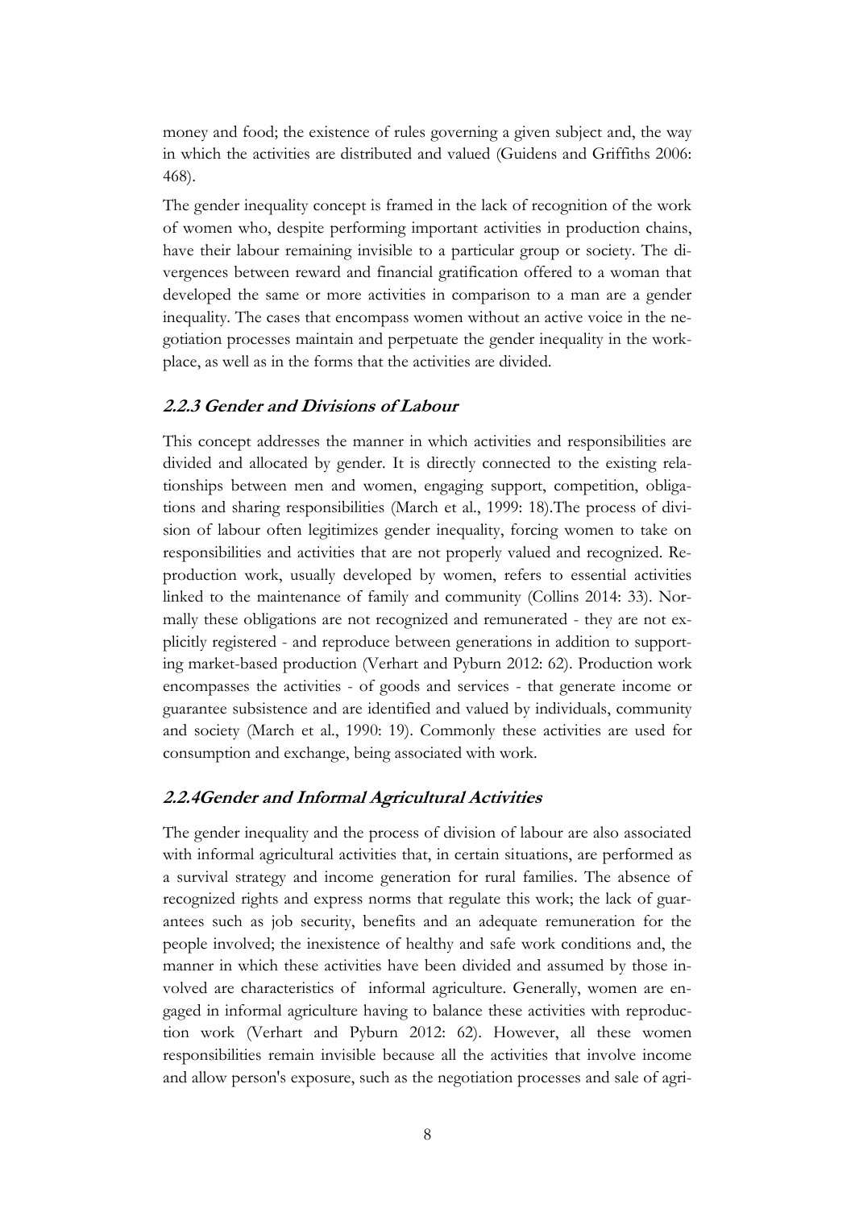money and food; the existence of rules governing a given subject and, the way in which the activities are distributed and valued (Guidens and Griffiths 2006: 468).

The gender inequality concept is framed in the lack of recognition of the work of women who, despite performing important activities in production chains, have their labour remaining invisible to a particular group or society. The divergences between reward and financial gratification offered to a woman that developed the same or more activities in comparison to a man are a gender inequality. The cases that encompass women without an active voice in the negotiation processes maintain and perpetuate the gender inequality in the workplace, as well as in the forms that the activities are divided.

### *2.2.3 Gender and Divisions of Labour*

This concept addresses the manner in which activities and responsibilities are divided and allocated by gender. It is directly connected to the existing relationships between men and women, engaging support, competition, obligations and sharing responsibilities (March et al., 1999: 18).The process of division of labour often legitimizes gender inequality, forcing women to take on responsibilities and activities that are not properly valued and recognized. Reproduction work, usually developed by women, refers to essential activities linked to the maintenance of family and community (Collins 2014: 33). Normally these obligations are not recognized and remunerated - they are not explicitly registered - and reproduce between generations in addition to supporting market-based production (Verhart and Pyburn 2012: 62). Production work encompasses the activities - of goods and services - that generate income or guarantee subsistence and are identified and valued by individuals, community and society (March et al., 1990: 19). Commonly these activities are used for consumption and exchange, being associated with work.

### *2.2.4Gender and Informal Agricultural Activities*

The gender inequality and the process of division of labour are also associated with informal agricultural activities that, in certain situations, are performed as a survival strategy and income generation for rural families. The absence of recognized rights and express norms that regulate this work; the lack of guarantees such as job security, benefits and an adequate remuneration for the people involved; the inexistence of healthy and safe work conditions and, the manner in which these activities have been divided and assumed by those involved are characteristics of informal agriculture. Generally, women are engaged in informal agriculture having to balance these activities with reproduction work (Verhart and Pyburn 2012: 62). However, all these women responsibilities remain invisible because all the activities that involve income and allow person's exposure, such as the negotiation processes and sale of agri-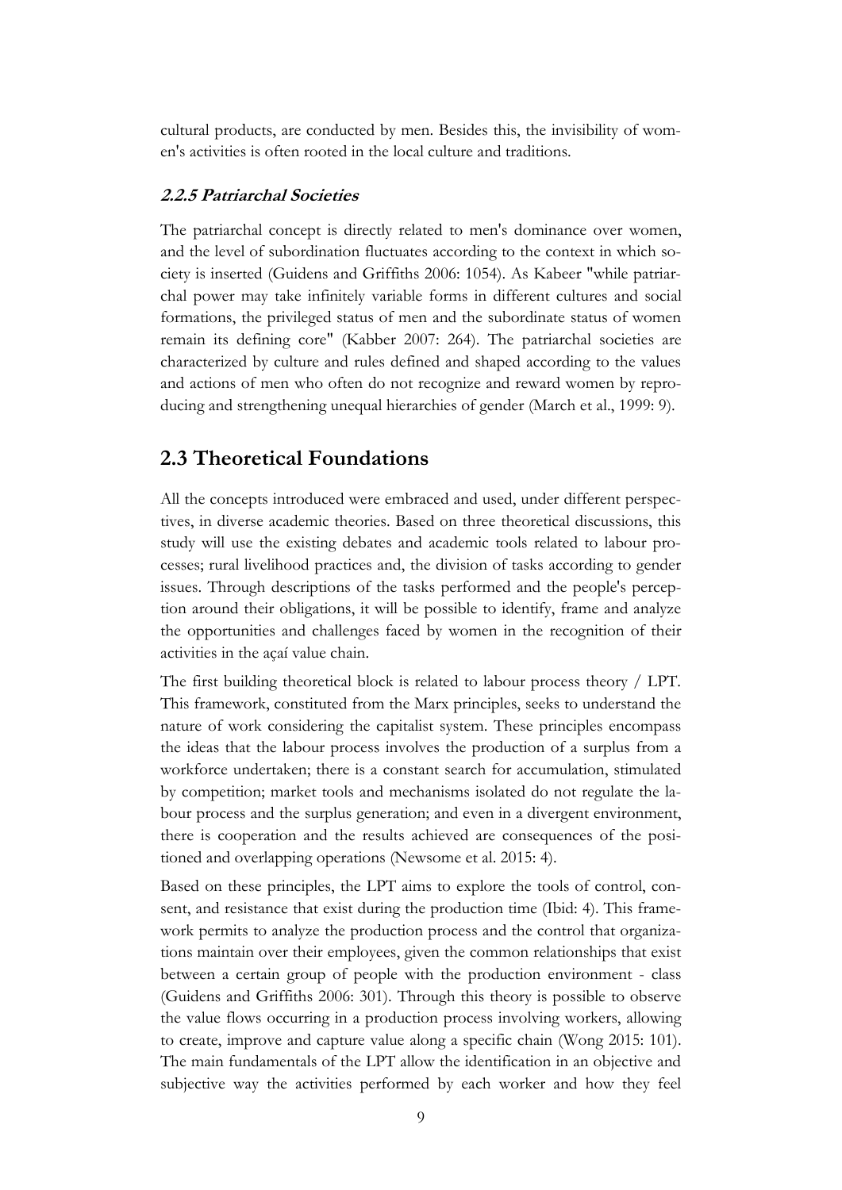cultural products, are conducted by men. Besides this, the invisibility of women's activities is often rooted in the local culture and traditions.

### *2.2.5 Patriarchal Societies*

The patriarchal concept is directly related to men's dominance over women, and the level of subordination fluctuates according to the context in which society is inserted (Guidens and Griffiths 2006: 1054). As Kabeer "while patriarchal power may take infinitely variable forms in different cultures and social formations, the privileged status of men and the subordinate status of women remain its defining core" (Kabber 2007: 264). The patriarchal societies are characterized by culture and rules defined and shaped according to the values and actions of men who often do not recognize and reward women by reproducing and strengthening unequal hierarchies of gender (March et al., 1999: 9).

## 2.3 Theoretical Foundations

All the concepts introduced were embraced and used, under different perspectives, in diverse academic theories. Based on three theoretical discussions, this study will use the existing debates and academic tools related to labour processes; rural livelihood practices and, the division of tasks according to gender issues. Through descriptions of the tasks performed and the people's perception around their obligations, it will be possible to identify, frame and analyze the opportunities and challenges faced by women in the recognition of their activities in the açaí value chain.

The first building theoretical block is related to labour process theory / LPT. This framework, constituted from the Marx principles, seeks to understand the nature of work considering the capitalist system. These principles encompass the ideas that the labour process involves the production of a surplus from a workforce undertaken; there is a constant search for accumulation, stimulated by competition; market tools and mechanisms isolated do not regulate the labour process and the surplus generation; and even in a divergent environment, there is cooperation and the results achieved are consequences of the positioned and overlapping operations (Newsome et al. 2015: 4).

Based on these principles, the LPT aims to explore the tools of control, consent, and resistance that exist during the production time (Ibid: 4). This framework permits to analyze the production process and the control that organizations maintain over their employees, given the common relationships that exist between a certain group of people with the production environment - class (Guidens and Griffiths 2006: 301). Through this theory is possible to observe the value flows occurring in a production process involving workers, allowing to create, improve and capture value along a specific chain (Wong 2015: 101). The main fundamentals of the LPT allow the identification in an objective and subjective way the activities performed by each worker and how they feel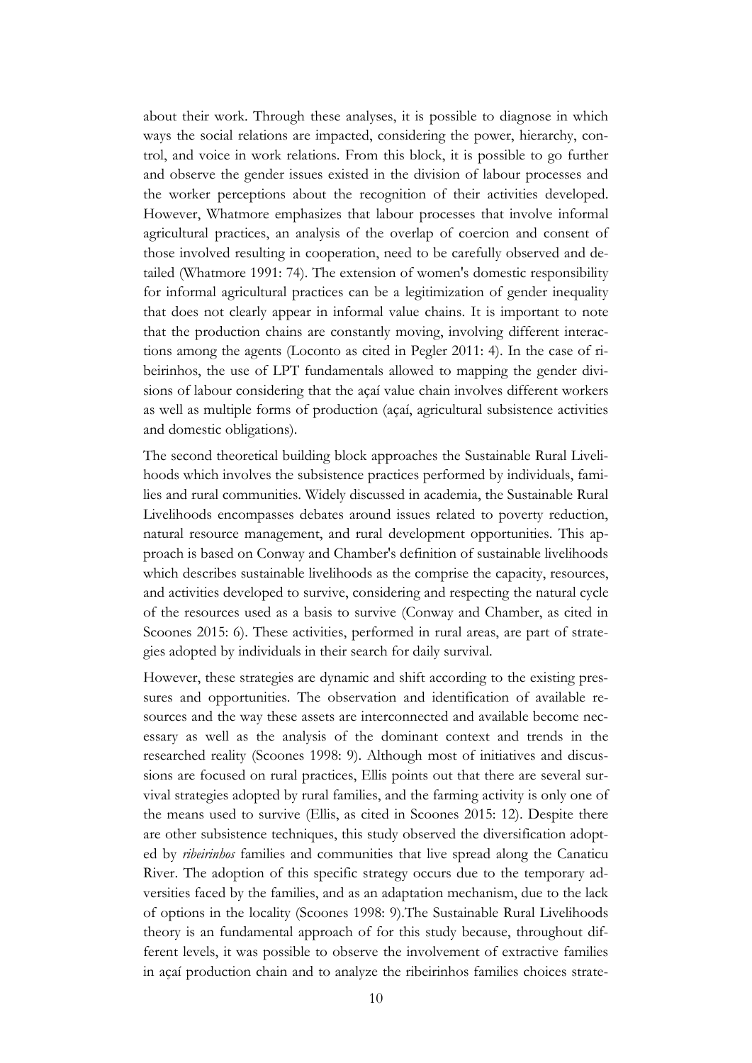about their work. Through these analyses, it is possible to diagnose in which ways the social relations are impacted, considering the power, hierarchy, control, and voice in work relations. From this block, it is possible to go further and observe the gender issues existed in the division of labour processes and the worker perceptions about the recognition of their activities developed. However, Whatmore emphasizes that labour processes that involve informal agricultural practices, an analysis of the overlap of coercion and consent of those involved resulting in cooperation, need to be carefully observed and detailed (Whatmore 1991: 74). The extension of women's domestic responsibility for informal agricultural practices can be a legitimization of gender inequality that does not clearly appear in informal value chains. It is important to note that the production chains are constantly moving, involving different interactions among the agents (Loconto as cited in Pegler 2011: 4). In the case of ribeirinhos, the use of LPT fundamentals allowed to mapping the gender divisions of labour considering that the açaí value chain involves different workers as well as multiple forms of production (açaí, agricultural subsistence activities and domestic obligations).

The second theoretical building block approaches the Sustainable Rural Livelihoods which involves the subsistence practices performed by individuals, families and rural communities. Widely discussed in academia, the Sustainable Rural Livelihoods encompasses debates around issues related to poverty reduction, natural resource management, and rural development opportunities. This approach is based on Conway and Chamber's definition of sustainable livelihoods which describes sustainable livelihoods as the comprise the capacity, resources, and activities developed to survive, considering and respecting the natural cycle of the resources used as a basis to survive (Conway and Chamber, as cited in Scoones 2015: 6). These activities, performed in rural areas, are part of strategies adopted by individuals in their search for daily survival.

However, these strategies are dynamic and shift according to the existing pressures and opportunities. The observation and identification of available resources and the way these assets are interconnected and available become necessary as well as the analysis of the dominant context and trends in the researched reality (Scoones 1998: 9). Although most of initiatives and discussions are focused on rural practices, Ellis points out that there are several survival strategies adopted by rural families, and the farming activity is only one of the means used to survive (Ellis, as cited in Scoones 2015: 12). Despite there are other subsistence techniques, this study observed the diversification adopted by *ribeirinhos* families and communities that live spread along the Canaticu River. The adoption of this specific strategy occurs due to the temporary adversities faced by the families, and as an adaptation mechanism, due to the lack of options in the locality (Scoones 1998: 9).The Sustainable Rural Livelihoods theory is an fundamental approach of for this study because, throughout different levels, it was possible to observe the involvement of extractive families in açaí production chain and to analyze the ribeirinhos families choices strate-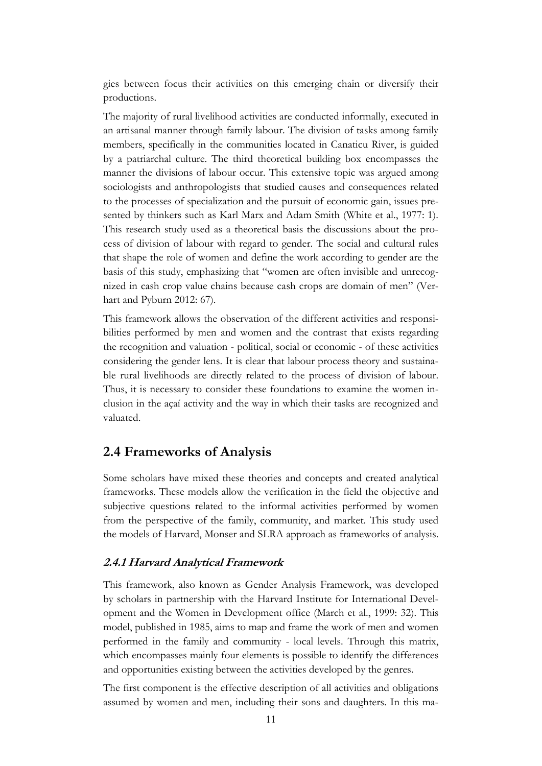gies between focus their activities on this emerging chain or diversify their productions.

The majority of rural livelihood activities are conducted informally, executed in an artisanal manner through family labour. The division of tasks among family members, specifically in the communities located in Canaticu River, is guided by a patriarchal culture. The third theoretical building box encompasses the manner the divisions of labour occur. This extensive topic was argued among sociologists and anthropologists that studied causes and consequences related to the processes of specialization and the pursuit of economic gain, issues presented by thinkers such as Karl Marx and Adam Smith (White et al., 1977: 1). This research study used as a theoretical basis the discussions about the process of division of labour with regard to gender. The social and cultural rules that shape the role of women and define the work according to gender are the basis of this study, emphasizing that "women are often invisible and unrecognized in cash crop value chains because cash crops are domain of men" (Verhart and Pyburn 2012: 67).

This framework allows the observation of the different activities and responsibilities performed by men and women and the contrast that exists regarding the recognition and valuation - political, social or economic - of these activities considering the gender lens. It is clear that labour process theory and sustainable rural livelihoods are directly related to the process of division of labour. Thus, it is necessary to consider these foundations to examine the women inclusion in the açaí activity and the way in which their tasks are recognized and valuated.

## 2.4 Frameworks of Analysis

Some scholars have mixed these theories and concepts and created analytical frameworks. These models allow the verification in the field the objective and subjective questions related to the informal activities performed by women from the perspective of the family, community, and market. This study used the models of Harvard, Monser and SLRA approach as frameworks of analysis.

### *2.4.1 Harvard Analytical Framework*

This framework, also known as Gender Analysis Framework, was developed by scholars in partnership with the Harvard Institute for International Development and the Women in Development office (March et al., 1999: 32). This model, published in 1985, aims to map and frame the work of men and women performed in the family and community - local levels. Through this matrix, which encompasses mainly four elements is possible to identify the differences and opportunities existing between the activities developed by the genres.

The first component is the effective description of all activities and obligations assumed by women and men, including their sons and daughters. In this ma-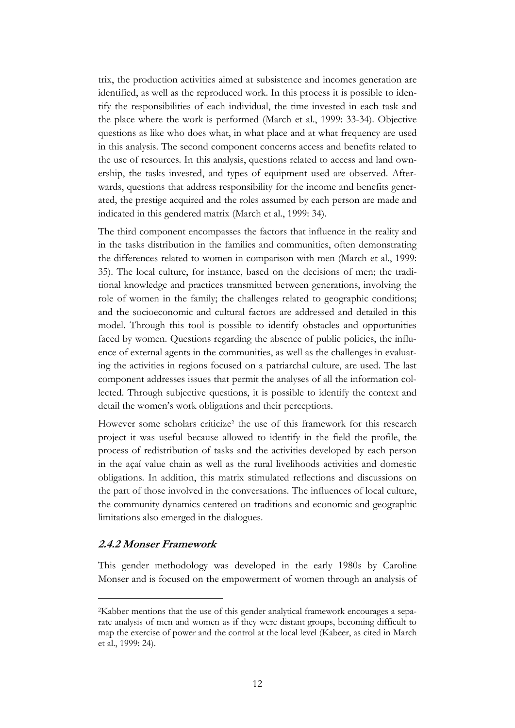trix, the production activities aimed at subsistence and incomes generation are identified, as well as the reproduced work. In this process it is possible to identify the responsibilities of each individual, the time invested in each task and the place where the work is performed (March et al., 1999: 33-34). Objective questions as like who does what, in what place and at what frequency are used in this analysis. The second component concerns access and benefits related to the use of resources. In this analysis, questions related to access and land ownership, the tasks invested, and types of equipment used are observed. Afterwards, questions that address responsibility for the income and benefits generated, the prestige acquired and the roles assumed by each person are made and indicated in this gendered matrix (March et al., 1999: 34).

The third component encompasses the factors that influence in the reality and in the tasks distribution in the families and communities, often demonstrating the differences related to women in comparison with men (March et al., 1999: 35). The local culture, for instance, based on the decisions of men; the traditional knowledge and practices transmitted between generations, involving the role of women in the family; the challenges related to geographic conditions; and the socioeconomic and cultural factors are addressed and detailed in this model. Through this tool is possible to identify obstacles and opportunities faced by women. Questions regarding the absence of public policies, the influence of external agents in the communities, as well as the challenges in evaluating the activities in regions focused on a patriarchal culture, are used. The last component addresses issues that permit the analyses of all the information collected. Through subjective questions, it is possible to identify the context and detail the women's work obligations and their perceptions.

However some scholars criticize[2] the use of this framework for this research project it was useful because allowed to identify in the field the profile, the process of redistribution of tasks and the activities developed by each person in the açaí value chain as well as the rural livelihoods activities and domestic obligations. In addition, this matrix stimulated reflections and discussions on the part of those involved in the conversations. The influences of local culture, the community dynamics centered on traditions and economic and geographic limitations also emerged in the dialogues.

### 2.4.2 Monser Framework

This gender methodology was developed in the early 1980s by Caroline Monser and is focused on the empowerment of women through an analysis of

---

[2]Kabber mentions that the use of this gender analytical framework encourages a separate analysis of men and women as if they were distant groups, becoming difficult to map the exercise of power and the control at the local level (Kabeer, as cited in March et al., 1999: 24).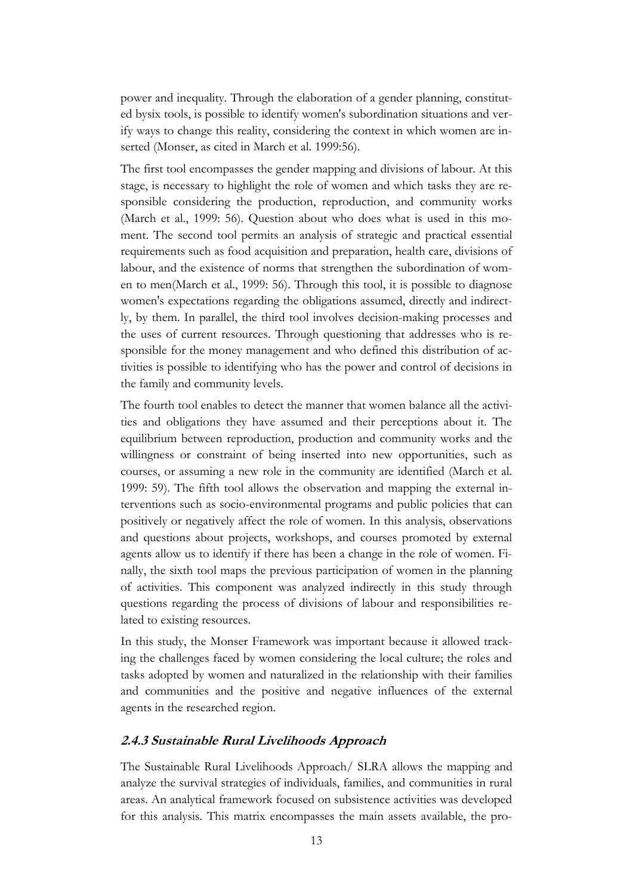power and inequality. Through the elaboration of a gender planning, constituted bysix tools, is possible to identify women's subordination situations and verify ways to change this reality, considering the context in which women are inserted (Monser, as cited in March et al. 1999:56).

The first tool encompasses the gender mapping and divisions of labour. At this stage, is necessary to highlight the role of women and which tasks they are responsible considering the production, reproduction, and community works (March et al., 1999: 56). Question about who does what is used in this moment. The second tool permits an analysis of strategic and practical essential requirements such as food acquisition and preparation, health care, divisions of labour, and the existence of norms that strengthen the subordination of women to men(March et al., 1999: 56). Through this tool, it is possible to diagnose women's expectations regarding the obligations assumed, directly and indirectly, by them. In parallel, the third tool involves decision-making processes and the uses of current resources. Through questioning that addresses who is responsible for the money management and who defined this distribution of activities is possible to identifying who has the power and control of decisions in the family and community levels.

The fourth tool enables to detect the manner that women balance all the activities and obligations they have assumed and their perceptions about it. The equilibrium between reproduction, production and community works and the willingness or constraint of being inserted into new opportunities, such as courses, or assuming a new role in the community are identified (March et al. 1999: 59). The fifth tool allows the observation and mapping the external interventions such as socio-environmental programs and public policies that can positively or negatively affect the role of women. In this analysis, observations and questions about projects, workshops, and courses promoted by external agents allow us to identify if there has been a change in the role of women. Finally, the sixth tool maps the previous participation of women in the planning of activities. This component was analyzed indirectly in this study through questions regarding the process of divisions of labour and responsibilities related to existing resources.

In this study, the Monser Framework was important because it allowed tracking the challenges faced by women considering the local culture; the roles and tasks adopted by women and naturalized in the relationship with their families and communities and the positive and negative influences of the external agents in the researched region.

### 2.4.3 Sustainable Rural Livelihoods Approach

The Sustainable Rural Livelihoods Approach/ SLRA allows the mapping and analyze the survival strategies of individuals, families, and communities in rural areas. An analytical framework focused on subsistence activities was developed for this analysis. This matrix encompasses the main assets available, the pro-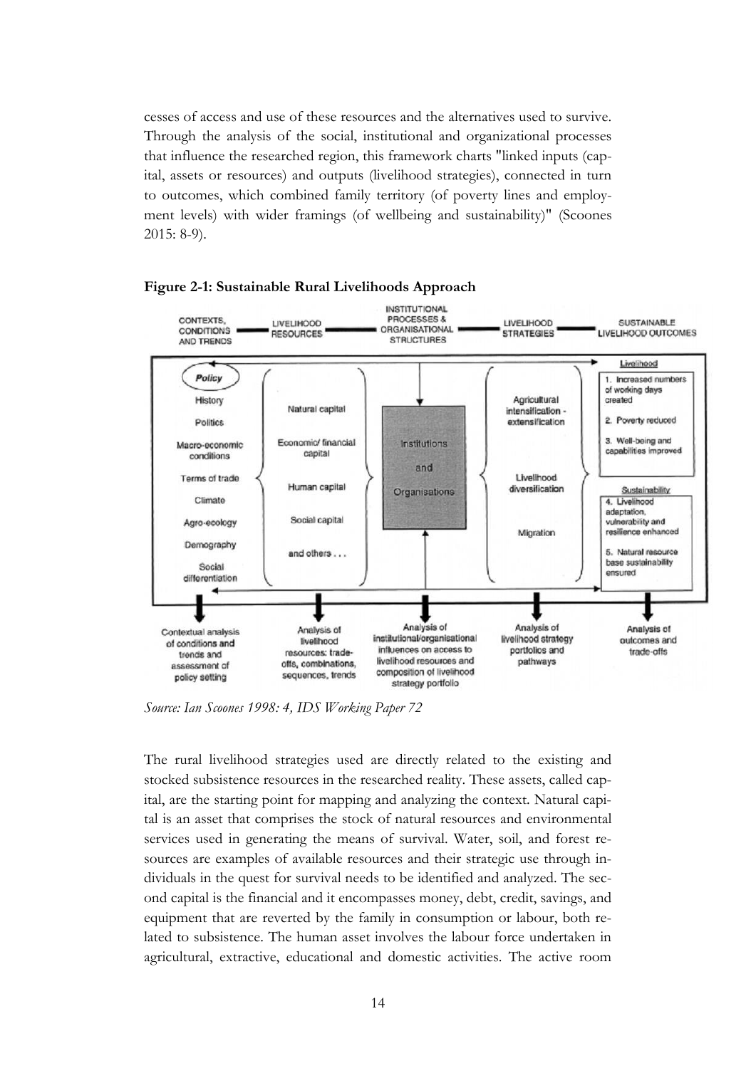cesses of access and use of these resources and the alternatives used to survive. Through the analysis of the social, institutional and organizational processes that influence the researched region, this framework charts "linked inputs (capital, assets or resources) and outputs (livelihood strategies), connected in turn to outcomes, which combined family territory (of poverty lines and employment levels) with wider framings (of wellbeing and sustainability)" (Scoones 2015: 8-9).

**Figure 2-1: Sustainable Rural Livelihoods Approach**

*Source: Ian Scoones 1998: 4, IDS Working Paper 72*

The rural livelihood strategies used are directly related to the existing and stocked subsistence resources in the researched reality. These assets, called capital, are the starting point for mapping and analyzing the context. Natural capital is an asset that comprises the stock of natural resources and environmental services used in generating the means of survival. Water, soil, and forest resources are examples of available resources and their strategic use through individuals in the quest for survival needs to be identified and analyzed. The second capital is the financial and it encompasses money, debt, credit, savings, and equipment that are reverted by the family in consumption or labour, both related to subsistence. The human asset involves the labour force undertaken in agricultural, extractive, educational and domestic activities. The active room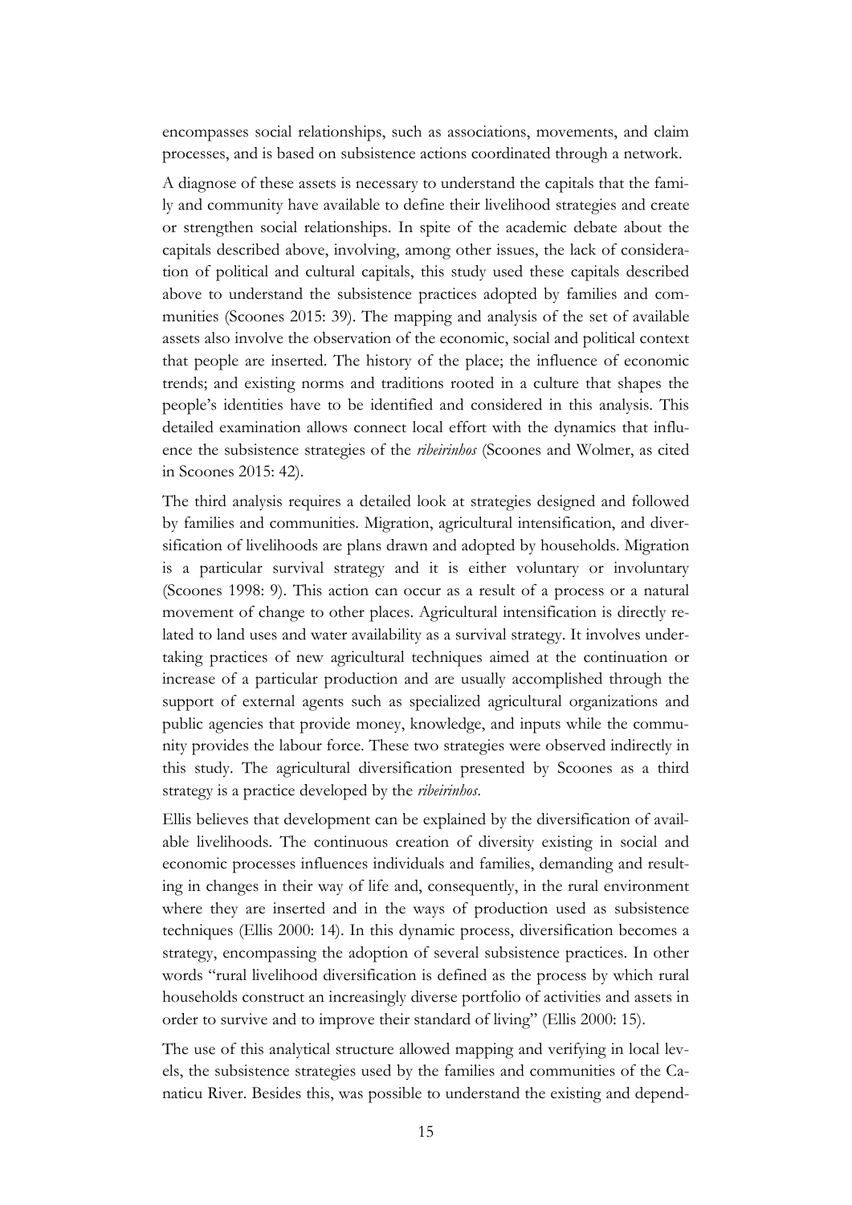encompasses social relationships, such as associations, movements, and claim processes, and is based on subsistence actions coordinated through a network.

A diagnose of these assets is necessary to understand the capitals that the family and community have available to define their livelihood strategies and create or strengthen social relationships. In spite of the academic debate about the capitals described above, involving, among other issues, the lack of consideration of political and cultural capitals, this study used these capitals described above to understand the subsistence practices adopted by families and communities (Scoones 2015: 39). The mapping and analysis of the set of available assets also involve the observation of the economic, social and political context that people are inserted. The history of the place; the influence of economic trends; and existing norms and traditions rooted in a culture that shapes the people's identities have to be identified and considered in this analysis. This detailed examination allows connect local effort with the dynamics that influence the subsistence strategies of the *ribeirinhos* (Scoones and Wolmer, as cited in Scoones 2015: 42).

The third analysis requires a detailed look at strategies designed and followed by families and communities. Migration, agricultural intensification, and diversification of livelihoods are plans drawn and adopted by households. Migration is a particular survival strategy and it is either voluntary or involuntary (Scoones 1998: 9). This action can occur as a result of a process or a natural movement of change to other places. Agricultural intensification is directly related to land uses and water availability as a survival strategy. It involves undertaking practices of new agricultural techniques aimed at the continuation or increase of a particular production and are usually accomplished through the support of external agents such as specialized agricultural organizations and public agencies that provide money, knowledge, and inputs while the community provides the labour force. These two strategies were observed indirectly in this study. The agricultural diversification presented by Scoones as a third strategy is a practice developed by the *ribeirinhos*.

Ellis believes that development can be explained by the diversification of available livelihoods. The continuous creation of diversity existing in social and economic processes influences individuals and families, demanding and resulting in changes in their way of life and, consequently, in the rural environment where they are inserted and in the ways of production used as subsistence techniques (Ellis 2000: 14). In this dynamic process, diversification becomes a strategy, encompassing the adoption of several subsistence practices. In other words "rural livelihood diversification is defined as the process by which rural households construct an increasingly diverse portfolio of activities and assets in order to survive and to improve their standard of living" (Ellis 2000: 15).

The use of this analytical structure allowed mapping and verifying in local levels, the subsistence strategies used by the families and communities of the Canaticu River. Besides this, was possible to understand the existing and depend-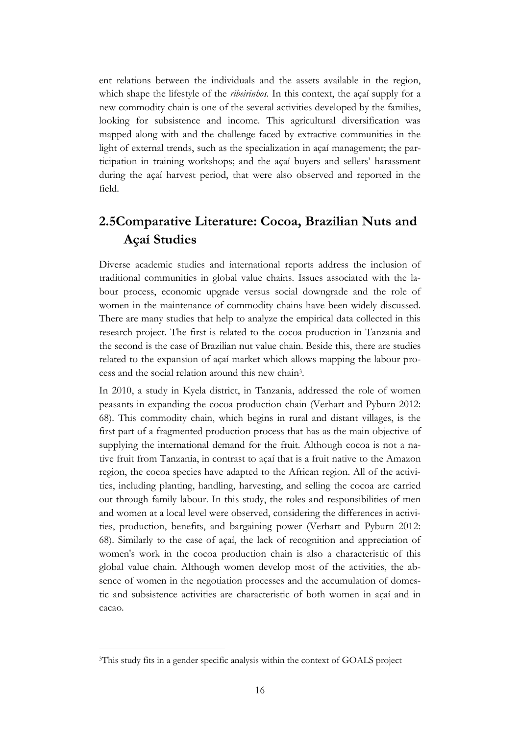ent relations between the individuals and the assets available in the region, which shape the lifestyle of the *ribeirinhos.* In this context, the açaí supply for a new commodity chain is one of the several activities developed by the families, looking for subsistence and income. This agricultural diversification was mapped along with and the challenge faced by extractive communities in the light of external trends, such as the specialization in açaí management; the participation in training workshops; and the açaí buyers and sellers' harassment during the açaí harvest period, that were also observed and reported in the field.

## 2.5Comparative Literature: Cocoa, Brazilian Nuts and Açaí Studies

Diverse academic studies and international reports address the inclusion of traditional communities in global value chains. Issues associated with the labour process, economic upgrade versus social downgrade and the role of women in the maintenance of commodity chains have been widely discussed. There are many studies that help to analyze the empirical data collected in this research project. The first is related to the cocoa production in Tanzania and the second is the case of Brazilian nut value chain. Beside this, there are studies related to the expansion of açaí market which allows mapping the labour process and the social relation around this new chain[3].

In 2010, a study in Kyela district, in Tanzania, addressed the role of women peasants in expanding the cocoa production chain (Verhart and Pyburn 2012: 68). This commodity chain, which begins in rural and distant villages, is the first part of a fragmented production process that has as the main objective of supplying the international demand for the fruit. Although cocoa is not a native fruit from Tanzania, in contrast to açaí that is a fruit native to the Amazon region, the cocoa species have adapted to the African region. All of the activities, including planting, handling, harvesting, and selling the cocoa are carried out through family labour. In this study, the roles and responsibilities of men and women at a local level were observed, considering the differences in activities, production, benefits, and bargaining power (Verhart and Pyburn 2012: 68). Similarly to the case of açaí, the lack of recognition and appreciation of women's work in the cocoa production chain is also a characteristic of this global value chain. Although women develop most of the activities, the absence of women in the negotiation processes and the accumulation of domestic and subsistence activities are characteristic of both women in açaí and in cacao.

[3]This study fits in a gender specific analysis within the context of GOALS project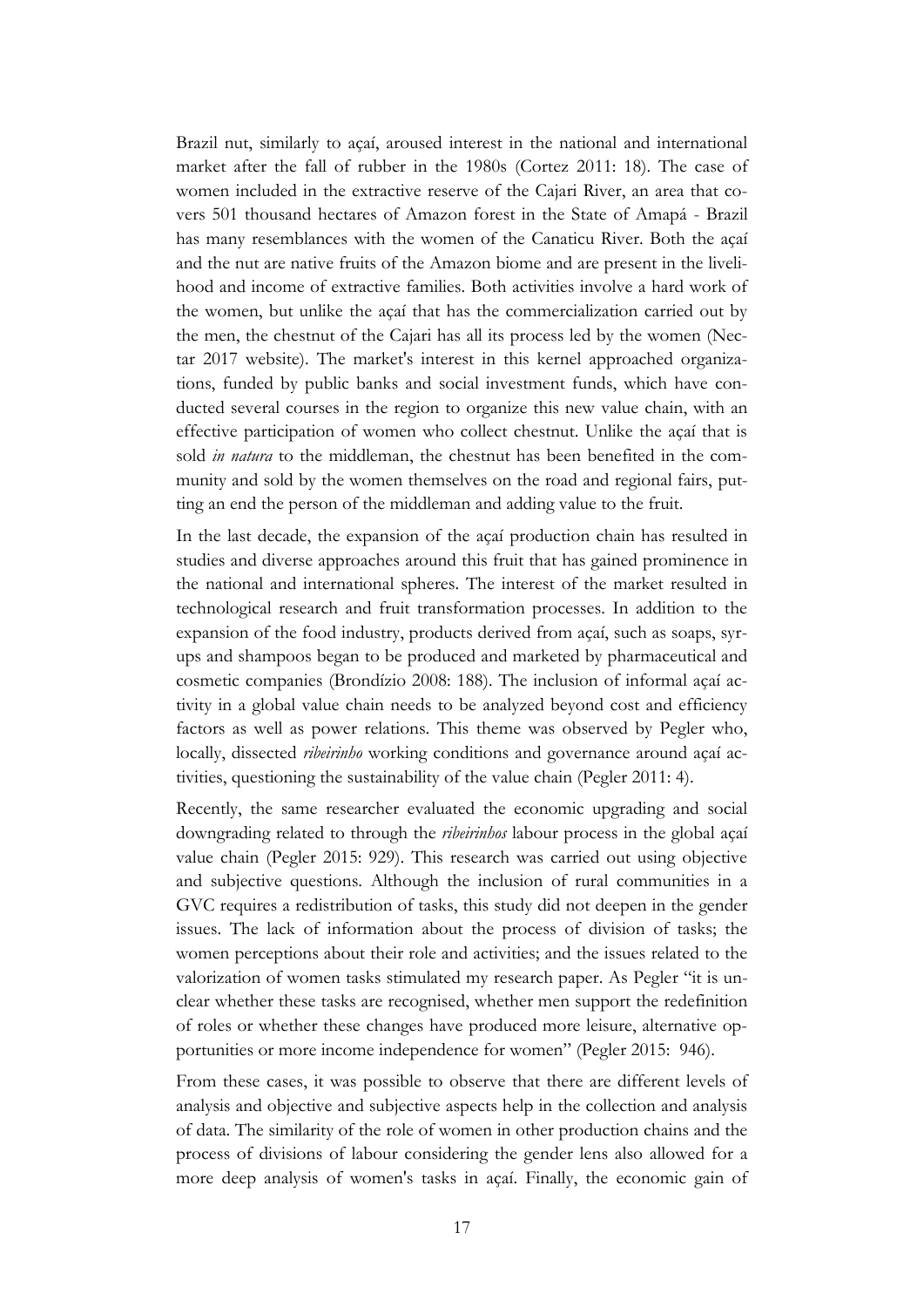Brazil nut, similarly to açaí, aroused interest in the national and international market after the fall of rubber in the 1980s (Cortez 2011: 18). The case of women included in the extractive reserve of the Cajari River, an area that covers 501 thousand hectares of Amazon forest in the State of Amapá - Brazil has many resemblances with the women of the Canaticu River. Both the açaí and the nut are native fruits of the Amazon biome and are present in the livelihood and income of extractive families. Both activities involve a hard work of the women, but unlike the açaí that has the commercialization carried out by the men, the chestnut of the Cajari has all its process led by the women (Nectar 2017 website). The market's interest in this kernel approached organizations, funded by public banks and social investment funds, which have conducted several courses in the region to organize this new value chain, with an effective participation of women who collect chestnut. Unlike the açaí that is sold *in natura* to the middleman, the chestnut has been benefited in the community and sold by the women themselves on the road and regional fairs, putting an end the person of the middleman and adding value to the fruit.

In the last decade, the expansion of the açaí production chain has resulted in studies and diverse approaches around this fruit that has gained prominence in the national and international spheres. The interest of the market resulted in technological research and fruit transformation processes. In addition to the expansion of the food industry, products derived from açaí, such as soaps, syrups and shampoos began to be produced and marketed by pharmaceutical and cosmetic companies (Brondízio 2008: 188). The inclusion of informal açaí activity in a global value chain needs to be analyzed beyond cost and efficiency factors as well as power relations. This theme was observed by Pegler who, locally, dissected *ribeirinho* working conditions and governance around açaí activities, questioning the sustainability of the value chain (Pegler 2011: 4).

Recently, the same researcher evaluated the economic upgrading and social downgrading related to through the *ribeirinhos* labour process in the global açaí value chain (Pegler 2015: 929). This research was carried out using objective and subjective questions. Although the inclusion of rural communities in a GVC requires a redistribution of tasks, this study did not deepen in the gender issues. The lack of information about the process of division of tasks; the women perceptions about their role and activities; and the issues related to the valorization of women tasks stimulated my research paper. As Pegler "it is unclear whether these tasks are recognised, whether men support the redefinition of roles or whether these changes have produced more leisure, alternative opportunities or more income independence for women" (Pegler 2015: 946).

From these cases, it was possible to observe that there are different levels of analysis and objective and subjective aspects help in the collection and analysis of data. The similarity of the role of women in other production chains and the process of divisions of labour considering the gender lens also allowed for a more deep analysis of women's tasks in açaí. Finally, the economic gain of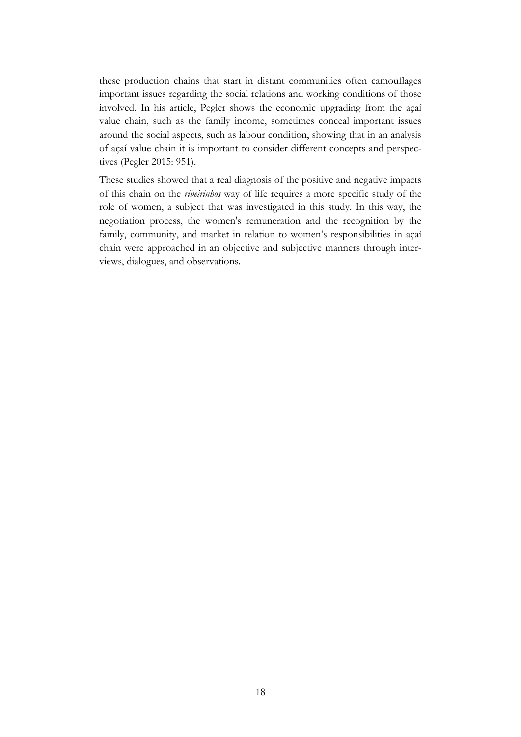these production chains that start in distant communities often camouflages important issues regarding the social relations and working conditions of those involved. In his article, Pegler shows the economic upgrading from the açaí value chain, such as the family income, sometimes conceal important issues around the social aspects, such as labour condition, showing that in an analysis of açaí value chain it is important to consider different concepts and perspectives (Pegler 2015: 951).

These studies showed that a real diagnosis of the positive and negative impacts of this chain on the *ribeirinhos* way of life requires a more specific study of the role of women, a subject that was investigated in this study. In this way, the negotiation process, the women's remuneration and the recognition by the family, community, and market in relation to women's responsibilities in açaí chain were approached in an objective and subjective manners through interviews, dialogues, and observations.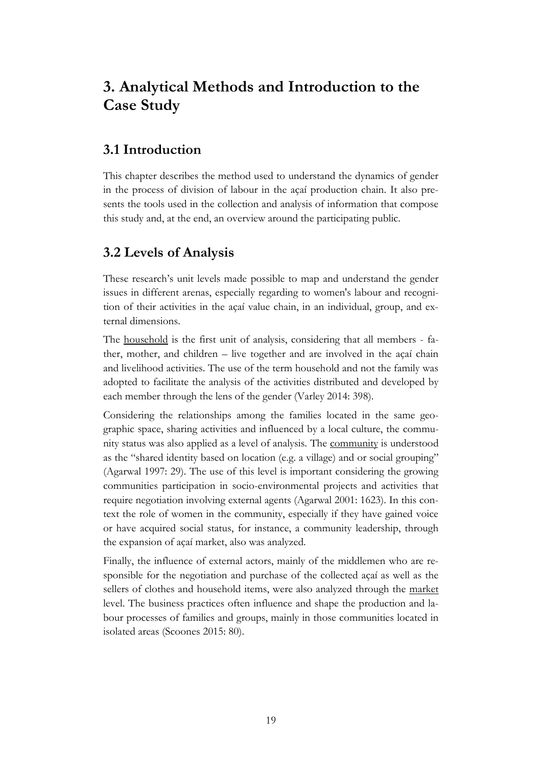# 3. Analytical Methods and Introduction to the Case Study

## 3.1 Introduction

This chapter describes the method used to understand the dynamics of gender in the process of division of labour in the açaí production chain. It also presents the tools used in the collection and analysis of information that compose this study and, at the end, an overview around the participating public.

## 3.2 Levels of Analysis

These research's unit levels made possible to map and understand the gender issues in different arenas, especially regarding to women's labour and recognition of their activities in the açaí value chain, in an individual, group, and external dimensions.

The household is the first unit of analysis, considering that all members - father, mother, and children – live together and are involved in the açaí chain and livelihood activities. The use of the term household and not the family was adopted to facilitate the analysis of the activities distributed and developed by each member through the lens of the gender (Varley 2014: 398).

Considering the relationships among the families located in the same geographic space, sharing activities and influenced by a local culture, the community status was also applied as a level of analysis. The community is understood as the "shared identity based on location (e.g. a village) and or social grouping" (Agarwal 1997: 29). The use of this level is important considering the growing communities participation in socio-environmental projects and activities that require negotiation involving external agents (Agarwal 2001: 1623). In this context the role of women in the community, especially if they have gained voice or have acquired social status, for instance, a community leadership, through the expansion of açaí market, also was analyzed.

Finally, the influence of external actors, mainly of the middlemen who are responsible for the negotiation and purchase of the collected açaí as well as the sellers of clothes and household items, were also analyzed through the market level. The business practices often influence and shape the production and labour processes of families and groups, mainly in those communities located in isolated areas (Scoones 2015: 80).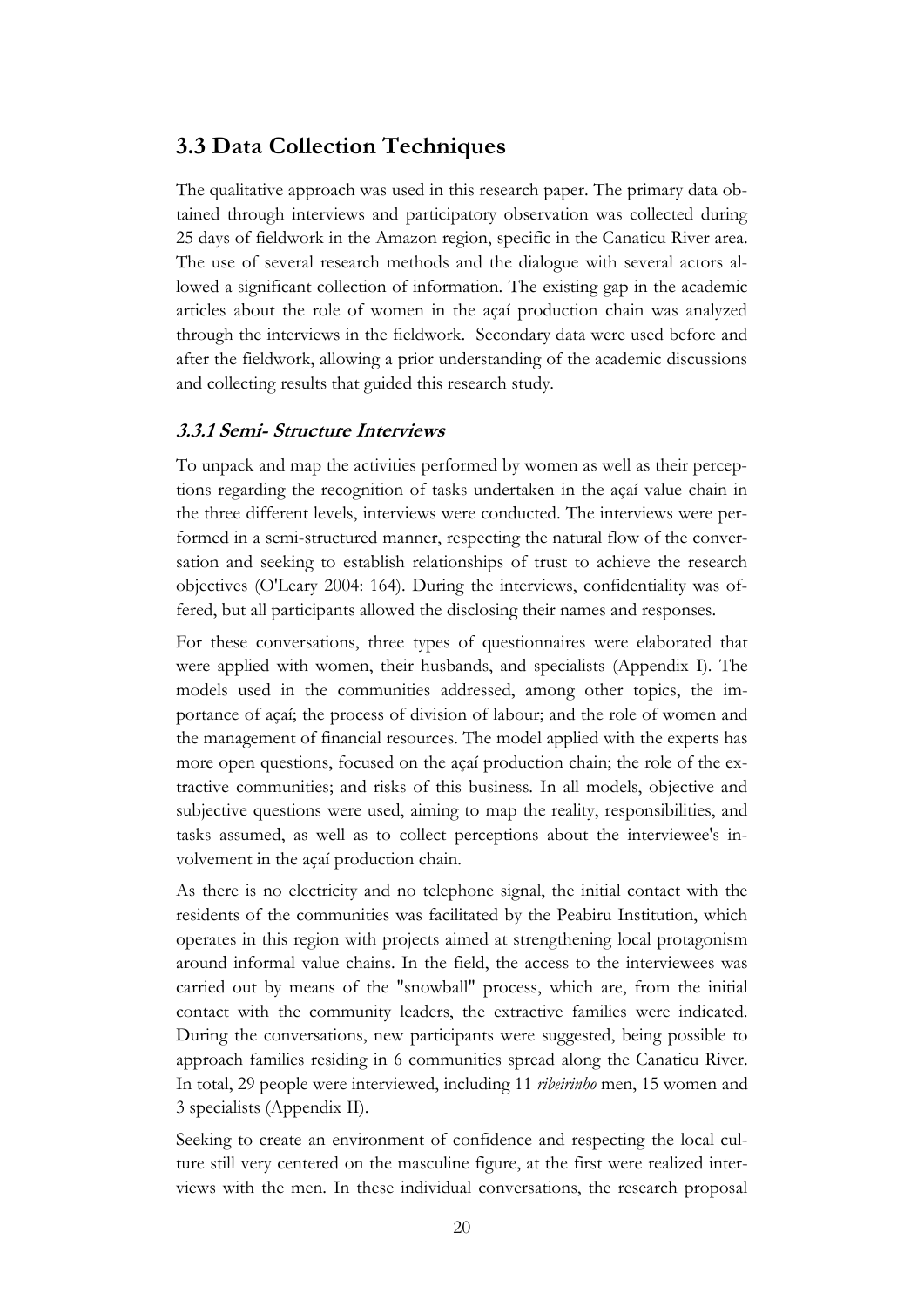## 3.3 Data Collection Techniques

The qualitative approach was used in this research paper. The primary data obtained through interviews and participatory observation was collected during 25 days of fieldwork in the Amazon region, specific in the Canaticu River area. The use of several research methods and the dialogue with several actors allowed a significant collection of information. The existing gap in the academic articles about the role of women in the açaí production chain was analyzed through the interviews in the fieldwork. Secondary data were used before and after the fieldwork, allowing a prior understanding of the academic discussions and collecting results that guided this research study.

### *3.3.1 Semi- Structure Interviews*

To unpack and map the activities performed by women as well as their perceptions regarding the recognition of tasks undertaken in the açaí value chain in the three different levels, interviews were conducted. The interviews were performed in a semi-structured manner, respecting the natural flow of the conversation and seeking to establish relationships of trust to achieve the research objectives (O'Leary 2004: 164). During the interviews, confidentiality was offered, but all participants allowed the disclosing their names and responses.

For these conversations, three types of questionnaires were elaborated that were applied with women, their husbands, and specialists (Appendix I). The models used in the communities addressed, among other topics, the importance of açaí; the process of division of labour; and the role of women and the management of financial resources. The model applied with the experts has more open questions, focused on the açaí production chain; the role of the extractive communities; and risks of this business. In all models, objective and subjective questions were used, aiming to map the reality, responsibilities, and tasks assumed, as well as to collect perceptions about the interviewee's involvement in the açaí production chain.

As there is no electricity and no telephone signal, the initial contact with the residents of the communities was facilitated by the Peabiru Institution, which operates in this region with projects aimed at strengthening local protagonism around informal value chains. In the field, the access to the interviewees was carried out by means of the "snowball" process, which are, from the initial contact with the community leaders, the extractive families were indicated. During the conversations, new participants were suggested, being possible to approach families residing in 6 communities spread along the Canaticu River. In total, 29 people were interviewed, including 11 *ribeirinho* men, 15 women and 3 specialists (Appendix II).

Seeking to create an environment of confidence and respecting the local culture still very centered on the masculine figure, at the first were realized interviews with the men. In these individual conversations, the research proposal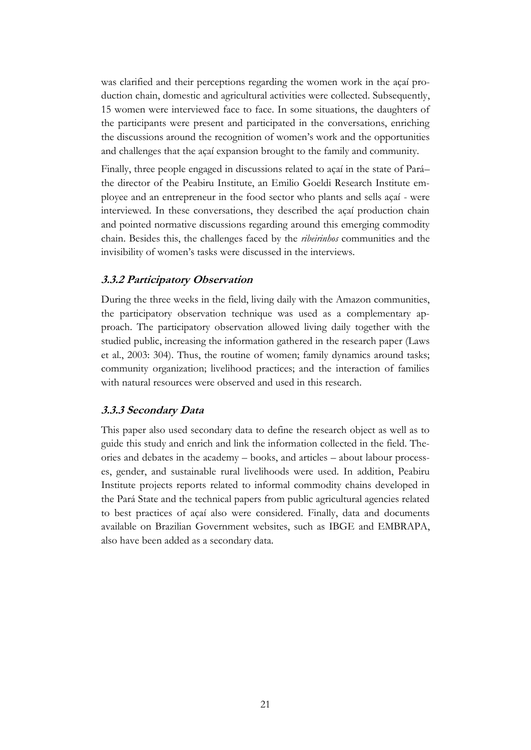was clarified and their perceptions regarding the women work in the açaí production chain, domestic and agricultural activities were collected. Subsequently, 15 women were interviewed face to face. In some situations, the daughters of the participants were present and participated in the conversations, enriching the discussions around the recognition of women's work and the opportunities and challenges that the açaí expansion brought to the family and community.

Finally, three people engaged in discussions related to açaí in the state of Pará– the director of the Peabiru Institute, an Emilio Goeldi Research Institute employee and an entrepreneur in the food sector who plants and sells açaí - were interviewed. In these conversations, they described the açaí production chain and pointed normative discussions regarding around this emerging commodity chain. Besides this, the challenges faced by the *ribeirinhos* communities and the invisibility of women's tasks were discussed in the interviews.

### 3.3.2 Participatory Observation

During the three weeks in the field, living daily with the Amazon communities, the participatory observation technique was used as a complementary approach. The participatory observation allowed living daily together with the studied public, increasing the information gathered in the research paper (Laws et al., 2003: 304). Thus, the routine of women; family dynamics around tasks; community organization; livelihood practices; and the interaction of families with natural resources were observed and used in this research.

### 3.3.3 Secondary Data

This paper also used secondary data to define the research object as well as to guide this study and enrich and link the information collected in the field. Theories and debates in the academy – books, and articles – about labour processes, gender, and sustainable rural livelihoods were used. In addition, Peabiru Institute projects reports related to informal commodity chains developed in the Pará State and the technical papers from public agricultural agencies related to best practices of açaí also were considered. Finally, data and documents available on Brazilian Government websites, such as IBGE and EMBRAPA, also have been added as a secondary data.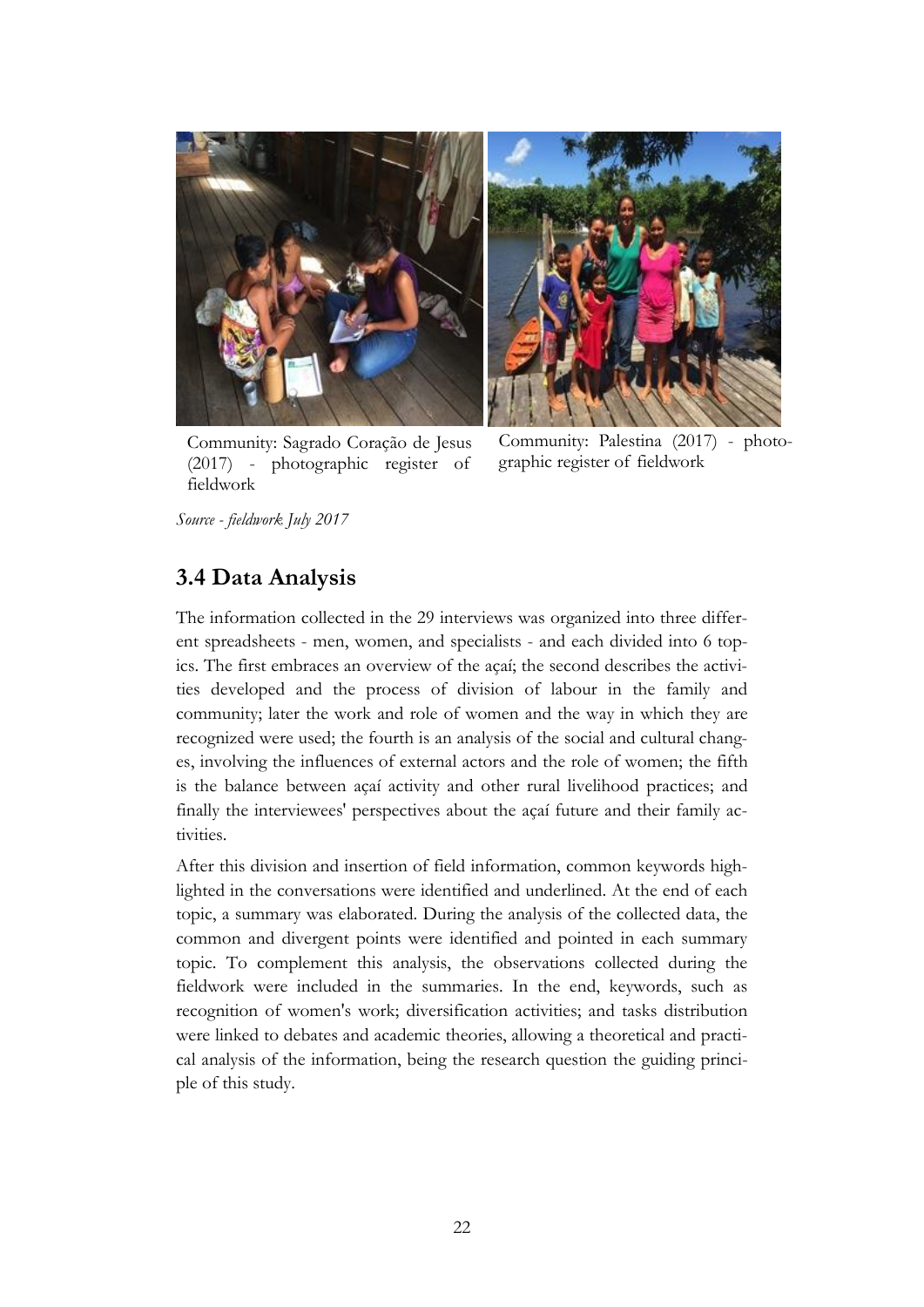Community: Sagrado Coração de Jesus (2017) - photographic register of fieldwork

Community: Palestina (2017) - photographic register of fieldwork

*Source - fieldwork July 2017*

## 3.4 Data Analysis

The information collected in the 29 interviews was organized into three different spreadsheets - men, women, and specialists - and each divided into 6 topics. The first embraces an overview of the açaí; the second describes the activities developed and the process of division of labour in the family and community; later the work and role of women and the way in which they are recognized were used; the fourth is an analysis of the social and cultural changes, involving the influences of external actors and the role of women; the fifth is the balance between açaí activity and other rural livelihood practices; and finally the interviewees' perspectives about the açaí future and their family activities.

After this division and insertion of field information, common keywords highlighted in the conversations were identified and underlined. At the end of each topic, a summary was elaborated. During the analysis of the collected data, the common and divergent points were identified and pointed in each summary topic. To complement this analysis, the observations collected during the fieldwork were included in the summaries. In the end, keywords, such as recognition of women's work; diversification activities; and tasks distribution were linked to debates and academic theories, allowing a theoretical and practical analysis of the information, being the research question the guiding principle of this study.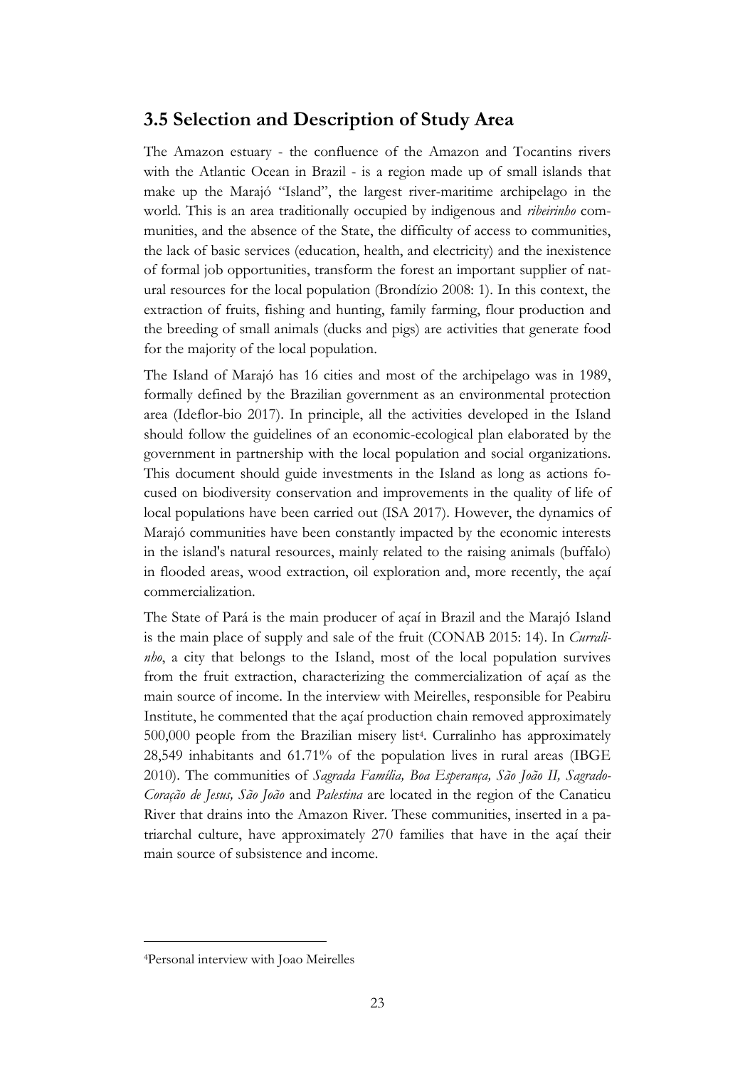## 3.5 Selection and Description of Study Area

The Amazon estuary - the confluence of the Amazon and Tocantins rivers with the Atlantic Ocean in Brazil - is a region made up of small islands that make up the Marajó "Island", the largest river-maritime archipelago in the world. This is an area traditionally occupied by indigenous and *ribeirinho* communities, and the absence of the State, the difficulty of access to communities, the lack of basic services (education, health, and electricity) and the inexistence of formal job opportunities, transform the forest an important supplier of natural resources for the local population (Brondízio 2008: 1). In this context, the extraction of fruits, fishing and hunting, family farming, flour production and the breeding of small animals (ducks and pigs) are activities that generate food for the majority of the local population.

The Island of Marajó has 16 cities and most of the archipelago was in 1989, formally defined by the Brazilian government as an environmental protection area (Ideflor-bio 2017). In principle, all the activities developed in the Island should follow the guidelines of an economic-ecological plan elaborated by the government in partnership with the local population and social organizations. This document should guide investments in the Island as long as actions focused on biodiversity conservation and improvements in the quality of life of local populations have been carried out (ISA 2017). However, the dynamics of Marajó communities have been constantly impacted by the economic interests in the island's natural resources, mainly related to the raising animals (buffalo) in flooded areas, wood extraction, oil exploration and, more recently, the açaí commercialization.

The State of Pará is the main producer of açaí in Brazil and the Marajó Island is the main place of supply and sale of the fruit (CONAB 2015: 14). In *Curralinho*, a city that belongs to the Island, most of the local population survives from the fruit extraction, characterizing the commercialization of açaí as the main source of income. In the interview with Meirelles, responsible for Peabiru Institute, he commented that the açaí production chain removed approximately 500,000 people from the Brazilian misery list[4]. Curralinho has approximately 28,549 inhabitants and 61.71% of the population lives in rural areas (IBGE 2010). The communities of *Sagrada Família, Boa Esperança, São João II, Sagrado-Coração de Jesus, São João* and *Palestina* are located in the region of the Canaticu River that drains into the Amazon River. These communities, inserted in a patriarchal culture, have approximately 270 families that have in the açaí their main source of subsistence and income.

[4]Personal interview with Joao Meirelles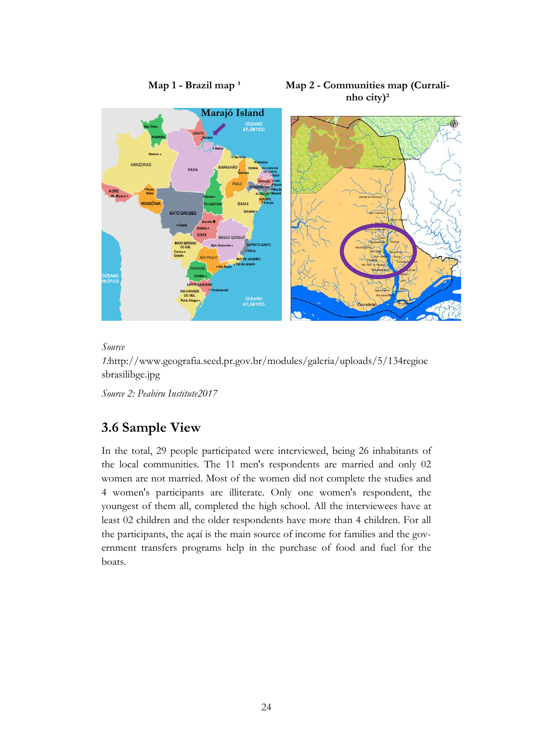**Map 1 - Brazil map [1]**

**Map 2 - Communities map (Curralinho city)[2]**

*Source 1*:http://www.geografia.seed.pr.gov.br/modules/galeria/uploads/5/134regioesbrasilibge.jpg

*Source 2: Peabiru Institute2017*

## 3.6 Sample View

In the total, 29 people participated were interviewed, being 26 inhabitants of the local communities. The 11 men's respondents are married and only 02 women are not married. Most of the women did not complete the studies and 4 women's participants are illiterate. Only one women's respondent, the youngest of them all, completed the high school. All the interviewees have at least 02 children and the older respondents have more than 4 children. For all the participants, the açaí is the main source of income for families and the government transfers programs help in the purchase of food and fuel for the boats.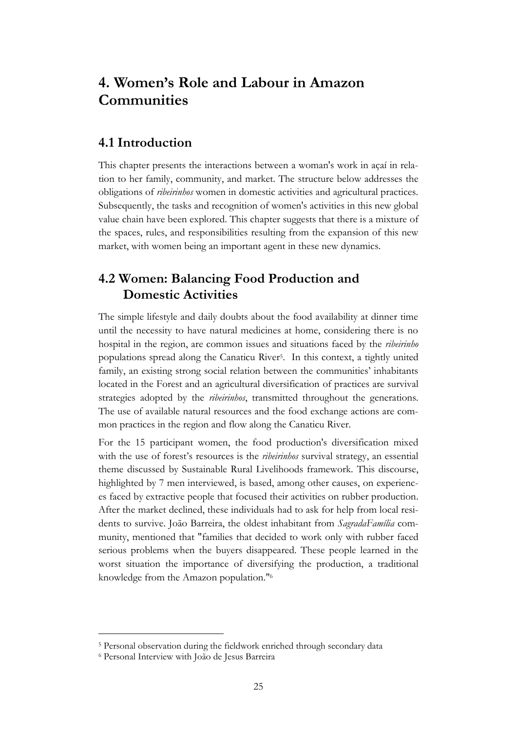# 4. Women's Role and Labour in Amazon Communities

## 4.1 Introduction

This chapter presents the interactions between a woman's work in açaí in relation to her family, community, and market. The structure below addresses the obligations of *ribeirinhos* women in domestic activities and agricultural practices. Subsequently, the tasks and recognition of women's activities in this new global value chain have been explored. This chapter suggests that there is a mixture of the spaces, rules, and responsibilities resulting from the expansion of this new market, with women being an important agent in these new dynamics.

## 4.2 Women: Balancing Food Production and Domestic Activities

The simple lifestyle and daily doubts about the food availability at dinner time until the necessity to have natural medicines at home, considering there is no hospital in the region, are common issues and situations faced by the *ribeirinho* populations spread along the Canaticu River[5]. In this context, a tightly united family, an existing strong social relation between the communities' inhabitants located in the Forest and an agricultural diversification of practices are survival strategies adopted by the *ribeirinhos*, transmitted throughout the generations. The use of available natural resources and the food exchange actions are common practices in the region and flow along the Canaticu River.

For the 15 participant women, the food production's diversification mixed with the use of forest's resources is the *ribeirinhos* survival strategy, an essential theme discussed by Sustainable Rural Livelihoods framework. This discourse, highlighted by 7 men interviewed, is based, among other causes, on experiences faced by extractive people that focused their activities on rubber production. After the market declined, these individuals had to ask for help from local residents to survive. João Barreira, the oldest inhabitant from *SagradaFamília* community, mentioned that "families that decided to work only with rubber faced serious problems when the buyers disappeared. These people learned in the worst situation the importance of diversifying the production, a traditional knowledge from the Amazon population."[6]

---

[5] Personal observation during the fieldwork enriched through secondary data

[6] Personal Interview with João de Jesus Barreira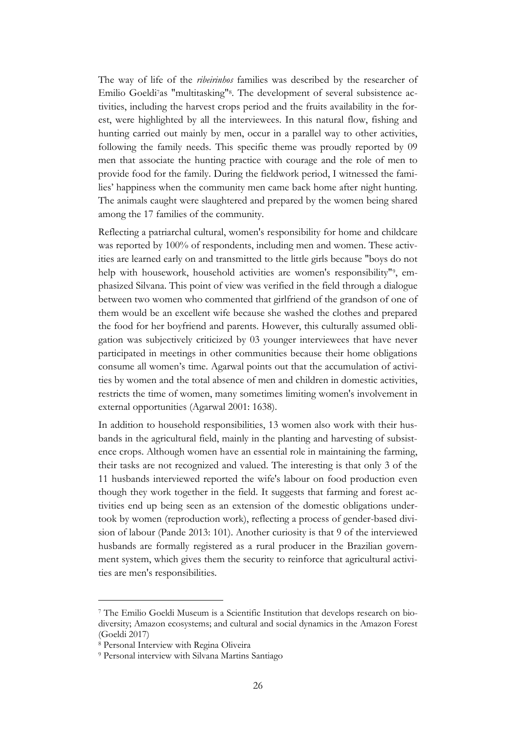The way of life of the *ribeirinhos* families was described by the researcher of Emilio Goeldi[7] as "multitasking"[8]. The development of several subsistence activities, including the harvest crops period and the fruits availability in the forest, were highlighted by all the interviewees. In this natural flow, fishing and hunting carried out mainly by men, occur in a parallel way to other activities, following the family needs. This specific theme was proudly reported by 09 men that associate the hunting practice with courage and the role of men to provide food for the family. During the fieldwork period, I witnessed the families' happiness when the community men came back home after night hunting. The animals caught were slaughtered and prepared by the women being shared among the 17 families of the community.

Reflecting a patriarchal cultural, women's responsibility for home and childcare was reported by 100% of respondents, including men and women. These activities are learned early on and transmitted to the little girls because "boys do not help with housework, household activities are women's responsibility"[9], emphasized Silvana. This point of view was verified in the field through a dialogue between two women who commented that girlfriend of the grandson of one of them would be an excellent wife because she washed the clothes and prepared the food for her boyfriend and parents. However, this culturally assumed obligation was subjectively criticized by 03 younger interviewees that have never participated in meetings in other communities because their home obligations consume all women's time. Agarwal points out that the accumulation of activities by women and the total absence of men and children in domestic activities, restricts the time of women, many sometimes limiting women's involvement in external opportunities (Agarwal 2001: 1638).

In addition to household responsibilities, 13 women also work with their husbands in the agricultural field, mainly in the planting and harvesting of subsistence crops. Although women have an essential role in maintaining the farming, their tasks are not recognized and valued. The interesting is that only 3 of the 11 husbands interviewed reported the wife's labour on food production even though they work together in the field. It suggests that farming and forest activities end up being seen as an extension of the domestic obligations undertook by women (reproduction work), reflecting a process of gender-based division of labour (Pande 2013: 101). Another curiosity is that 9 of the interviewed husbands are formally registered as a rural producer in the Brazilian government system, which gives them the security to reinforce that agricultural activities are men's responsibilities.

---

[7] The Emilio Goeldi Museum is a Scientific Institution that develops research on biodiversity; Amazon ecosystems; and cultural and social dynamics in the Amazon Forest (Goeldi 2017)

[8] Personal Interview with Regina Oliveira

[9] Personal interview with Silvana Martins Santiago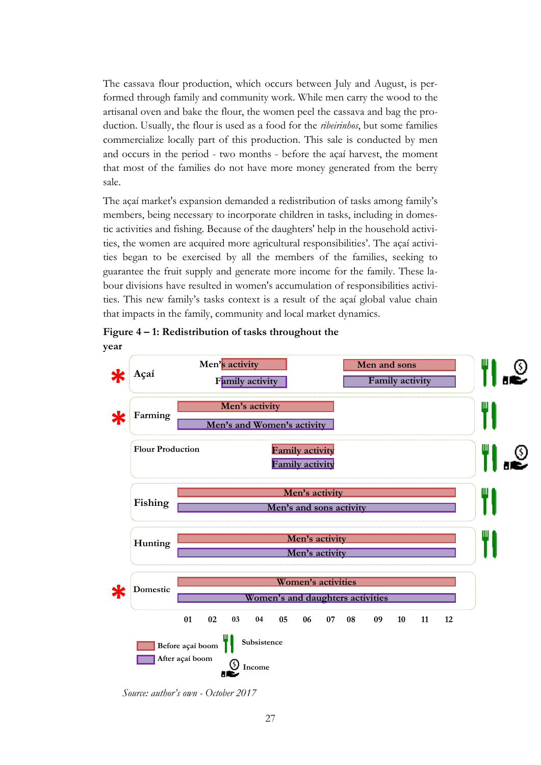The cassava flour production, which occurs between July and August, is performed through family and community work. While men carry the wood to the artisanal oven and bake the flour, the women peel the cassava and bag the production. Usually, the flour is used as a food for the *ribeirinhos*, but some families commercialize locally part of this production. This sale is conducted by men and occurs in the period - two months - before the açaí harvest, the moment that most of the families do not have more money generated from the berry sale.

The açaí market's expansion demanded a redistribution of tasks among family's members, being necessary to incorporate children in tasks, including in domestic activities and fishing. Because of the daughters' help in the household activities, the women are acquired more agricultural responsibilities'. The açaí activities began to be exercised by all the members of the families, seeking to guarantee the fruit supply and generate more income for the family. These labour divisions have resulted in women's accumulation of responsibilities activities. This new family's tasks context is a result of the açaí global value chain that impacts in the family, community and local market dynamics.

**Figure 4 – 1: Redistribution of tasks throughout the year**

| Activity | Before açaí boom | After açaí boom | Purpose |
|---|---|---|---|
| * Açaí | Men's activity (approx. 03–05); Men and sons (approx. 08–12) | Family activity (approx. 03–05); Family activity (approx. 08–12) | Subsistence, Income |
| * Farming | Men's activity (01–07) | Men's and Women's activity (01–07) | Subsistence |
| Flour Production | Family activity (05–07) | Family activity (05–07) | Subsistence, Income |
| Fishing | Men's activity (01–12) | Men's and sons activity (01–12) | Subsistence |
| Hunting | Men's activity (01–12) | Men's activity (01–12) | Subsistence |
| * Domestic | Women's activities (01–12) | Women's and daughters activities (01–12) | |

Months: 01 02 03 04 05 06 07 08 09 10 11 12

Legend: Before açaí boom; After açaí boom; Subsistence; Income

*Source: author's own - October 2017*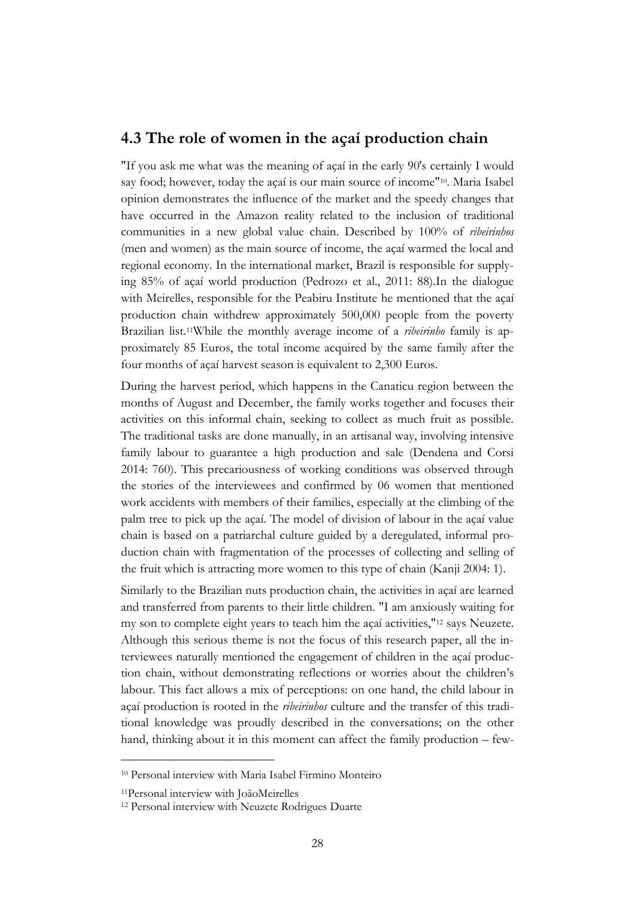## 4.3 The role of women in the açaí production chain

"If you ask me what was the meaning of açaí in the early 90's certainly I would say food; however, today the açaí is our main source of income"[10]. Maria Isabel opinion demonstrates the influence of the market and the speedy changes that have occurred in the Amazon reality related to the inclusion of traditional communities in a new global value chain. Described by 100% of *ribeirinhos* (men and women) as the main source of income, the açaí warmed the local and regional economy. In the international market, Brazil is responsible for supplying 85% of açaí world production (Pedrozo et al., 2011: 88).In the dialogue with Meirelles, responsible for the Peabiru Institute he mentioned that the açaí production chain withdrew approximately 500,000 people from the poverty Brazilian list.[11]While the monthly average income of a *ribeirinho* family is approximately 85 Euros, the total income acquired by the same family after the four months of açaí harvest season is equivalent to 2,300 Euros.

During the harvest period, which happens in the Canaticu region between the months of August and December, the family works together and focuses their activities on this informal chain, seeking to collect as much fruit as possible. The traditional tasks are done manually, in an artisanal way, involving intensive family labour to guarantee a high production and sale (Dendena and Corsi 2014: 760). This precariousness of working conditions was observed through the stories of the interviewees and confirmed by 06 women that mentioned work accidents with members of their families, especially at the climbing of the palm tree to pick up the açaí. The model of division of labour in the açaí value chain is based on a patriarchal culture guided by a deregulated, informal production chain with fragmentation of the processes of collecting and selling of the fruit which is attracting more women to this type of chain (Kanji 2004: 1).

Similarly to the Brazilian nuts production chain, the activities in açaí are learned and transferred from parents to their little children. "I am anxiously waiting for my son to complete eight years to teach him the açaí activities,"[12] says Neuzete. Although this serious theme is not the focus of this research paper, all the interviewees naturally mentioned the engagement of children in the açaí production chain, without demonstrating reflections or worries about the children's labour. This fact allows a mix of perceptions: on one hand, the child labour in açaí production is rooted in the *ribeirinhos* culture and the transfer of this traditional knowledge was proudly described in the conversations; on the other hand, thinking about it in this moment can affect the family production – few-

[10] Personal interview with Maria Isabel Firmino Monteiro

[11]Personal interview with JoãoMeirelles

[12] Personal interview with Neuzete Rodrigues Duarte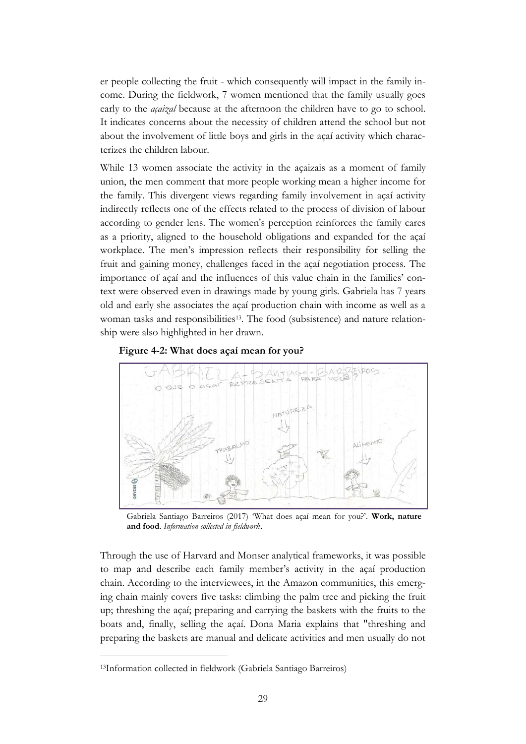er people collecting the fruit - which consequently will impact in the family income. During the fieldwork, 7 women mentioned that the family usually goes early to the *açaizal* because at the afternoon the children have to go to school. It indicates concerns about the necessity of children attend the school but not about the involvement of little boys and girls in the açaí activity which characterizes the children labour.

While 13 women associate the activity in the açaizais as a moment of family union, the men comment that more people working mean a higher income for the family. This divergent views regarding family involvement in açaí activity indirectly reflects one of the effects related to the process of division of labour according to gender lens. The women's perception reinforces the family cares as a priority, aligned to the household obligations and expanded for the açaí workplace. The men's impression reflects their responsibility for selling the fruit and gaining money, challenges faced in the açaí negotiation process. The importance of açaí and the influences of this value chain in the families' context were observed even in drawings made by young girls. Gabriela has 7 years old and early she associates the açaí production chain with income as well as a woman tasks and responsibilities[13]. The food (subsistence) and nature relationship were also highlighted in her drawn.

**Figure 4-2: What does açaí mean for you?**

Gabriela Santiago Barreiros (2017) 'What does açaí mean for you?'. **Work, nature and food**. *Information collected in fieldwork.*

Through the use of Harvard and Monser analytical frameworks, it was possible to map and describe each family member's activity in the açaí production chain. According to the interviewees, in the Amazon communities, this emerging chain mainly covers five tasks: climbing the palm tree and picking the fruit up; threshing the açaí; preparing and carrying the baskets with the fruits to the boats and, finally, selling the açaí. Dona Maria explains that "threshing and preparing the baskets are manual and delicate activities and men usually do not

[13] Information collected in fieldwork (Gabriela Santiago Barreiros)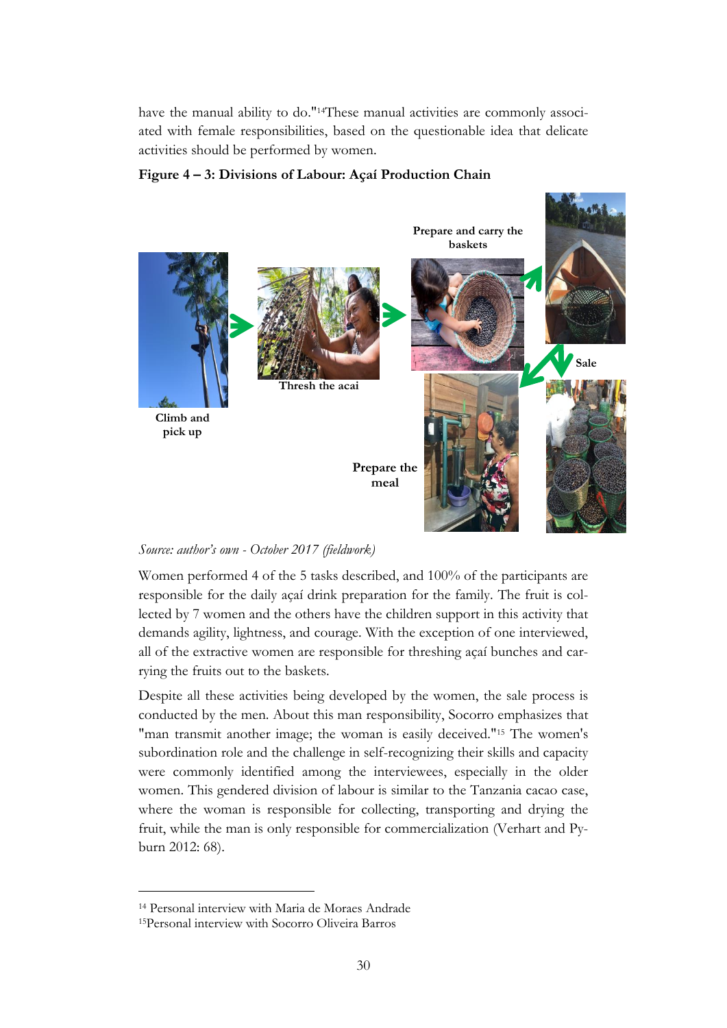have the manual ability to do."[14]These manual activities are commonly associated with female responsibilities, based on the questionable idea that delicate activities should be performed by women.

**Figure 4 – 3: Divisions of Labour: Açaí Production Chain**

**Climb and pick up**

**Thresh the acai**

**Prepare and carry the baskets**

**Sale**

**Prepare the meal**

*Source: author's own - October 2017 (fieldwork)*

Women performed 4 of the 5 tasks described, and 100% of the participants are responsible for the daily açaí drink preparation for the family. The fruit is collected by 7 women and the others have the children support in this activity that demands agility, lightness, and courage. With the exception of one interviewed, all of the extractive women are responsible for threshing açaí bunches and carrying the fruits out to the baskets.

Despite all these activities being developed by the women, the sale process is conducted by the men. About this man responsibility, Socorro emphasizes that "man transmit another image; the woman is easily deceived."[15] The women's subordination role and the challenge in self-recognizing their skills and capacity were commonly identified among the interviewees, especially in the older women. This gendered division of labour is similar to the Tanzania cacao case, where the woman is responsible for collecting, transporting and drying the fruit, while the man is only responsible for commercialization (Verhart and Pyburn 2012: 68).

[14] Personal interview with Maria de Moraes Andrade

[15]Personal interview with Socorro Oliveira Barros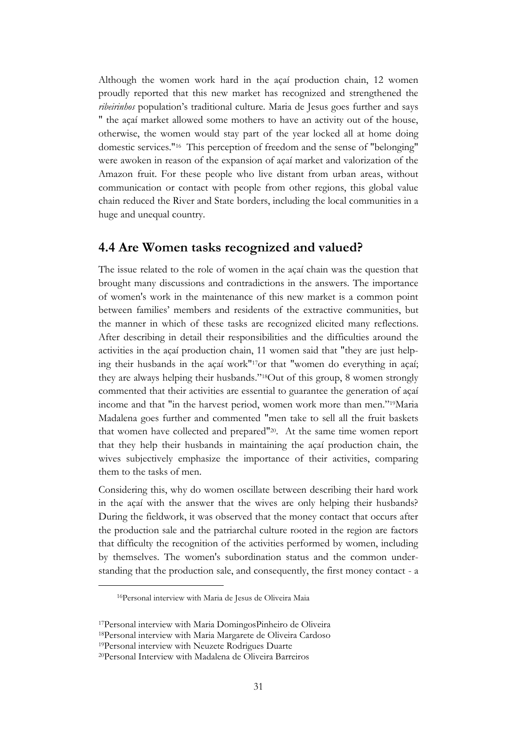Although the women work hard in the açaí production chain, 12 women proudly reported that this new market has recognized and strengthened the *ribeirinhos* population's traditional culture. Maria de Jesus goes further and says " the açaí market allowed some mothers to have an activity out of the house, otherwise, the women would stay part of the year locked all at home doing domestic services."[16] This perception of freedom and the sense of "belonging" were awoken in reason of the expansion of açaí market and valorization of the Amazon fruit. For these people who live distant from urban areas, without communication or contact with people from other regions, this global value chain reduced the River and State borders, including the local communities in a huge and unequal country.

## 4.4 Are Women tasks recognized and valued?

The issue related to the role of women in the açaí chain was the question that brought many discussions and contradictions in the answers. The importance of women's work in the maintenance of this new market is a common point between families' members and residents of the extractive communities, but the manner in which of these tasks are recognized elicited many reflections. After describing in detail their responsibilities and the difficulties around the activities in the açaí production chain, 11 women said that "they are just helping their husbands in the açaí work"[17]or that "women do everything in açaí; they are always helping their husbands."[18]Out of this group, 8 women strongly commented that their activities are essential to guarantee the generation of açaí income and that "in the harvest period, women work more than men."[19]Maria Madalena goes further and commented "men take to sell all the fruit baskets that women have collected and prepared"[20]. At the same time women report that they help their husbands in maintaining the açaí production chain, the wives subjectively emphasize the importance of their activities, comparing them to the tasks of men.

Considering this, why do women oscillate between describing their hard work in the açaí with the answer that the wives are only helping their husbands? During the fieldwork, it was observed that the money contact that occurs after the production sale and the patriarchal culture rooted in the region are factors that difficulty the recognition of the activities performed by women, including by themselves. The women's subordination status and the common understanding that the production sale, and consequently, the first money contact - a

[16]Personal interview with Maria de Jesus de Oliveira Maia

[17]Personal interview with Maria DomingosPinheiro de Oliveira

[18]Personal interview with Maria Margarete de Oliveira Cardoso

[19]Personal interview with Neuzete Rodrigues Duarte

[20]Personal Interview with Madalena de Oliveira Barreiros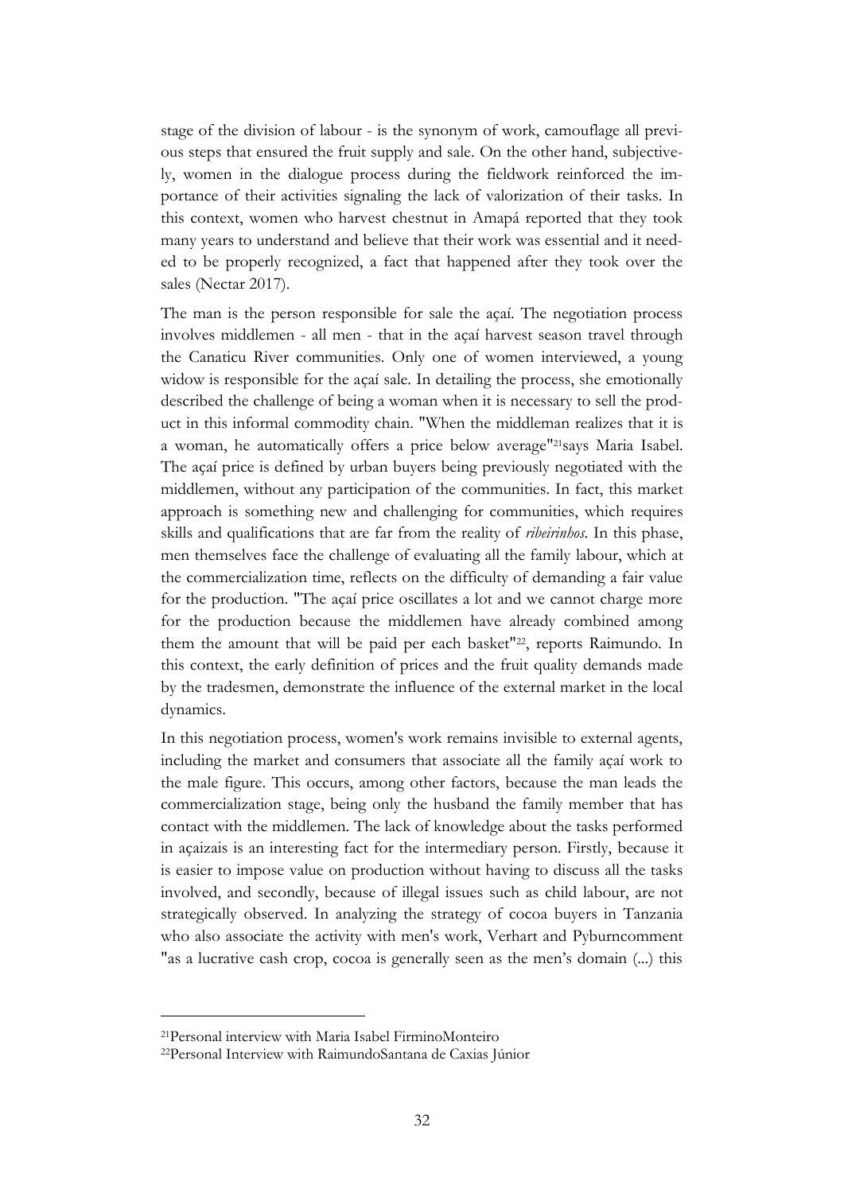stage of the division of labour - is the synonym of work, camouflage all previous steps that ensured the fruit supply and sale. On the other hand, subjectively, women in the dialogue process during the fieldwork reinforced the importance of their activities signaling the lack of valorization of their tasks. In this context, women who harvest chestnut in Amapá reported that they took many years to understand and believe that their work was essential and it needed to be properly recognized, a fact that happened after they took over the sales (Nectar 2017).

The man is the person responsible for sale the açaí. The negotiation process involves middlemen - all men - that in the açaí harvest season travel through the Canaticu River communities. Only one of women interviewed, a young widow is responsible for the açaí sale. In detailing the process, she emotionally described the challenge of being a woman when it is necessary to sell the product in this informal commodity chain. "When the middleman realizes that it is a woman, he automatically offers a price below average"[21]says Maria Isabel. The açaí price is defined by urban buyers being previously negotiated with the middlemen, without any participation of the communities. In fact, this market approach is something new and challenging for communities, which requires skills and qualifications that are far from the reality of *ribeirinhos*. In this phase, men themselves face the challenge of evaluating all the family labour, which at the commercialization time, reflects on the difficulty of demanding a fair value for the production. "The açaí price oscillates a lot and we cannot charge more for the production because the middlemen have already combined among them the amount that will be paid per each basket"[22], reports Raimundo. In this context, the early definition of prices and the fruit quality demands made by the tradesmen, demonstrate the influence of the external market in the local dynamics.

In this negotiation process, women's work remains invisible to external agents, including the market and consumers that associate all the family açaí work to the male figure. This occurs, among other factors, because the man leads the commercialization stage, being only the husband the family member that has contact with the middlemen. The lack of knowledge about the tasks performed in açaizais is an interesting fact for the intermediary person. Firstly, because it is easier to impose value on production without having to discuss all the tasks involved, and secondly, because of illegal issues such as child labour, are not strategically observed. In analyzing the strategy of cocoa buyers in Tanzania who also associate the activity with men's work, Verhart and Pyburncomment "as a lucrative cash crop, cocoa is generally seen as the men's domain (...) this

---

[21]Personal interview with Maria Isabel FirminoMonteiro

[22]Personal Interview with RaimundoSantana de Caxias Júnior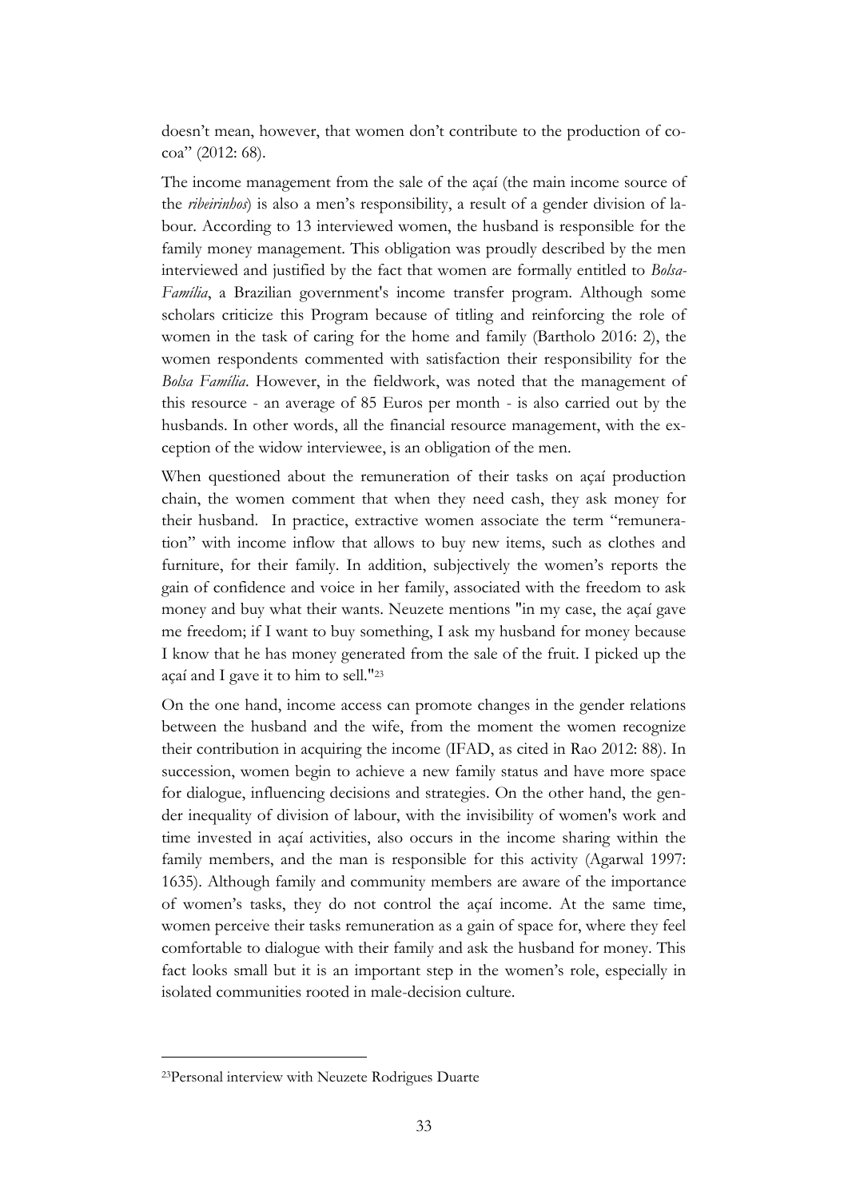doesn't mean, however, that women don't contribute to the production of cocoa" (2012: 68).

The income management from the sale of the açaí (the main income source of the *ribeirinhos*) is also a men's responsibility, a result of a gender division of labour. According to 13 interviewed women, the husband is responsible for the family money management. This obligation was proudly described by the men interviewed and justified by the fact that women are formally entitled to *Bolsa-Família*, a Brazilian government's income transfer program. Although some scholars criticize this Program because of titling and reinforcing the role of women in the task of caring for the home and family (Bartholo 2016: 2), the women respondents commented with satisfaction their responsibility for the *Bolsa Família*. However, in the fieldwork, was noted that the management of this resource - an average of 85 Euros per month - is also carried out by the husbands. In other words, all the financial resource management, with the exception of the widow interviewee, is an obligation of the men.

When questioned about the remuneration of their tasks on açaí production chain, the women comment that when they need cash, they ask money for their husband. In practice, extractive women associate the term "remuneration" with income inflow that allows to buy new items, such as clothes and furniture, for their family. In addition, subjectively the women's reports the gain of confidence and voice in her family, associated with the freedom to ask money and buy what their wants. Neuzete mentions "in my case, the açaí gave me freedom; if I want to buy something, I ask my husband for money because I know that he has money generated from the sale of the fruit. I picked up the açaí and I gave it to him to sell."[23]

On the one hand, income access can promote changes in the gender relations between the husband and the wife, from the moment the women recognize their contribution in acquiring the income (IFAD, as cited in Rao 2012: 88). In succession, women begin to achieve a new family status and have more space for dialogue, influencing decisions and strategies. On the other hand, the gender inequality of division of labour, with the invisibility of women's work and time invested in açaí activities, also occurs in the income sharing within the family members, and the man is responsible for this activity (Agarwal 1997: 1635). Although family and community members are aware of the importance of women's tasks, they do not control the açaí income. At the same time, women perceive their tasks remuneration as a gain of space for, where they feel comfortable to dialogue with their family and ask the husband for money. This fact looks small but it is an important step in the women's role, especially in isolated communities rooted in male-decision culture.

---

[23]Personal interview with Neuzete Rodrigues Duarte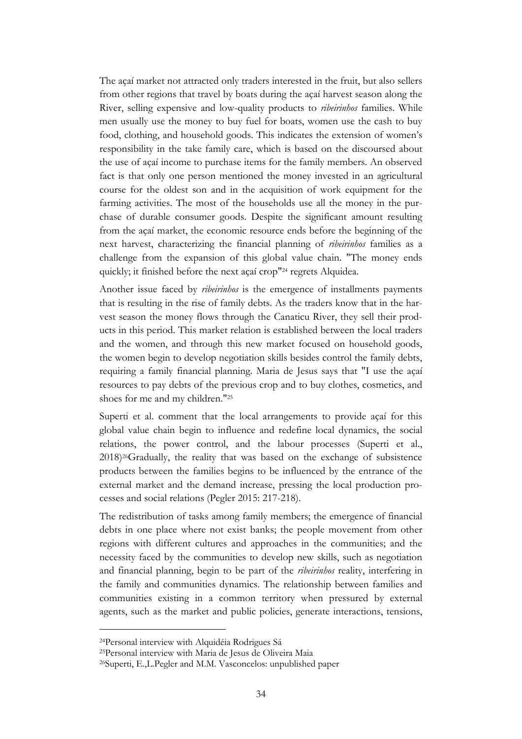The açaí market not attracted only traders interested in the fruit, but also sellers from other regions that travel by boats during the açaí harvest season along the River, selling expensive and low-quality products to *ribeirinhos* families. While men usually use the money to buy fuel for boats, women use the cash to buy food, clothing, and household goods. This indicates the extension of women's responsibility in the take family care, which is based on the discoursed about the use of açaí income to purchase items for the family members. An observed fact is that only one person mentioned the money invested in an agricultural course for the oldest son and in the acquisition of work equipment for the farming activities. The most of the households use all the money in the purchase of durable consumer goods. Despite the significant amount resulting from the açaí market, the economic resource ends before the beginning of the next harvest, characterizing the financial planning of *ribeirinhos* families as a challenge from the expansion of this global value chain. "The money ends quickly; it finished before the next açaí crop"[24] regrets Alquidea.

Another issue faced by *ribeirinhos* is the emergence of installments payments that is resulting in the rise of family debts. As the traders know that in the harvest season the money flows through the Canaticu River, they sell their products in this period. This market relation is established between the local traders and the women, and through this new market focused on household goods, the women begin to develop negotiation skills besides control the family debts, requiring a family financial planning. Maria de Jesus says that "I use the açaí resources to pay debts of the previous crop and to buy clothes, cosmetics, and shoes for me and my children."[25]

Superti et al. comment that the local arrangements to provide açaí for this global value chain begin to influence and redefine local dynamics, the social relations, the power control, and the labour processes (Superti et al., 2018)[26]Gradually, the reality that was based on the exchange of subsistence products between the families begins to be influenced by the entrance of the external market and the demand increase, pressing the local production processes and social relations (Pegler 2015: 217-218).

The redistribution of tasks among family members; the emergence of financial debts in one place where not exist banks; the people movement from other regions with different cultures and approaches in the communities; and the necessity faced by the communities to develop new skills, such as negotiation and financial planning, begin to be part of the *ribeirinhos* reality, interfering in the family and communities dynamics. The relationship between families and communities existing in a common territory when pressured by external agents, such as the market and public policies, generate interactions, tensions,

---

[24]Personal interview with Alquidéia Rodrigues Sá

[25]Personal interview with Maria de Jesus de Oliveira Maia

[26]Superti, E.,L.Pegler and M.M. Vasconcelos: unpublished paper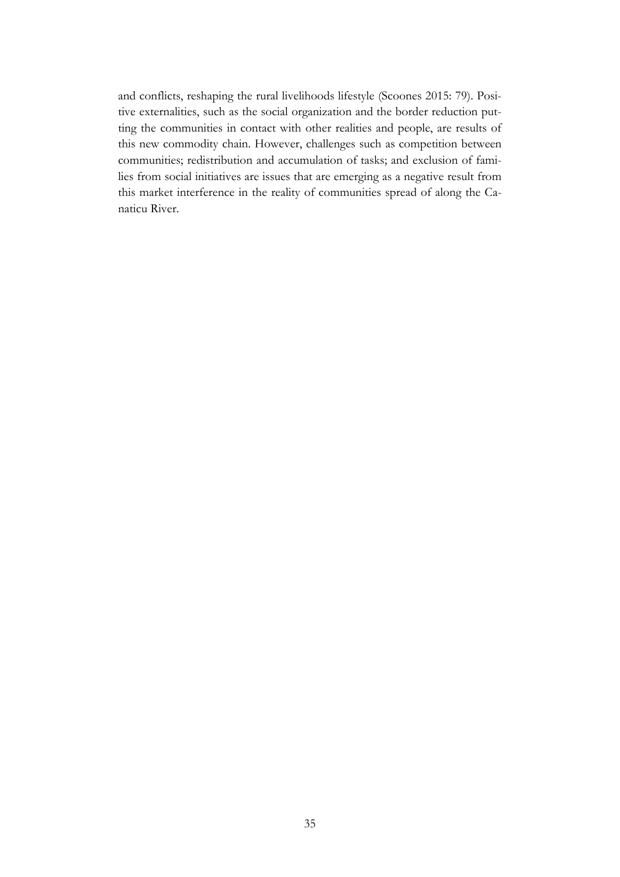and conflicts, reshaping the rural livelihoods lifestyle (Scoones 2015: 79). Positive externalities, such as the social organization and the border reduction putting the communities in contact with other realities and people, are results of this new commodity chain. However, challenges such as competition between communities; redistribution and accumulation of tasks; and exclusion of families from social initiatives are issues that are emerging as a negative result from this market interference in the reality of communities spread of along the Canaticu River.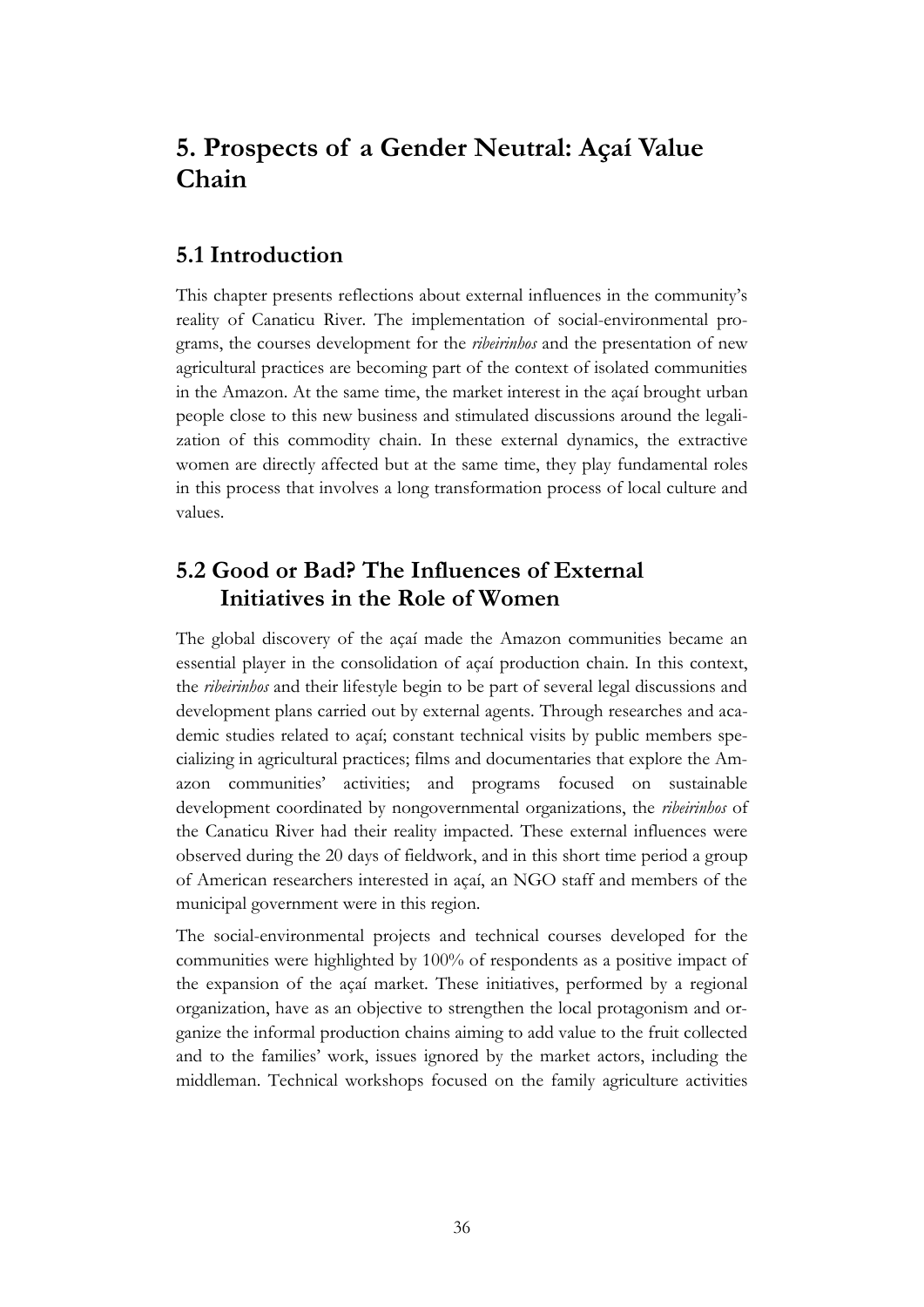# 5. Prospects of a Gender Neutral: Açaí Value Chain

## 5.1 Introduction

This chapter presents reflections about external influences in the community's reality of Canaticu River. The implementation of social-environmental programs, the courses development for the *ribeirinhos* and the presentation of new agricultural practices are becoming part of the context of isolated communities in the Amazon. At the same time, the market interest in the açaí brought urban people close to this new business and stimulated discussions around the legalization of this commodity chain. In these external dynamics, the extractive women are directly affected but at the same time, they play fundamental roles in this process that involves a long transformation process of local culture and values.

## 5.2 Good or Bad? The Influences of External Initiatives in the Role of Women

The global discovery of the açaí made the Amazon communities became an essential player in the consolidation of açaí production chain. In this context, the *ribeirinhos* and their lifestyle begin to be part of several legal discussions and development plans carried out by external agents. Through researches and academic studies related to açaí; constant technical visits by public members specializing in agricultural practices; films and documentaries that explore the Amazon communities' activities; and programs focused on sustainable development coordinated by nongovernmental organizations, the *ribeirinhos* of the Canaticu River had their reality impacted. These external influences were observed during the 20 days of fieldwork, and in this short time period a group of American researchers interested in açaí, an NGO staff and members of the municipal government were in this region.

The social-environmental projects and technical courses developed for the communities were highlighted by 100% of respondents as a positive impact of the expansion of the açaí market. These initiatives, performed by a regional organization, have as an objective to strengthen the local protagonism and organize the informal production chains aiming to add value to the fruit collected and to the families' work, issues ignored by the market actors, including the middleman. Technical workshops focused on the family agriculture activities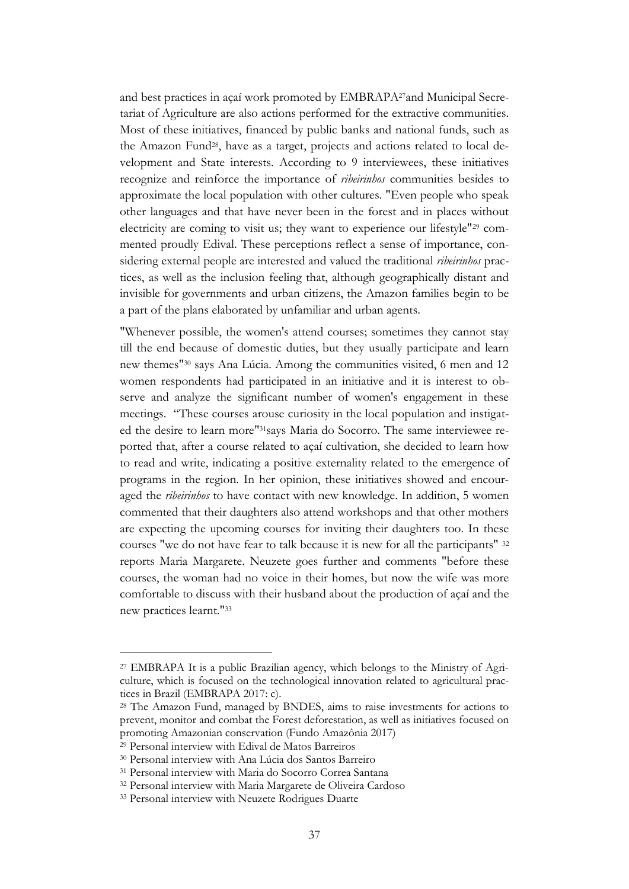and best practices in açaí work promoted by EMBRAPA[27]and Municipal Secretariat of Agriculture are also actions performed for the extractive communities. Most of these initiatives, financed by public banks and national funds, such as the Amazon Fund[28], have as a target, projects and actions related to local development and State interests. According to 9 interviewees, these initiatives recognize and reinforce the importance of *ribeirinhos* communities besides to approximate the local population with other cultures. "Even people who speak other languages and that have never been in the forest and in places without electricity are coming to visit us; they want to experience our lifestyle"[29] commented proudly Edival. These perceptions reflect a sense of importance, considering external people are interested and valued the traditional *ribeirinhos* practices, as well as the inclusion feeling that, although geographically distant and invisible for governments and urban citizens, the Amazon families begin to be a part of the plans elaborated by unfamiliar and urban agents.

"Whenever possible, the women's attend courses; sometimes they cannot stay till the end because of domestic duties, but they usually participate and learn new themes"[30] says Ana Lúcia. Among the communities visited, 6 men and 12 women respondents had participated in an initiative and it is interest to observe and analyze the significant number of women's engagement in these meetings. "These courses arouse curiosity in the local population and instigated the desire to learn more"[31]says Maria do Socorro. The same interviewee reported that, after a course related to açaí cultivation, she decided to learn how to read and write, indicating a positive externality related to the emergence of programs in the region. In her opinion, these initiatives showed and encouraged the *ribeirinhos* to have contact with new knowledge. In addition, 5 women commented that their daughters also attend workshops and that other mothers are expecting the upcoming courses for inviting their daughters too. In these courses "we do not have fear to talk because it is new for all the participants" [32] reports Maria Margarete. Neuzete goes further and comments "before these courses, the woman had no voice in their homes, but now the wife was more comfortable to discuss with their husband about the production of açaí and the new practices learnt."[33]

---

[27] EMBRAPA It is a public Brazilian agency, which belongs to the Ministry of Agriculture, which is focused on the technological innovation related to agricultural practices in Brazil (EMBRAPA 2017: c).

[28] The Amazon Fund, managed by BNDES, aims to raise investments for actions to prevent, monitor and combat the Forest deforestation, as well as initiatives focused on promoting Amazonian conservation (Fundo Amazônia 2017)

[29] Personal interview with Edival de Matos Barreiros

[30] Personal interview with Ana Lúcia dos Santos Barreiro

[31] Personal interview with Maria do Socorro Correa Santana

[32] Personal interview with Maria Margarete de Oliveira Cardoso

[33] Personal interview with Neuzete Rodrigues Duarte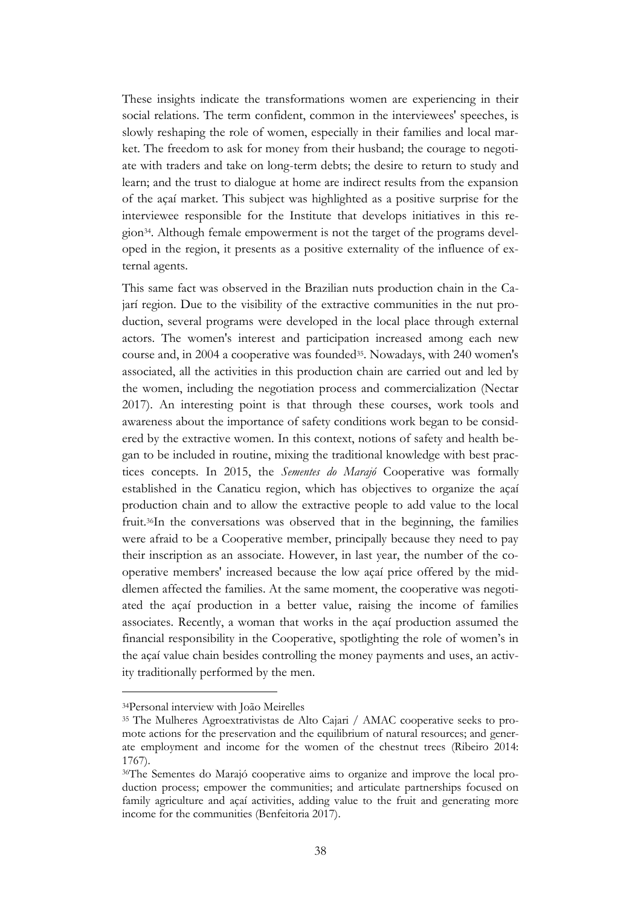These insights indicate the transformations women are experiencing in their social relations. The term confident, common in the interviewees' speeches, is slowly reshaping the role of women, especially in their families and local market. The freedom to ask for money from their husband; the courage to negotiate with traders and take on long-term debts; the desire to return to study and learn; and the trust to dialogue at home are indirect results from the expansion of the açaí market. This subject was highlighted as a positive surprise for the interviewee responsible for the Institute that develops initiatives in this region[34]. Although female empowerment is not the target of the programs developed in the region, it presents as a positive externality of the influence of external agents.

This same fact was observed in the Brazilian nuts production chain in the Cajarí region. Due to the visibility of the extractive communities in the nut production, several programs were developed in the local place through external actors. The women's interest and participation increased among each new course and, in 2004 a cooperative was founded[35]. Nowadays, with 240 women's associated, all the activities in this production chain are carried out and led by the women, including the negotiation process and commercialization (Nectar 2017). An interesting point is that through these courses, work tools and awareness about the importance of safety conditions work began to be considered by the extractive women. In this context, notions of safety and health began to be included in routine, mixing the traditional knowledge with best practices concepts. In 2015, the *Sementes do Marajó* Cooperative was formally established in the Canaticu region, which has objectives to organize the açaí production chain and to allow the extractive people to add value to the local fruit.[36]In the conversations was observed that in the beginning, the families were afraid to be a Cooperative member, principally because they need to pay their inscription as an associate. However, in last year, the number of the cooperative members' increased because the low açaí price offered by the middlemen affected the families. At the same moment, the cooperative was negotiated the açaí production in a better value, raising the income of families associates. Recently, a woman that works in the açaí production assumed the financial responsibility in the Cooperative, spotlighting the role of women's in the açaí value chain besides controlling the money payments and uses, an activity traditionally performed by the men.

---

[34]Personal interview with João Meirelles

[35] The Mulheres Agroextrativistas de Alto Cajari / AMAC cooperative seeks to promote actions for the preservation and the equilibrium of natural resources; and generate employment and income for the women of the chestnut trees (Ribeiro 2014: 1767).

[36]The Sementes do Marajó cooperative aims to organize and improve the local production process; empower the communities; and articulate partnerships focused on family agriculture and açaí activities, adding value to the fruit and generating more income for the communities (Benfeitoria 2017).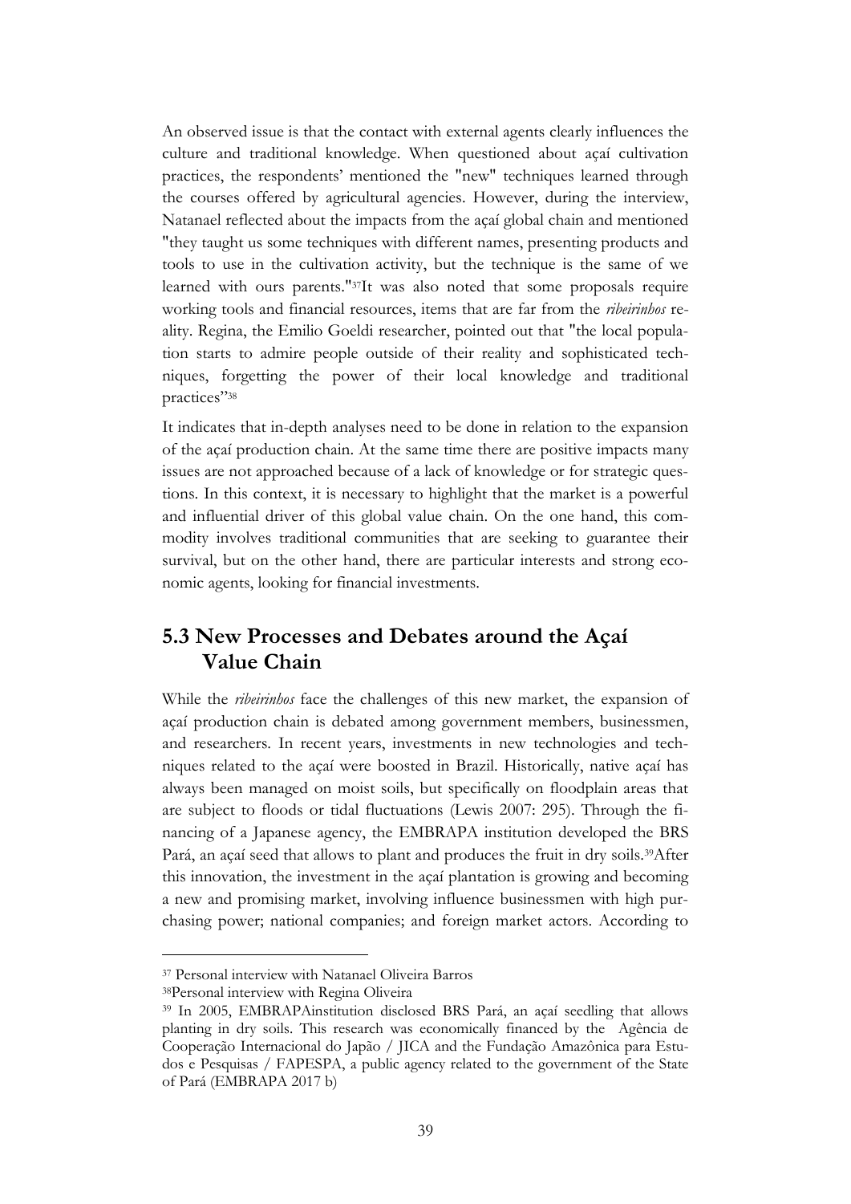An observed issue is that the contact with external agents clearly influences the culture and traditional knowledge. When questioned about açaí cultivation practices, the respondents' mentioned the "new" techniques learned through the courses offered by agricultural agencies. However, during the interview, Natanael reflected about the impacts from the açaí global chain and mentioned "they taught us some techniques with different names, presenting products and tools to use in the cultivation activity, but the technique is the same of we learned with ours parents."[37]It was also noted that some proposals require working tools and financial resources, items that are far from the *ribeirinhos* reality. Regina, the Emilio Goeldi researcher, pointed out that "the local population starts to admire people outside of their reality and sophisticated techniques, forgetting the power of their local knowledge and traditional practices"[38]

It indicates that in-depth analyses need to be done in relation to the expansion of the açaí production chain. At the same time there are positive impacts many issues are not approached because of a lack of knowledge or for strategic questions. In this context, it is necessary to highlight that the market is a powerful and influential driver of this global value chain. On the one hand, this commodity involves traditional communities that are seeking to guarantee their survival, but on the other hand, there are particular interests and strong economic agents, looking for financial investments.

## 5.3 New Processes and Debates around the Açaí Value Chain

While the *ribeirinhos* face the challenges of this new market, the expansion of açaí production chain is debated among government members, businessmen, and researchers. In recent years, investments in new technologies and techniques related to the açaí were boosted in Brazil. Historically, native açaí has always been managed on moist soils, but specifically on floodplain areas that are subject to floods or tidal fluctuations (Lewis 2007: 295). Through the financing of a Japanese agency, the EMBRAPA institution developed the BRS Pará, an açaí seed that allows to plant and produces the fruit in dry soils.[39]After this innovation, the investment in the açaí plantation is growing and becoming a new and promising market, involving influence businessmen with high purchasing power; national companies; and foreign market actors. According to

---

[37] Personal interview with Natanael Oliveira Barros

[38]Personal interview with Regina Oliveira

[39] In 2005, EMBRAPAinstitution disclosed BRS Pará, an açaí seedling that allows planting in dry soils. This research was economically financed by the Agência de Cooperação Internacional do Japão / JICA and the Fundação Amazônica para Estudos e Pesquisas / FAPESPA, a public agency related to the government of the State of Pará (EMBRAPA 2017 b)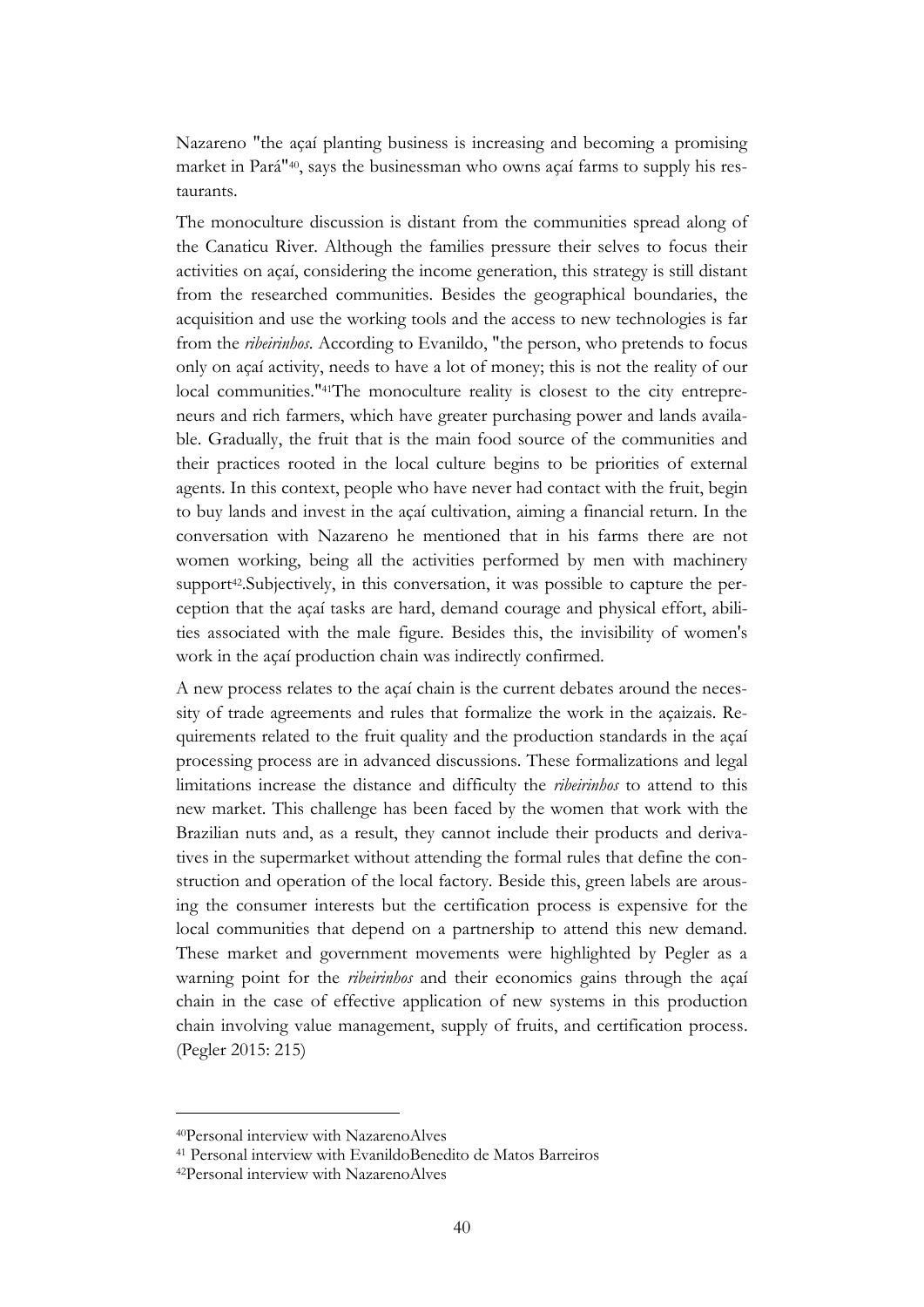Nazareno "the açaí planting business is increasing and becoming a promising market in Pará"[40], says the businessman who owns açaí farms to supply his restaurants.

The monoculture discussion is distant from the communities spread along of the Canaticu River. Although the families pressure their selves to focus their activities on açaí, considering the income generation, this strategy is still distant from the researched communities. Besides the geographical boundaries, the acquisition and use the working tools and the access to new technologies is far from the *ribeirinhos*. According to Evanildo, "the person, who pretends to focus only on açaí activity, needs to have a lot of money; this is not the reality of our local communities."[41]The monoculture reality is closest to the city entrepreneurs and rich farmers, which have greater purchasing power and lands available. Gradually, the fruit that is the main food source of the communities and their practices rooted in the local culture begins to be priorities of external agents. In this context, people who have never had contact with the fruit, begin to buy lands and invest in the açaí cultivation, aiming a financial return. In the conversation with Nazareno he mentioned that in his farms there are not women working, being all the activities performed by men with machinery support[42].Subjectively, in this conversation, it was possible to capture the perception that the açaí tasks are hard, demand courage and physical effort, abilities associated with the male figure. Besides this, the invisibility of women's work in the açaí production chain was indirectly confirmed.

A new process relates to the açaí chain is the current debates around the necessity of trade agreements and rules that formalize the work in the açaizais. Requirements related to the fruit quality and the production standards in the açaí processing process are in advanced discussions. These formalizations and legal limitations increase the distance and difficulty the *ribeirinhos* to attend to this new market. This challenge has been faced by the women that work with the Brazilian nuts and, as a result, they cannot include their products and derivatives in the supermarket without attending the formal rules that define the construction and operation of the local factory. Beside this, green labels are arousing the consumer interests but the certification process is expensive for the local communities that depend on a partnership to attend this new demand. These market and government movements were highlighted by Pegler as a warning point for the *ribeirinhos* and their economics gains through the açaí chain in the case of effective application of new systems in this production chain involving value management, supply of fruits, and certification process. (Pegler 2015: 215)

---

[40]Personal interview with NazarenoAlves

[41] Personal interview with EvanildoBenedito de Matos Barreiros

[42]Personal interview with NazarenoAlves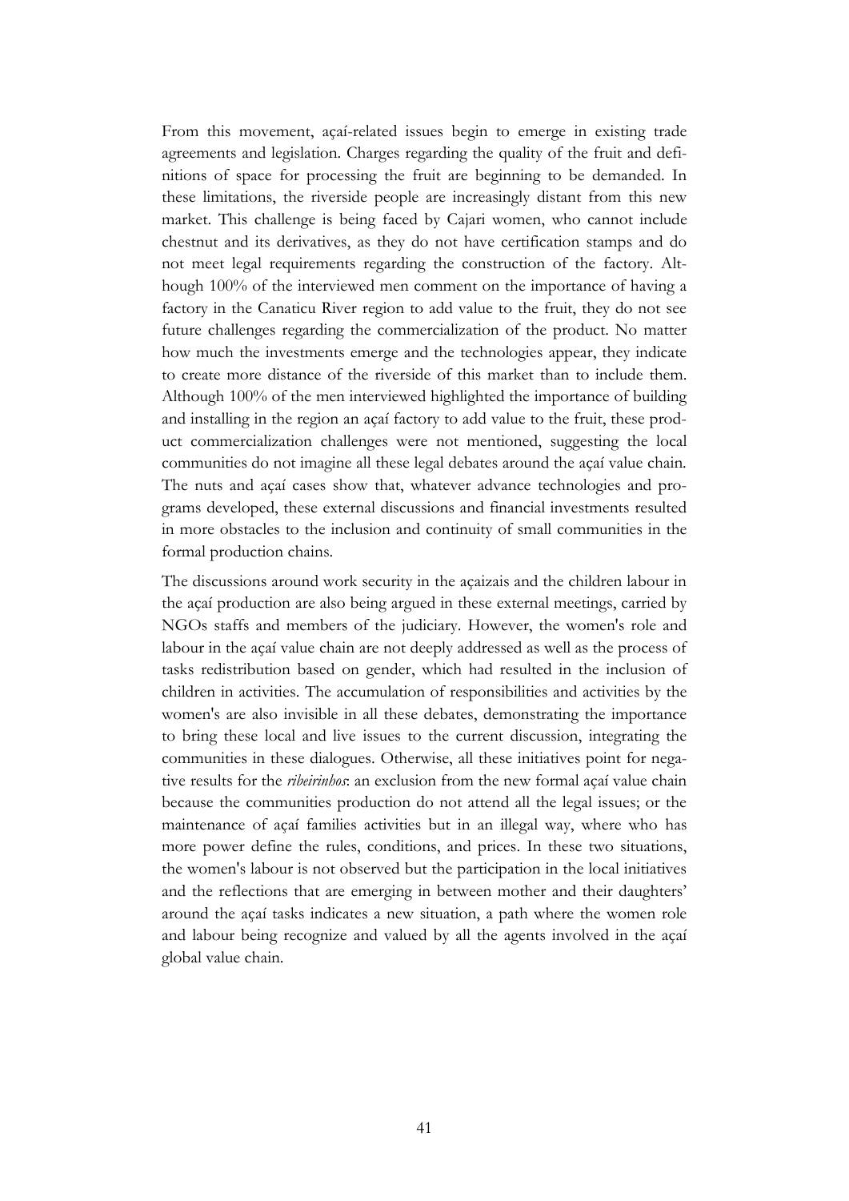From this movement, açaí-related issues begin to emerge in existing trade agreements and legislation. Charges regarding the quality of the fruit and definitions of space for processing the fruit are beginning to be demanded. In these limitations, the riverside people are increasingly distant from this new market. This challenge is being faced by Cajari women, who cannot include chestnut and its derivatives, as they do not have certification stamps and do not meet legal requirements regarding the construction of the factory. Although 100% of the interviewed men comment on the importance of having a factory in the Canaticu River region to add value to the fruit, they do not see future challenges regarding the commercialization of the product. No matter how much the investments emerge and the technologies appear, they indicate to create more distance of the riverside of this market than to include them. Although 100% of the men interviewed highlighted the importance of building and installing in the region an açaí factory to add value to the fruit, these product commercialization challenges were not mentioned, suggesting the local communities do not imagine all these legal debates around the açaí value chain. The nuts and açaí cases show that, whatever advance technologies and programs developed, these external discussions and financial investments resulted in more obstacles to the inclusion and continuity of small communities in the formal production chains.

The discussions around work security in the açaizais and the children labour in the açaí production are also being argued in these external meetings, carried by NGOs staffs and members of the judiciary. However, the women's role and labour in the açaí value chain are not deeply addressed as well as the process of tasks redistribution based on gender, which had resulted in the inclusion of children in activities. The accumulation of responsibilities and activities by the women's are also invisible in all these debates, demonstrating the importance to bring these local and live issues to the current discussion, integrating the communities in these dialogues. Otherwise, all these initiatives point for negative results for the *ribeirinhos*: an exclusion from the new formal açaí value chain because the communities production do not attend all the legal issues; or the maintenance of açaí families activities but in an illegal way, where who has more power define the rules, conditions, and prices. In these two situations, the women's labour is not observed but the participation in the local initiatives and the reflections that are emerging in between mother and their daughters' around the açaí tasks indicates a new situation, a path where the women role and labour being recognize and valued by all the agents involved in the açaí global value chain.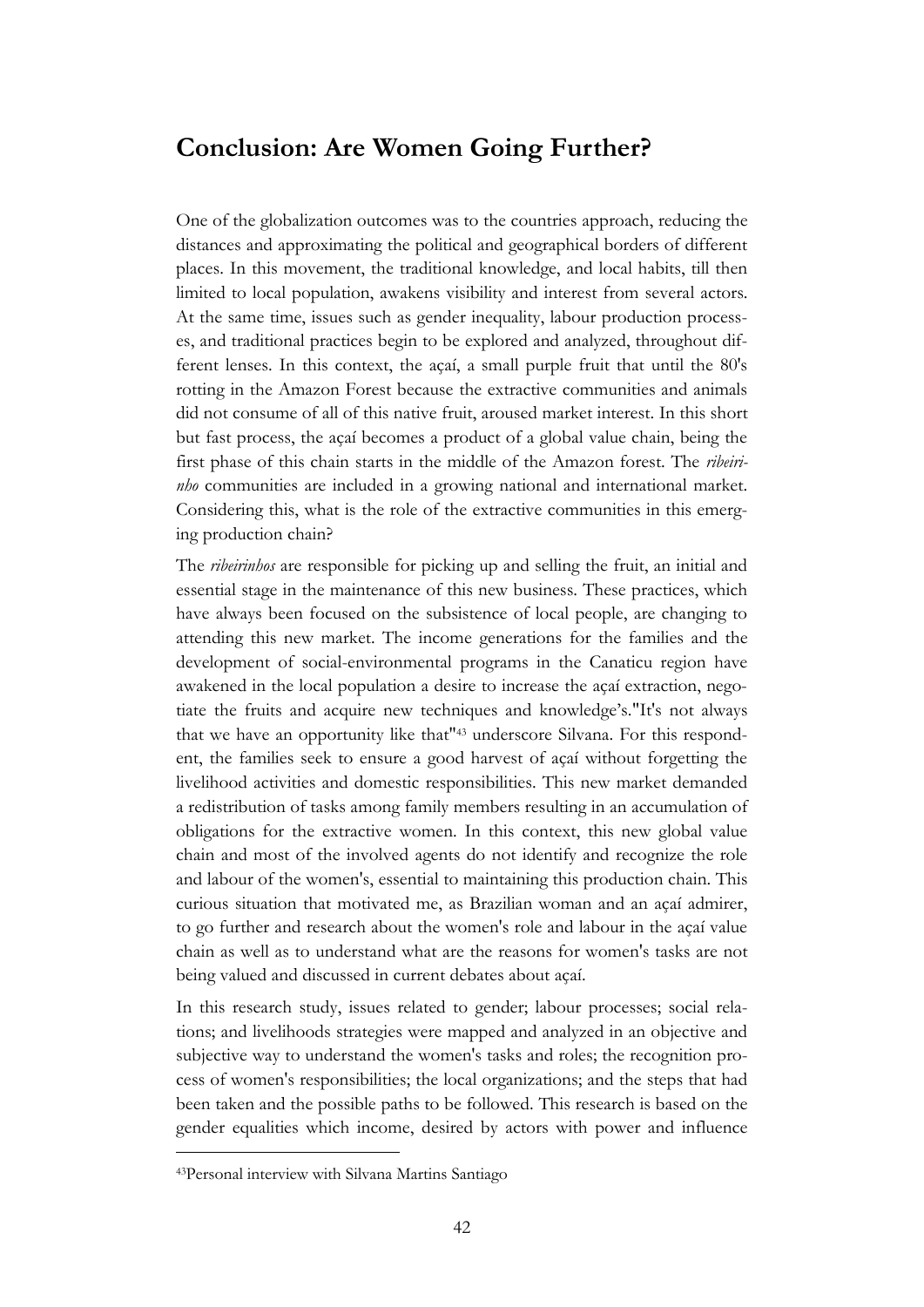## Conclusion: Are Women Going Further?

One of the globalization outcomes was to the countries approach, reducing the distances and approximating the political and geographical borders of different places. In this movement, the traditional knowledge, and local habits, till then limited to local population, awakens visibility and interest from several actors. At the same time, issues such as gender inequality, labour production processes, and traditional practices begin to be explored and analyzed, throughout different lenses. In this context, the açaí, a small purple fruit that until the 80's rotting in the Amazon Forest because the extractive communities and animals did not consume of all of this native fruit, aroused market interest. In this short but fast process, the açaí becomes a product of a global value chain, being the first phase of this chain starts in the middle of the Amazon forest. The *ribeirinho* communities are included in a growing national and international market. Considering this, what is the role of the extractive communities in this emerging production chain?

The *ribeirinhos* are responsible for picking up and selling the fruit, an initial and essential stage in the maintenance of this new business. These practices, which have always been focused on the subsistence of local people, are changing to attending this new market. The income generations for the families and the development of social-environmental programs in the Canaticu region have awakened in the local population a desire to increase the açaí extraction, negotiate the fruits and acquire new techniques and knowledge's."It's not always that we have an opportunity like that"[43] underscore Silvana. For this respondent, the families seek to ensure a good harvest of açaí without forgetting the livelihood activities and domestic responsibilities. This new market demanded a redistribution of tasks among family members resulting in an accumulation of obligations for the extractive women. In this context, this new global value chain and most of the involved agents do not identify and recognize the role and labour of the women's, essential to maintaining this production chain. This curious situation that motivated me, as Brazilian woman and an açaí admirer, to go further and research about the women's role and labour in the açaí value chain as well as to understand what are the reasons for women's tasks are not being valued and discussed in current debates about açaí.

In this research study, issues related to gender; labour processes; social relations; and livelihoods strategies were mapped and analyzed in an objective and subjective way to understand the women's tasks and roles; the recognition process of women's responsibilities; the local organizations; and the steps that had been taken and the possible paths to be followed. This research is based on the gender equalities which income, desired by actors with power and influence

[43]Personal interview with Silvana Martins Santiago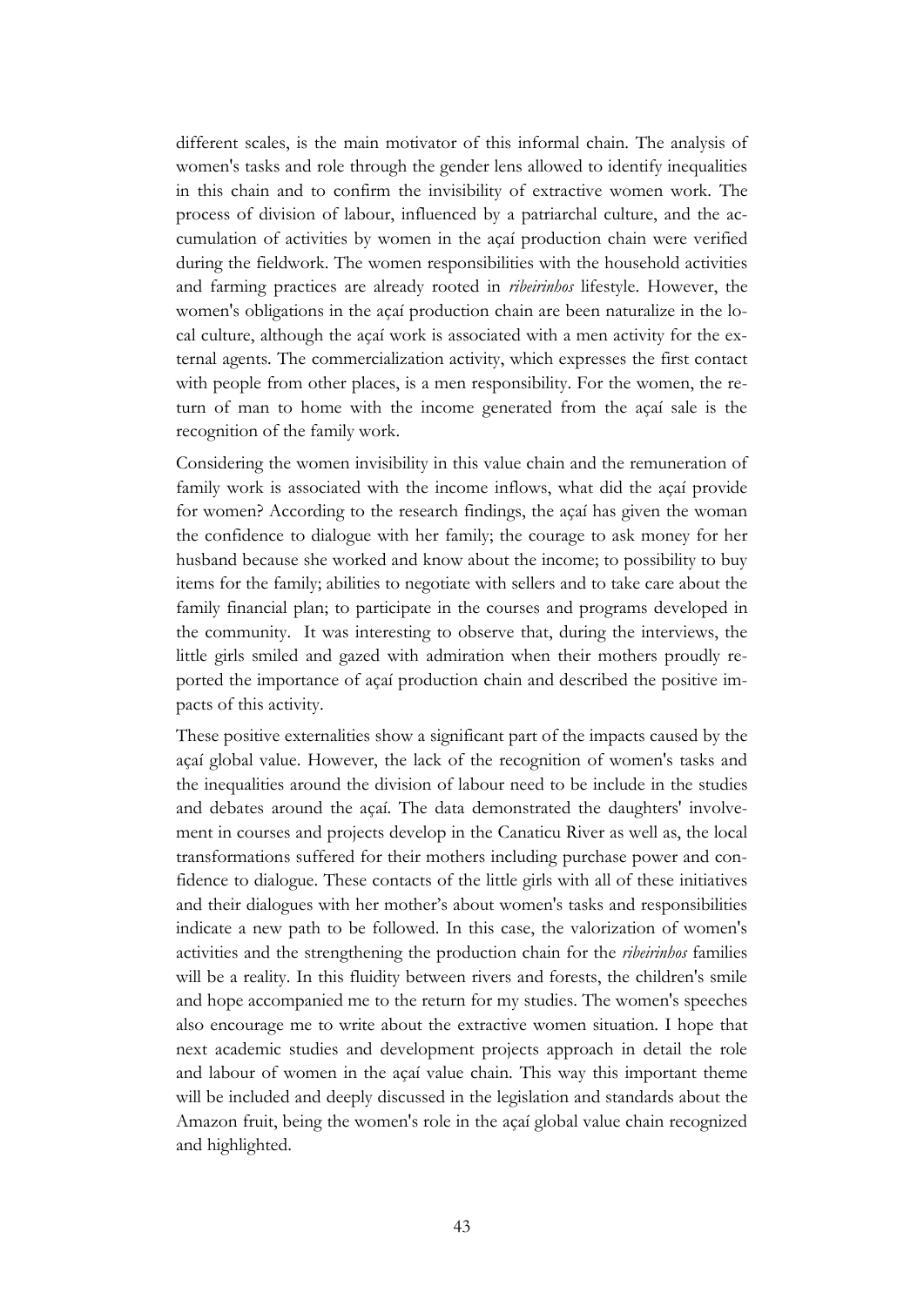different scales, is the main motivator of this informal chain. The analysis of women's tasks and role through the gender lens allowed to identify inequalities in this chain and to confirm the invisibility of extractive women work. The process of division of labour, influenced by a patriarchal culture, and the accumulation of activities by women in the açaí production chain were verified during the fieldwork. The women responsibilities with the household activities and farming practices are already rooted in *ribeirinhos* lifestyle. However, the women's obligations in the açaí production chain are been naturalize in the local culture, although the açaí work is associated with a men activity for the external agents. The commercialization activity, which expresses the first contact with people from other places, is a men responsibility. For the women, the return of man to home with the income generated from the açaí sale is the recognition of the family work.

Considering the women invisibility in this value chain and the remuneration of family work is associated with the income inflows, what did the açaí provide for women? According to the research findings, the açaí has given the woman the confidence to dialogue with her family; the courage to ask money for her husband because she worked and know about the income; to possibility to buy items for the family; abilities to negotiate with sellers and to take care about the family financial plan; to participate in the courses and programs developed in the community. It was interesting to observe that, during the interviews, the little girls smiled and gazed with admiration when their mothers proudly reported the importance of açaí production chain and described the positive impacts of this activity.

These positive externalities show a significant part of the impacts caused by the açaí global value. However, the lack of the recognition of women's tasks and the inequalities around the division of labour need to be include in the studies and debates around the açaí. The data demonstrated the daughters' involvement in courses and projects develop in the Canaticu River as well as, the local transformations suffered for their mothers including purchase power and confidence to dialogue. These contacts of the little girls with all of these initiatives and their dialogues with her mother's about women's tasks and responsibilities indicate a new path to be followed. In this case, the valorization of women's activities and the strengthening the production chain for the *ribeirinhos* families will be a reality. In this fluidity between rivers and forests, the children's smile and hope accompanied me to the return for my studies. The women's speeches also encourage me to write about the extractive women situation. I hope that next academic studies and development projects approach in detail the role and labour of women in the açaí value chain. This way this important theme will be included and deeply discussed in the legislation and standards about the Amazon fruit, being the women's role in the açaí global value chain recognized and highlighted.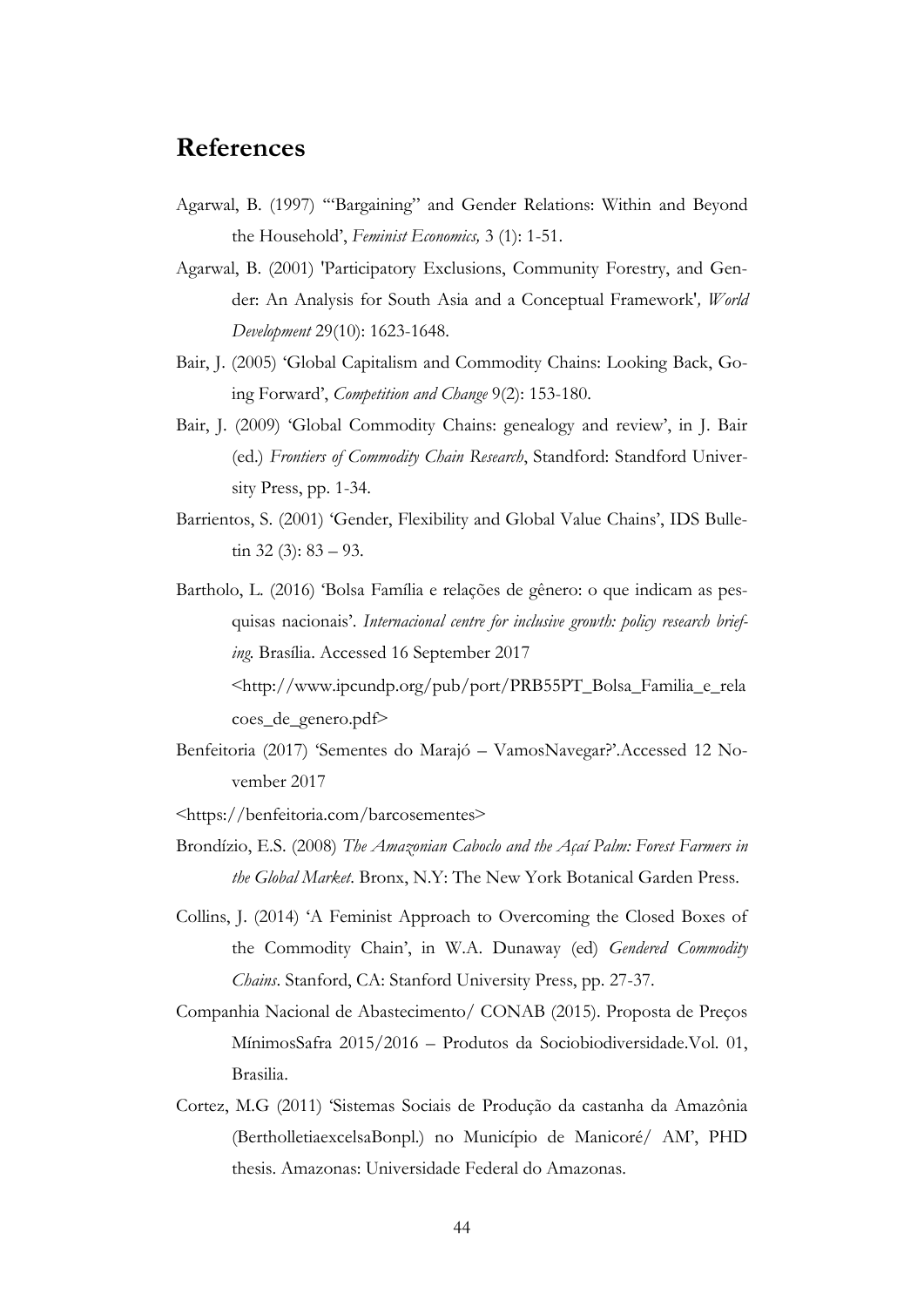## References

Agarwal, B. (1997) '"Bargaining" and Gender Relations: Within and Beyond the Household', *Feminist Economics,* 3 (1): 1-51.

Agarwal, B. (2001) 'Participatory Exclusions, Community Forestry, and Gender: An Analysis for South Asia and a Conceptual Framework', *World Development* 29(10): 1623-1648.

Bair, J. (2005) 'Global Capitalism and Commodity Chains: Looking Back, Going Forward', *Competition and Change* 9(2): 153-180.

Bair, J. (2009) 'Global Commodity Chains: genealogy and review', in J. Bair (ed.) *Frontiers of Commodity Chain Research*, Standford: Standford University Press, pp. 1-34.

Barrientos, S. (2001) 'Gender, Flexibility and Global Value Chains', IDS Bulletin 32 (3): 83 – 93.

Bartholo, L. (2016) 'Bolsa Família e relações de gênero: o que indicam as pesquisas nacionais'. *Internacional centre for inclusive growth: policy research briefing.* Brasília. Accessed 16 September 2017 <http://www.ipcundp.org/pub/port/PRB55PT_Bolsa_Familia_e_relacoes_de_genero.pdf>

Benfeitoria (2017) 'Sementes do Marajó – VamosNavegar?'.Accessed 12 November 2017

<https://benfeitoria.com/barcosementes>

Brondízio, E.S. (2008) *The Amazonian Caboclo and the Açaí Palm: Forest Farmers in the Global Market*. Bronx, N.Y: The New York Botanical Garden Press.

Collins, J. (2014) 'A Feminist Approach to Overcoming the Closed Boxes of the Commodity Chain', in W.A. Dunaway (ed) *Gendered Commodity Chains*. Stanford, CA: Stanford University Press, pp. 27-37.

Companhia Nacional de Abastecimento/ CONAB (2015). Proposta de Preços MínimosSafra 2015/2016 – Produtos da Sociobiodiversidade.Vol. 01, Brasilia.

Cortez, M.G (2011) 'Sistemas Sociais de Produção da castanha da Amazônia (BertholletiaexcelsaBonpl.) no Município de Manicoré/ AM', PHD thesis. Amazonas: Universidade Federal do Amazonas.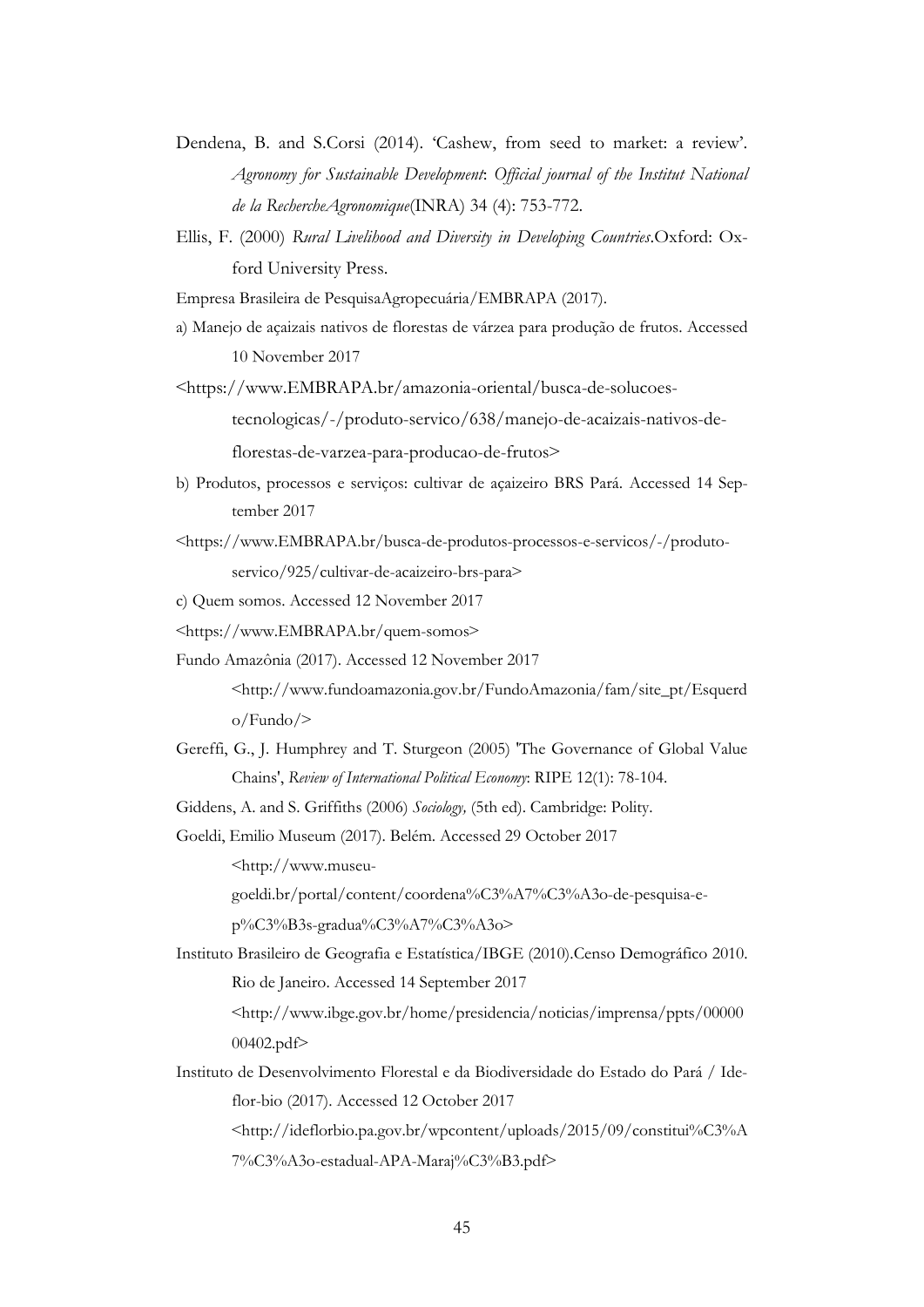Dendena, B. and S.Corsi (2014). 'Cashew, from seed to market: a review'. *Agronomy for Sustainable Development*: *Official journal of the Institut National de la RechercheAgronomique*(INRA) 34 (4): 753-772.

Ellis, F. (2000) *Rural Livelihood and Diversity in Developing Countries*.Oxford: Oxford University Press.

Empresa Brasileira de PesquisaAgropecuária/EMBRAPA (2017).

a) Manejo de açaizais nativos de florestas de várzea para produção de frutos. Accessed 10 November 2017

<https://www.EMBRAPA.br/amazonia-oriental/busca-de-solucoes-tecnologicas/-/produto-servico/638/manejo-de-acaizais-nativos-de-florestas-de-varzea-para-producao-de-frutos>

b) Produtos, processos e serviços: cultivar de açaizeiro BRS Pará. Accessed 14 September 2017

<https://www.EMBRAPA.br/busca-de-produtos-processos-e-servicos/-/produto-servico/925/cultivar-de-acaizeiro-brs-para>

c) Quem somos. Accessed 12 November 2017

<https://www.EMBRAPA.br/quem-somos>

Fundo Amazônia (2017). Accessed 12 November 2017 <http://www.fundoamazonia.gov.br/FundoAmazonia/fam/site_pt/Esquerdo/Fundo/>

Gereffi, G., J. Humphrey and T. Sturgeon (2005) 'The Governance of Global Value Chains', *Review of International Political Economy*: RIPE 12(1): 78-104.

Giddens, A. and S. Griffiths (2006) *Sociology,* (5th ed). Cambridge: Polity.

Goeldi, Emilio Museum (2017). Belém. Accessed 29 October 2017 <http://www.museu-goeldi.br/portal/content/coordena%C3%A7%C3%A3o-de-pesquisa-e-p%C3%B3s-gradua%C3%A7%C3%A3o>

Instituto Brasileiro de Geografia e Estatística/IBGE (2010).Censo Demográfico 2010. Rio de Janeiro. Accessed 14 September 2017 <http://www.ibge.gov.br/home/presidencia/noticias/imprensa/ppts/0000000402.pdf>

Instituto de Desenvolvimento Florestal e da Biodiversidade do Estado do Pará / Ideflor-bio (2017). Accessed 12 October 2017 <http://ideflorbio.pa.gov.br/wpcontent/uploads/2015/09/constitui%C3%A7%C3%A3o-estadual-APA-Maraj%C3%B3.pdf>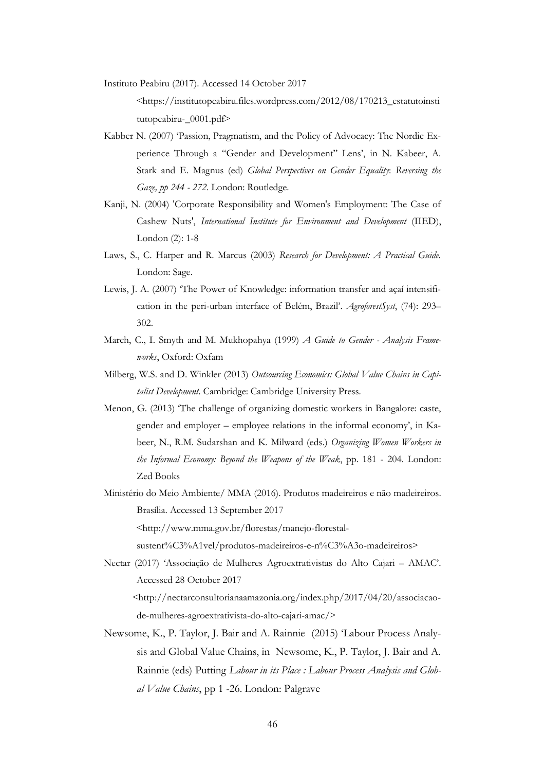Instituto Peabiru (2017). Accessed 14 October 2017 <https://institutopeabiru.files.wordpress.com/2012/08/170213_estatutoinstitutopeabiru-_0001.pdf>

Kabber N. (2007) 'Passion, Pragmatism, and the Policy of Advocacy: The Nordic Experience Through a "Gender and Development" Lens', in N. Kabeer, A. Stark and E. Magnus (ed) *Global Perspectives on Gender Equality*: *Reversing the Gaze, pp 244 - 272*. London: Routledge.

Kanji, N. (2004) 'Corporate Responsibility and Women's Employment: The Case of Cashew Nuts', *International Institute for Environment and Development* (IIED), London (2): 1-8

Laws, S., C. Harper and R. Marcus (2003) *Research for Development: A Practical Guide.* London: Sage.

Lewis, J. A. (2007) 'The Power of Knowledge: information transfer and açaí intensification in the peri-urban interface of Belém, Brazil'. *AgroforestSyst*, (74): 293–302.

March, C., I. Smyth and M. Mukhopahya (1999) *A Guide to Gender - Analysis Frameworks*, Oxford: Oxfam

Milberg, W.S. and D. Winkler (2013) *Outsourcing Economics: Global Value Chains in Capitalist Development*. Cambridge: Cambridge University Press.

Menon, G. (2013) 'The challenge of organizing domestic workers in Bangalore: caste, gender and employer – employee relations in the informal economy', in Kabeer, N., R.M. Sudarshan and K. Milward (eds.) *Organizing Women Workers in the Informal Economy: Beyond the Weapons of the Weak*, pp. 181 - 204. London: Zed Books

Ministério do Meio Ambiente/ MMA (2016). Produtos madeireiros e não madeireiros. Brasília. Accessed 13 September 2017 <http://www.mma.gov.br/florestas/manejo-florestal-sustent%C3%A1vel/produtos-madeireiros-e-n%C3%A3o-madeireiros>

Nectar (2017) 'Associação de Mulheres Agroextrativistas do Alto Cajari – AMAC'. Accessed 28 October 2017 <http://nectarconsultorianaamazonia.org/index.php/2017/04/20/associacao-de-mulheres-agroextrativista-do-alto-cajari-amac/>

Newsome, K., P. Taylor, J. Bair and A. Rainnie (2015) 'Labour Process Analysis and Global Value Chains, in Newsome, K., P. Taylor, J. Bair and A. Rainnie (eds) Putting *Labour in its Place : Labour Process Analysis and Global Value Chains*, pp 1 -26. London: Palgrave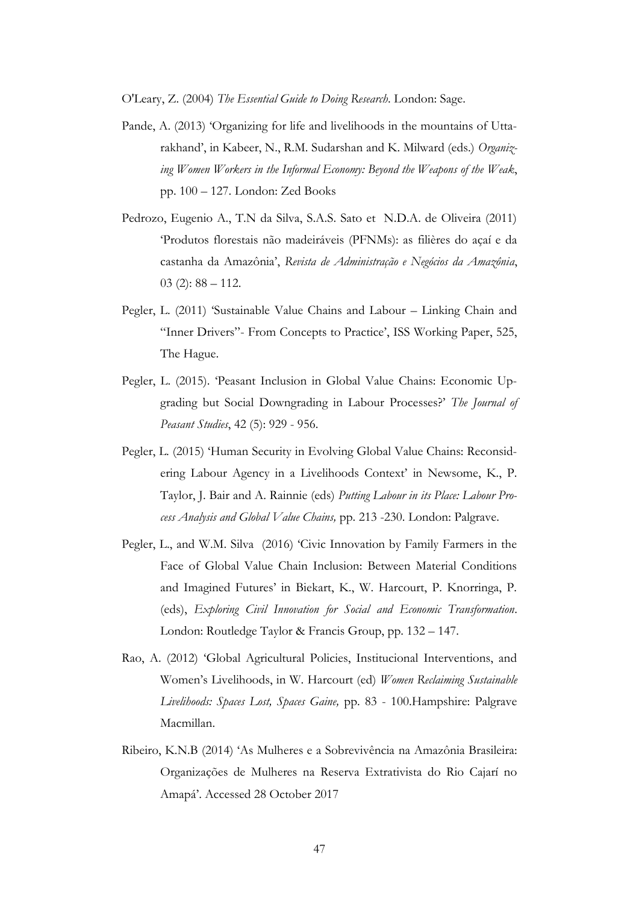O'Leary, Z. (2004) *The Essential Guide to Doing Research*. London: Sage.

Pande, A. (2013) 'Organizing for life and livelihoods in the mountains of Uttarakhand', in Kabeer, N., R.M. Sudarshan and K. Milward (eds.) *Organizing Women Workers in the Informal Economy: Beyond the Weapons of the Weak*, pp. 100 – 127. London: Zed Books

Pedrozo, Eugenio A., T.N da Silva, S.A.S. Sato et N.D.A. de Oliveira (2011) 'Produtos florestais não madeiráveis (PFNMs): as filières do açaí e da castanha da Amazônia', *Revista de Administração e Negócios da Amazônia*, 03 (2): 88 – 112.

Pegler, L. (2011) 'Sustainable Value Chains and Labour – Linking Chain and "Inner Drivers"- From Concepts to Practice', ISS Working Paper, 525, The Hague.

Pegler, L. (2015). 'Peasant Inclusion in Global Value Chains: Economic Upgrading but Social Downgrading in Labour Processes?' *The Journal of Peasant Studies*, 42 (5): 929 - 956.

Pegler, L. (2015) 'Human Security in Evolving Global Value Chains: Reconsidering Labour Agency in a Livelihoods Context' in Newsome, K., P. Taylor, J. Bair and A. Rainnie (eds) *Putting Labour in its Place: Labour Process Analysis and Global Value Chains,* pp. 213 -230. London: Palgrave.

Pegler, L., and W.M. Silva (2016) 'Civic Innovation by Family Farmers in the Face of Global Value Chain Inclusion: Between Material Conditions and Imagined Futures' in Biekart, K., W. Harcourt, P. Knorringa, P. (eds), *Exploring Civil Innovation for Social and Economic Transformation*. London: Routledge Taylor & Francis Group, pp. 132 – 147.

Rao, A. (2012) 'Global Agricultural Policies, Institucional Interventions, and Women's Livelihoods, in W. Harcourt (ed) *Women Reclaiming Sustainable Livelihoods: Spaces Lost, Spaces Gaine,* pp. 83 - 100.Hampshire: Palgrave Macmillan.

Ribeiro, K.N.B (2014) 'As Mulheres e a Sobrevivência na Amazônia Brasileira: Organizações de Mulheres na Reserva Extrativista do Rio Cajarí no Amapá'. Accessed 28 October 2017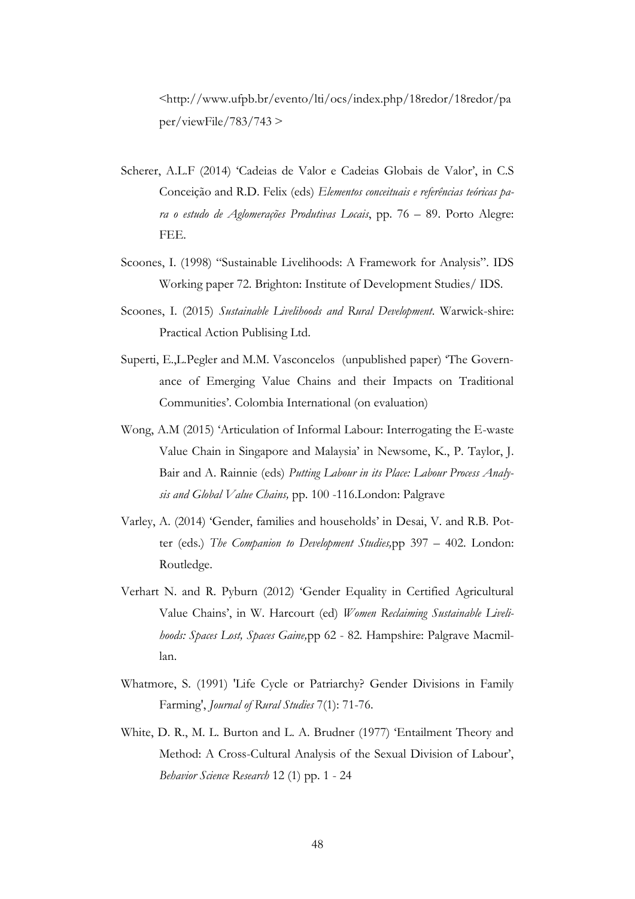<http://www.ufpb.br/evento/lti/ocs/index.php/18redor/18redor/paper/viewFile/783/743 >

Scherer, A.L.F (2014) 'Cadeias de Valor e Cadeias Globais de Valor', in C.S Conceição and R.D. Felix (eds) *Elementos conceituais e referências teóricas para o estudo de Aglomerações Produtivas Locais*, pp. 76 – 89. Porto Alegre: FEE.

Scoones, I. (1998) "Sustainable Livelihoods: A Framework for Analysis". IDS Working paper 72. Brighton: Institute of Development Studies/ IDS.

Scoones, I. (2015) *Sustainable Livelihoods and Rural Development*. Warwick-shire: Practical Action Publising Ltd.

Superti, E.,L.Pegler and M.M. Vasconcelos (unpublished paper) 'The Governance of Emerging Value Chains and their Impacts on Traditional Communities'. Colombia International (on evaluation)

Wong, A.M (2015) 'Articulation of Informal Labour: Interrogating the E-waste Value Chain in Singapore and Malaysia' in Newsome, K., P. Taylor, J. Bair and A. Rainnie (eds) *Putting Labour in its Place: Labour Process Analysis and Global Value Chains,* pp. 100 -116.London: Palgrave

Varley, A. (2014) 'Gender, families and households' in Desai, V. and R.B. Potter (eds.) *The Companion to Development Studies,*pp 397 – 402. London: Routledge.

Verhart N. and R. Pyburn (2012) 'Gender Equality in Certified Agricultural Value Chains', in W. Harcourt (ed) *Women Reclaiming Sustainable Livelihoods: Spaces Lost, Spaces Gaine,*pp 62 - 82. Hampshire: Palgrave Macmillan.

Whatmore, S. (1991) 'Life Cycle or Patriarchy? Gender Divisions in Family Farming', *Journal of Rural Studies* 7(1): 71-76.

White, D. R., M. L. Burton and L. A. Brudner (1977) 'Entailment Theory and Method: A Cross-Cultural Analysis of the Sexual Division of Labour', *Behavior Science Research* 12 (1) pp. 1 - 24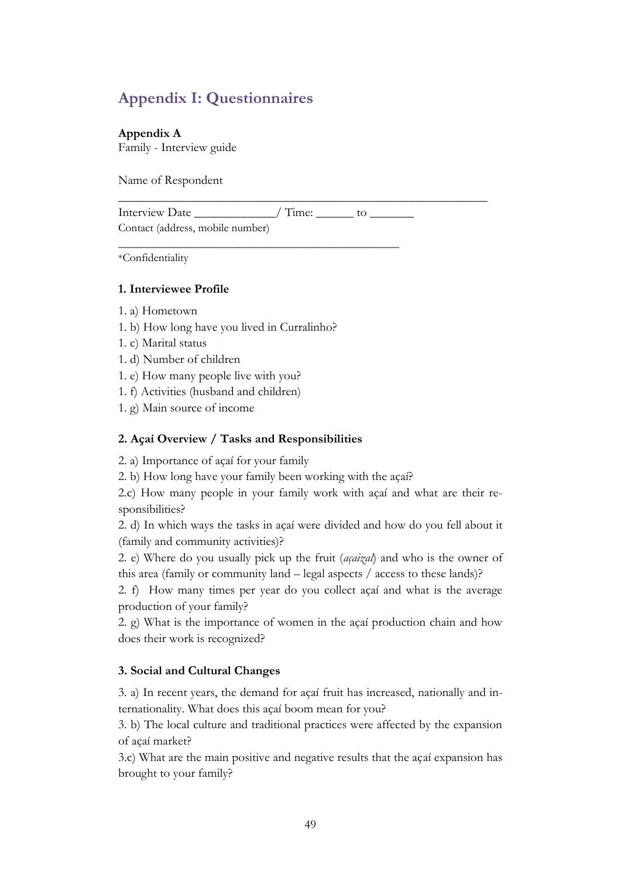# Appendix I: Questionnaires

**Appendix A**
Family - Interview guide

Name of Respondent
_______________________________________________________________

Interview Date _____________/ Time: ______ to _______
Contact (address, mobile number)
_______________________________________________

*Confidentiality

**1. Interviewee Profile**

1. a) Hometown
1. b) How long have you lived in Curralinho?
1. c) Marital status
1. d) Number of children
1. e) How many people live with you?
1. f) Activities (husband and children)
1. g) Main source of income

**2. Açaí Overview / Tasks and Responsibilities**

2. a) Importance of açaí for your family
2. b) How long have your family been working with the açaí?
2.c) How many people in your family work with açaí and what are their responsibilities?
2. d) In which ways the tasks in açaí were divided and how do you fell about it (family and community activities)?
2. e) Where do you usually pick up the fruit (*açaizal*) and who is the owner of this area (family or community land – legal aspects / access to these lands)?
2. f) How many times per year do you collect açaí and what is the average production of your family?
2. g) What is the importance of women in the açaí production chain and how does their work is recognized?

**3. Social and Cultural Changes**

3. a) In recent years, the demand for açaí fruit has increased, nationally and internationality. What does this açaí boom mean for you?
3. b) The local culture and traditional practices were affected by the expansion of açaí market?
3.c) What are the main positive and negative results that the açaí expansion has brought to your family?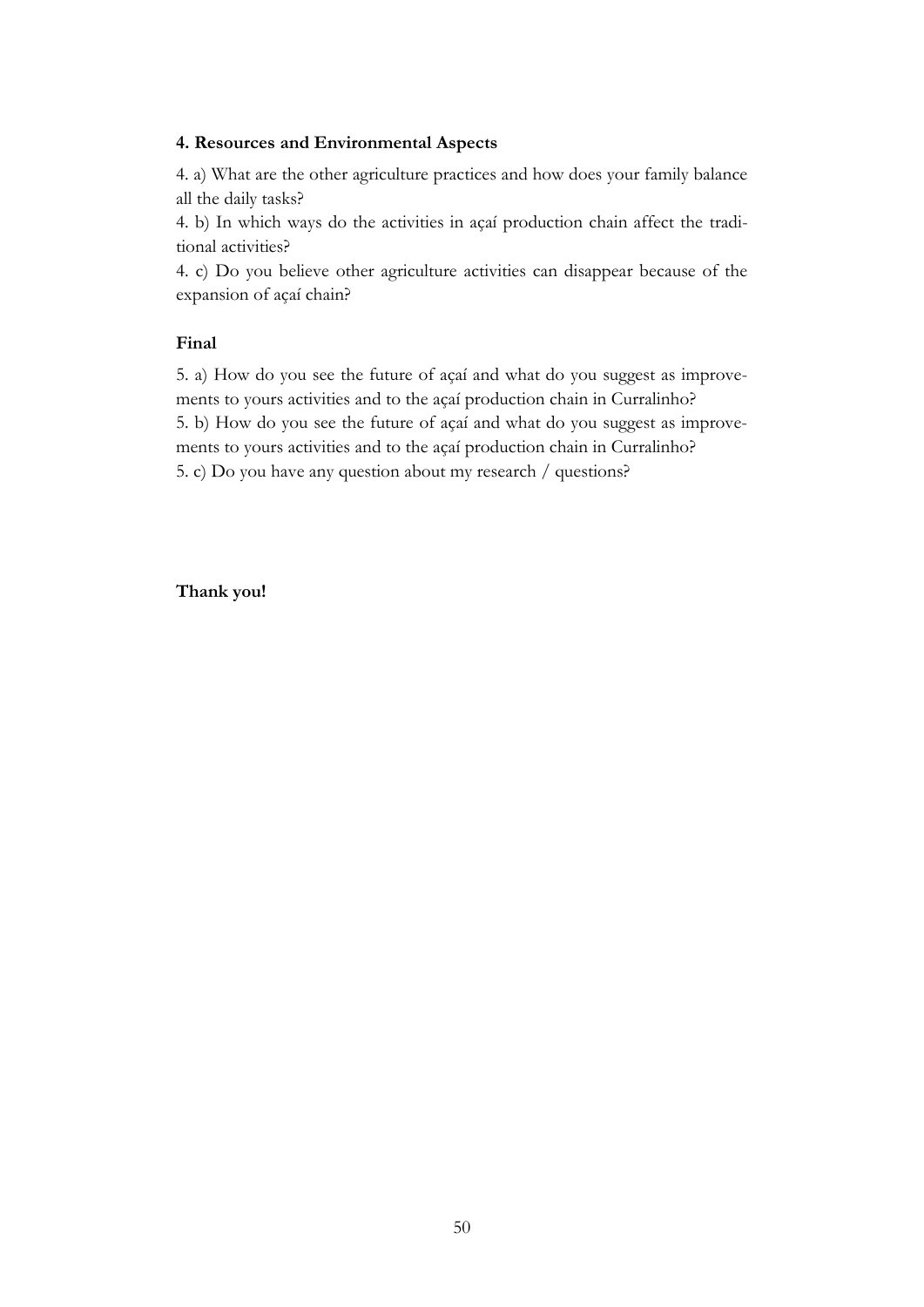**4. Resources and Environmental Aspects**

4. a) What are the other agriculture practices and how does your family balance all the daily tasks?
4. b) In which ways do the activities in açaí production chain affect the traditional activities?
4. c) Do you believe other agriculture activities can disappear because of the expansion of açaí chain?

**Final**

5. a) How do you see the future of açaí and what do you suggest as improvements to yours activities and to the açaí production chain in Curralinho?
5. b) How do you see the future of açaí and what do you suggest as improvements to yours activities and to the açaí production chain in Curralinho?
5. c) Do you have any question about my research / questions?

**Thank you!**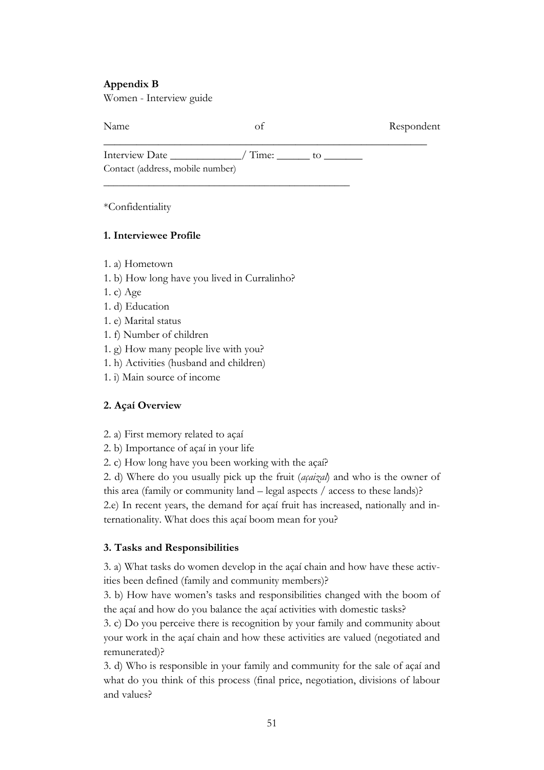**Appendix B**

Women - Interview guide

Name of Respondent ___________________________________________________________

Interview Date _____________/ Time: ______ to _______

Contact (address, mobile number)

_______________________________________________

*Confidentiality

**1. Interviewee Profile**

1. a) Hometown
1. b) How long have you lived in Curralinho?
1. c) Age
1. d) Education
1. e) Marital status
1. f) Number of children
1. g) How many people live with you?
1. h) Activities (husband and children)
1. i) Main source of income

**2. Açaí Overview**

2. a) First memory related to açaí
2. b) Importance of açaí in your life
2. c) How long have you been working with the açaí?
2. d) Where do you usually pick up the fruit (*açaizal*) and who is the owner of this area (family or community land – legal aspects / access to these lands)?
2.e) In recent years, the demand for açaí fruit has increased, nationally and internationality. What does this açaí boom mean for you?

**3. Tasks and Responsibilities**

3. a) What tasks do women develop in the açaí chain and how have these activities been defined (family and community members)?
3. b) How have women's tasks and responsibilities changed with the boom of the açaí and how do you balance the açaí activities with domestic tasks?
3. c) Do you perceive there is recognition by your family and community about your work in the açaí chain and how these activities are valued (negotiated and remunerated)?
3. d) Who is responsible in your family and community for the sale of açaí and what do you think of this process (final price, negotiation, divisions of labour and values?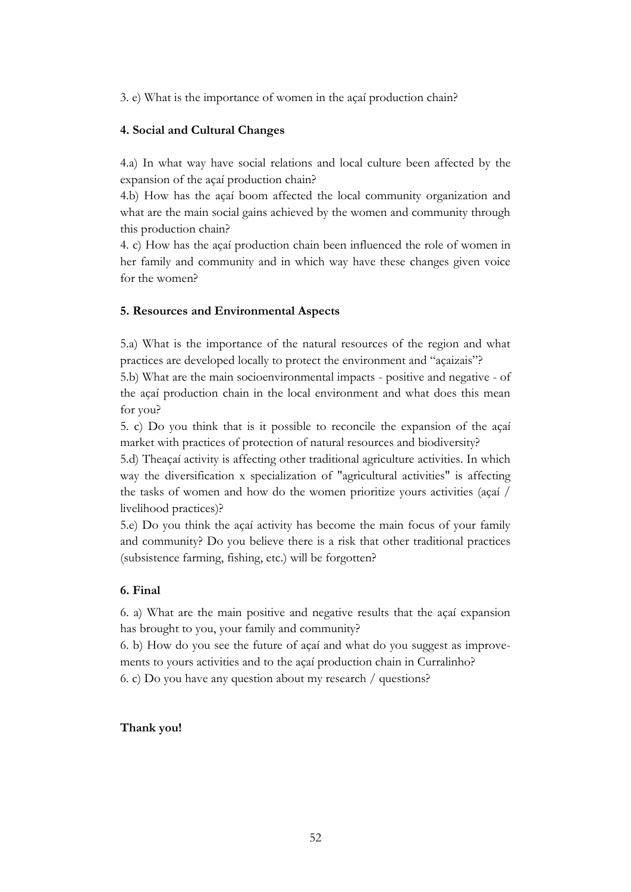3. e) What is the importance of women in the açaí production chain?

**4. Social and Cultural Changes**

4.a) In what way have social relations and local culture been affected by the expansion of the açaí production chain?
4.b) How has the açaí boom affected the local community organization and what are the main social gains achieved by the women and community through this production chain?
4. c) How has the açaí production chain been influenced the role of women in her family and community and in which way have these changes given voice for the women?

**5. Resources and Environmental Aspects**

5.a) What is the importance of the natural resources of the region and what practices are developed locally to protect the environment and "açaizais"?
5.b) What are the main socioenvironmental impacts - positive and negative - of the açaí production chain in the local environment and what does this mean for you?
5. c) Do you think that is it possible to reconcile the expansion of the açaí market with practices of protection of natural resources and biodiversity?
5.d) Theaçaí activity is affecting other traditional agriculture activities. In which way the diversification x specialization of "agricultural activities" is affecting the tasks of women and how do the women prioritize yours activities (açaí / livelihood practices)?
5.e) Do you think the açaí activity has become the main focus of your family and community? Do you believe there is a risk that other traditional practices (subsistence farming, fishing, etc.) will be forgotten?

**6. Final**

6. a) What are the main positive and negative results that the açaí expansion has brought to you, your family and community?
6. b) How do you see the future of açaí and what do you suggest as improvements to yours activities and to the açaí production chain in Curralinho?
6. c) Do you have any question about my research / questions?

**Thank you!**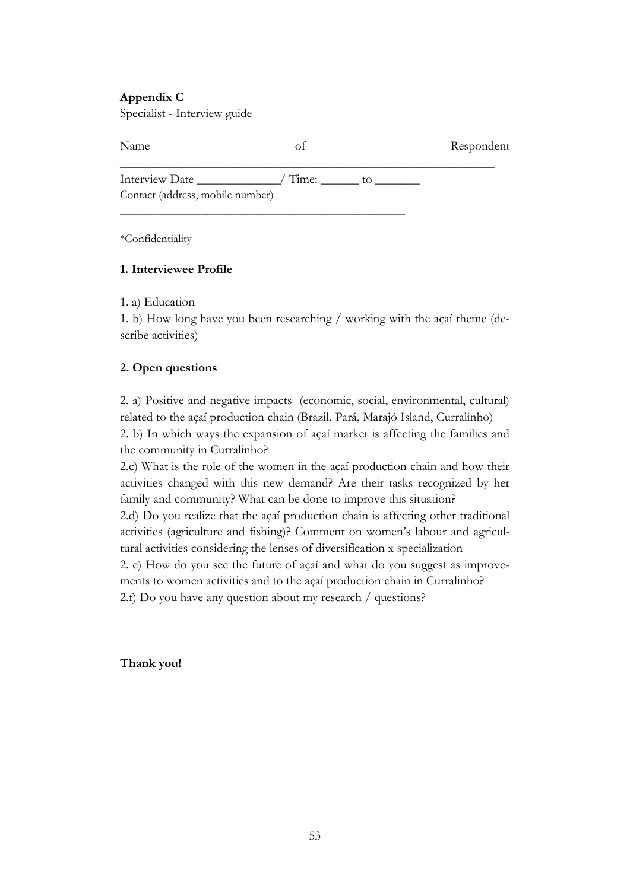**Appendix C**

Specialist - Interview guide

Name of Respondent ___________________________________________________________

Interview Date ____________/ Time: ______ to _______

Contact (address, mobile number)

_____________________________________________

*Confidentiality

**1. Interviewee Profile**

1. a) Education

1. b) How long have you been researching / working with the açaí theme (describe activities)

**2. Open questions**

2. a) Positive and negative impacts (economic, social, environmental, cultural) related to the açaí production chain (Brazil, Pará, Marajó Island, Curralinho)

2. b) In which ways the expansion of açaí market is affecting the families and the community in Curralinho?

2.c) What is the role of the women in the açaí production chain and how their activities changed with this new demand? Are their tasks recognized by her family and community? What can be done to improve this situation?

2.d) Do you realize that the açaí production chain is affecting other traditional activities (agriculture and fishing)? Comment on women's labour and agricultural activities considering the lenses of diversification x specialization

2. e) How do you see the future of açaí and what do you suggest as improvements to women activities and to the açaí production chain in Curralinho?

2.f) Do you have any question about my research / questions?

**Thank you!**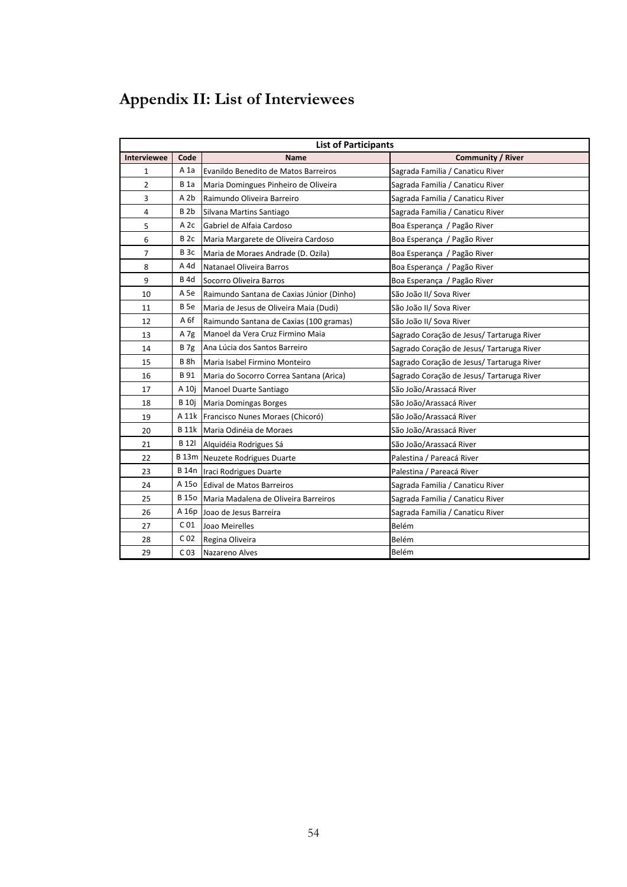# Appendix II: List of Interviewees

| List of Participants | | | |
|---|---|---|---|
| **Interviewee** | **Code** | **Name** | **Community / River** |
| 1 | A 1a | Evanildo Benedito de Matos Barreiros | Sagrada Familia / Canaticu River |
| 2 | B 1a | Maria Domingues Pinheiro de Oliveira | Sagrada Familia / Canaticu River |
| 3 | A 2b | Raimundo Oliveira Barreiro | Sagrada Familia / Canaticu River |
| 4 | B 2b | Silvana Martins Santiago | Sagrada Familia / Canaticu River |
| 5 | A 2c | Gabriel de Alfaia Cardoso | Boa Esperança / Pagão River |
| 6 | B 2c | Maria Margarete de Oliveira Cardoso | Boa Esperança / Pagão River |
| 7 | B 3c | Maria de Moraes Andrade (D. Ozila) | Boa Esperança / Pagão River |
| 8 | A 4d | Natanael Oliveira Barros | Boa Esperança / Pagão River |
| 9 | B 4d | Socorro Oliveira Barros | Boa Esperança / Pagão River |
| 10 | A 5e | Raimundo Santana de Caxias Júnior (Dinho) | São João II/ Sova River |
| 11 | B 5e | Maria de Jesus de Oliveira Maia (Dudi) | São João II/ Sova River |
| 12 | A 6f | Raimundo Santana de Caxias (100 gramas) | São João II/ Sova River |
| 13 | A 7g | Manoel da Vera Cruz Firmino Maia | Sagrado Coração de Jesus/ Tartaruga River |
| 14 | B 7g | Ana Lúcia dos Santos Barreiro | Sagrado Coração de Jesus/ Tartaruga River |
| 15 | B 8h | Maria Isabel Firmino Monteiro | Sagrado Coração de Jesus/ Tartaruga River |
| 16 | B 91 | Maria do Socorro Correa Santana (Arica) | Sagrado Coração de Jesus/ Tartaruga River |
| 17 | A 10j | Manoel Duarte Santiago | São João/Arassacá River |
| 18 | B 10j | Maria Domingas Borges | São João/Arassacá River |
| 19 | A 11k | Francisco Nunes Moraes (Chicoró) | São João/Arassacá River |
| 20 | B 11k | Maria Odinéia de Moraes | São João/Arassacá River |
| 21 | B 12l | Alquidéia Rodrigues Sá | São João/Arassacá River |
| 22 | B 13m | Neuzete Rodrigues Duarte | Palestina / Pareacá River |
| 23 | B 14n | Iraci Rodrigues Duarte | Palestina / Pareacá River |
| 24 | A 15o | Edival de Matos Barreiros | Sagrada Familia / Canaticu River |
| 25 | B 15o | Maria Madalena de Oliveira Barreiros | Sagrada Familia / Canaticu River |
| 26 | A 16p | Joao de Jesus Barreira | Sagrada Familia / Canaticu River |
| 27 | C 01 | Joao Meirelles | Belém |
| 28 | C 02 | Regina Oliveira | Belém |
| 29 | C 03 | Nazareno Alves | Belém |